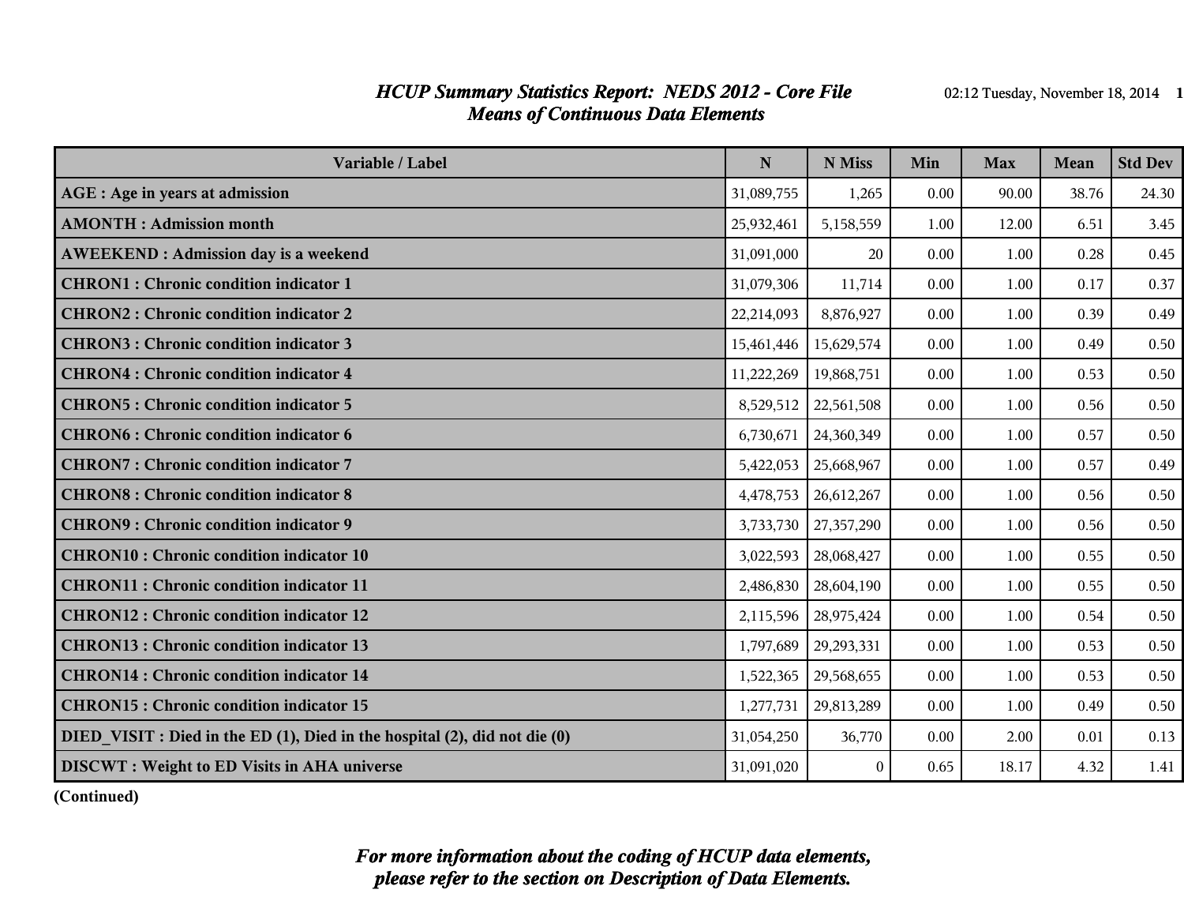# *HCUP Summary Statistics Report: NEDS 2012 - Core File*
## *Means of Continuous Data Elements*

| Variable / Label | N | N Miss | Min | Max | Mean | Std Dev |
|---|---|---|---|---|---|---|
| **AGE : Age in years at admission** | 31,089,755 | 1,265 | 0.00 | 90.00 | 38.76 | 24.30 |
| **AMONTH : Admission month** | 25,932,461 | 5,158,559 | 1.00 | 12.00 | 6.51 | 3.45 |
| **AWEEKEND : Admission day is a weekend** | 31,091,000 | 20 | 0.00 | 1.00 | 0.28 | 0.45 |
| **CHRON1 : Chronic condition indicator 1** | 31,079,306 | 11,714 | 0.00 | 1.00 | 0.17 | 0.37 |
| **CHRON2 : Chronic condition indicator 2** | 22,214,093 | 8,876,927 | 0.00 | 1.00 | 0.39 | 0.49 |
| **CHRON3 : Chronic condition indicator 3** | 15,461,446 | 15,629,574 | 0.00 | 1.00 | 0.49 | 0.50 |
| **CHRON4 : Chronic condition indicator 4** | 11,222,269 | 19,868,751 | 0.00 | 1.00 | 0.53 | 0.50 |
| **CHRON5 : Chronic condition indicator 5** | 8,529,512 | 22,561,508 | 0.00 | 1.00 | 0.56 | 0.50 |
| **CHRON6 : Chronic condition indicator 6** | 6,730,671 | 24,360,349 | 0.00 | 1.00 | 0.57 | 0.50 |
| **CHRON7 : Chronic condition indicator 7** | 5,422,053 | 25,668,967 | 0.00 | 1.00 | 0.57 | 0.49 |
| **CHRON8 : Chronic condition indicator 8** | 4,478,753 | 26,612,267 | 0.00 | 1.00 | 0.56 | 0.50 |
| **CHRON9 : Chronic condition indicator 9** | 3,733,730 | 27,357,290 | 0.00 | 1.00 | 0.56 | 0.50 |
| **CHRON10 : Chronic condition indicator 10** | 3,022,593 | 28,068,427 | 0.00 | 1.00 | 0.55 | 0.50 |
| **CHRON11 : Chronic condition indicator 11** | 2,486,830 | 28,604,190 | 0.00 | 1.00 | 0.55 | 0.50 |
| **CHRON12 : Chronic condition indicator 12** | 2,115,596 | 28,975,424 | 0.00 | 1.00 | 0.54 | 0.50 |
| **CHRON13 : Chronic condition indicator 13** | 1,797,689 | 29,293,331 | 0.00 | 1.00 | 0.53 | 0.50 |
| **CHRON14 : Chronic condition indicator 14** | 1,522,365 | 29,568,655 | 0.00 | 1.00 | 0.53 | 0.50 |
| **CHRON15 : Chronic condition indicator 15** | 1,277,731 | 29,813,289 | 0.00 | 1.00 | 0.49 | 0.50 |
| **DIED_VISIT : Died in the ED (1), Died in the hospital (2), did not die (0)** | 31,054,250 | 36,770 | 0.00 | 2.00 | 0.01 | 0.13 |
| **DISCWT : Weight to ED Visits in AHA universe** | 31,091,020 | 0 | 0.65 | 18.17 | 4.32 | 1.41 |

**(Continued)**

***For more information about the coding of HCUP data elements, please refer to the section on Description of Data Elements.***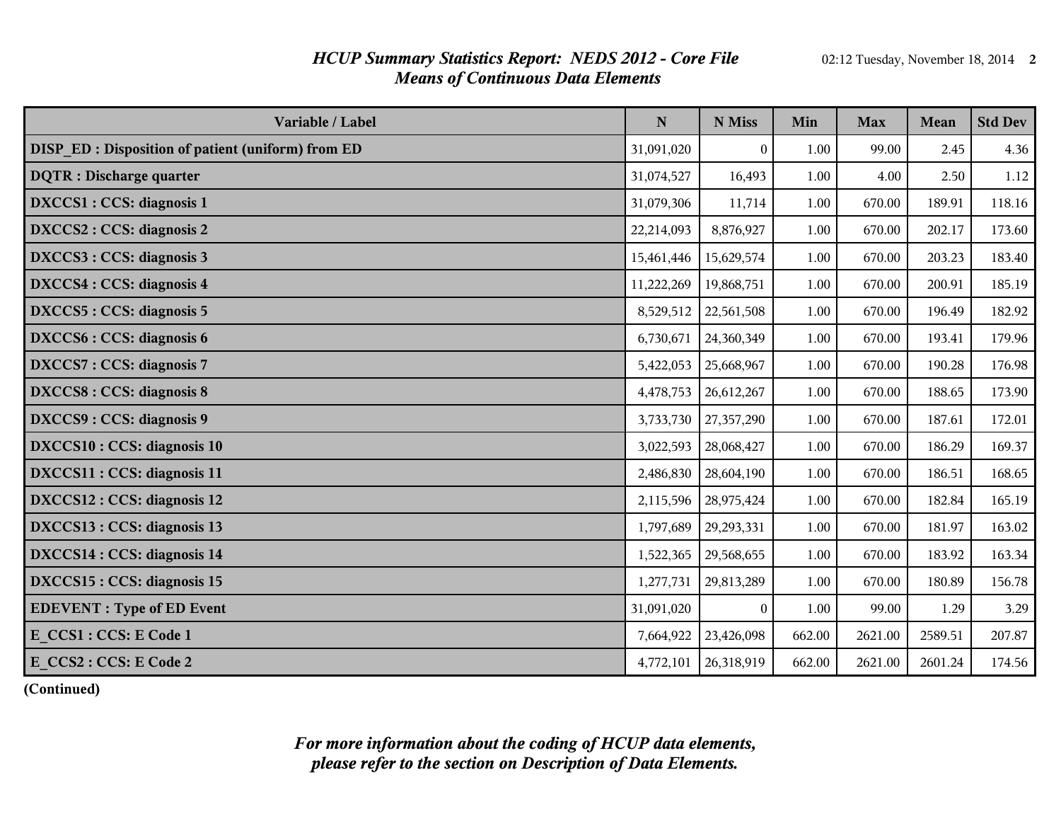# *HCUP Summary Statistics Report: NEDS 2012 - Core File*
## *Means of Continuous Data Elements*

| Variable / Label | N | N Miss | Min | Max | Mean | Std Dev |
|---|---|---|---|---|---|---|
| **DISP_ED : Disposition of patient (uniform) from ED** | 31,091,020 | 0 | 1.00 | 99.00 | 2.45 | 4.36 |
| **DQTR : Discharge quarter** | 31,074,527 | 16,493 | 1.00 | 4.00 | 2.50 | 1.12 |
| **DXCCS1 : CCS: diagnosis 1** | 31,079,306 | 11,714 | 1.00 | 670.00 | 189.91 | 118.16 |
| **DXCCS2 : CCS: diagnosis 2** | 22,214,093 | 8,876,927 | 1.00 | 670.00 | 202.17 | 173.60 |
| **DXCCS3 : CCS: diagnosis 3** | 15,461,446 | 15,629,574 | 1.00 | 670.00 | 203.23 | 183.40 |
| **DXCCS4 : CCS: diagnosis 4** | 11,222,269 | 19,868,751 | 1.00 | 670.00 | 200.91 | 185.19 |
| **DXCCS5 : CCS: diagnosis 5** | 8,529,512 | 22,561,508 | 1.00 | 670.00 | 196.49 | 182.92 |
| **DXCCS6 : CCS: diagnosis 6** | 6,730,671 | 24,360,349 | 1.00 | 670.00 | 193.41 | 179.96 |
| **DXCCS7 : CCS: diagnosis 7** | 5,422,053 | 25,668,967 | 1.00 | 670.00 | 190.28 | 176.98 |
| **DXCCS8 : CCS: diagnosis 8** | 4,478,753 | 26,612,267 | 1.00 | 670.00 | 188.65 | 173.90 |
| **DXCCS9 : CCS: diagnosis 9** | 3,733,730 | 27,357,290 | 1.00 | 670.00 | 187.61 | 172.01 |
| **DXCCS10 : CCS: diagnosis 10** | 3,022,593 | 28,068,427 | 1.00 | 670.00 | 186.29 | 169.37 |
| **DXCCS11 : CCS: diagnosis 11** | 2,486,830 | 28,604,190 | 1.00 | 670.00 | 186.51 | 168.65 |
| **DXCCS12 : CCS: diagnosis 12** | 2,115,596 | 28,975,424 | 1.00 | 670.00 | 182.84 | 165.19 |
| **DXCCS13 : CCS: diagnosis 13** | 1,797,689 | 29,293,331 | 1.00 | 670.00 | 181.97 | 163.02 |
| **DXCCS14 : CCS: diagnosis 14** | 1,522,365 | 29,568,655 | 1.00 | 670.00 | 183.92 | 163.34 |
| **DXCCS15 : CCS: diagnosis 15** | 1,277,731 | 29,813,289 | 1.00 | 670.00 | 180.89 | 156.78 |
| **EDEVENT : Type of ED Event** | 31,091,020 | 0 | 1.00 | 99.00 | 1.29 | 3.29 |
| **E_CCS1 : CCS: E Code 1** | 7,664,922 | 23,426,098 | 662.00 | 2621.00 | 2589.51 | 207.87 |
| **E_CCS2 : CCS: E Code 2** | 4,772,101 | 26,318,919 | 662.00 | 2621.00 | 2601.24 | 174.56 |

**(Continued)**

***For more information about the coding of HCUP data elements, please refer to the section on Description of Data Elements.***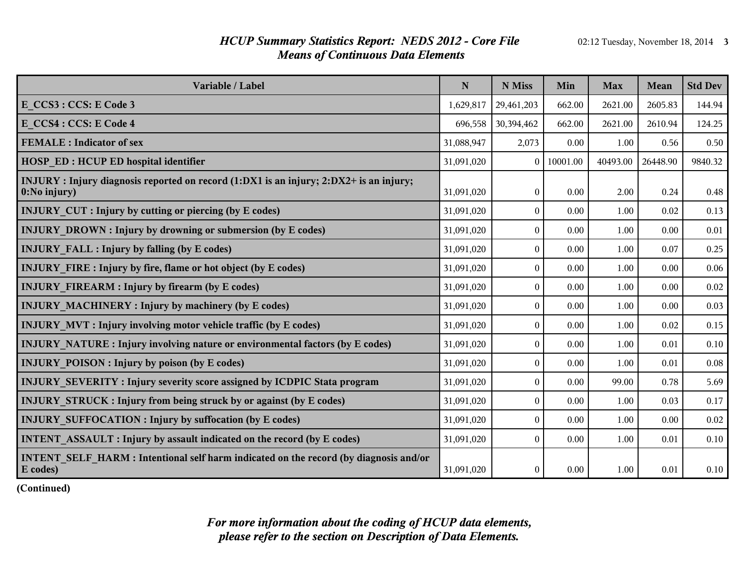## *HCUP Summary Statistics Report: NEDS 2012 - Core File*
## *Means of Continuous Data Elements*

| Variable / Label | N | N Miss | Min | Max | Mean | Std Dev |
|---|---|---|---|---|---|---|
| **E_CCS3 : CCS: E Code 3** | 1,629,817 | 29,461,203 | 662.00 | 2621.00 | 2605.83 | 144.94 |
| **E_CCS4 : CCS: E Code 4** | 696,558 | 30,394,462 | 662.00 | 2621.00 | 2610.94 | 124.25 |
| **FEMALE : Indicator of sex** | 31,088,947 | 2,073 | 0.00 | 1.00 | 0.56 | 0.50 |
| **HOSP_ED : HCUP ED hospital identifier** | 31,091,020 | 0 | 10001.00 | 40493.00 | 26448.90 | 9840.32 |
| **INJURY : Injury diagnosis reported on record (1:DX1 is an injury; 2:DX2+ is an injury; 0:No injury)** | 31,091,020 | 0 | 0.00 | 2.00 | 0.24 | 0.48 |
| **INJURY_CUT : Injury by cutting or piercing (by E codes)** | 31,091,020 | 0 | 0.00 | 1.00 | 0.02 | 0.13 |
| **INJURY_DROWN : Injury by drowning or submersion (by E codes)** | 31,091,020 | 0 | 0.00 | 1.00 | 0.00 | 0.01 |
| **INJURY_FALL : Injury by falling (by E codes)** | 31,091,020 | 0 | 0.00 | 1.00 | 0.07 | 0.25 |
| **INJURY_FIRE : Injury by fire, flame or hot object (by E codes)** | 31,091,020 | 0 | 0.00 | 1.00 | 0.00 | 0.06 |
| **INJURY_FIREARM : Injury by firearm (by E codes)** | 31,091,020 | 0 | 0.00 | 1.00 | 0.00 | 0.02 |
| **INJURY_MACHINERY : Injury by machinery (by E codes)** | 31,091,020 | 0 | 0.00 | 1.00 | 0.00 | 0.03 |
| **INJURY_MVT : Injury involving motor vehicle traffic (by E codes)** | 31,091,020 | 0 | 0.00 | 1.00 | 0.02 | 0.15 |
| **INJURY_NATURE : Injury involving nature or environmental factors (by E codes)** | 31,091,020 | 0 | 0.00 | 1.00 | 0.01 | 0.10 |
| **INJURY_POISON : Injury by poison (by E codes)** | 31,091,020 | 0 | 0.00 | 1.00 | 0.01 | 0.08 |
| **INJURY_SEVERITY : Injury severity score assigned by ICDPIC Stata program** | 31,091,020 | 0 | 0.00 | 99.00 | 0.78 | 5.69 |
| **INJURY_STRUCK : Injury from being struck by or against (by E codes)** | 31,091,020 | 0 | 0.00 | 1.00 | 0.03 | 0.17 |
| **INJURY_SUFFOCATION : Injury by suffocation (by E codes)** | 31,091,020 | 0 | 0.00 | 1.00 | 0.00 | 0.02 |
| **INTENT_ASSAULT : Injury by assault indicated on the record (by E codes)** | 31,091,020 | 0 | 0.00 | 1.00 | 0.01 | 0.10 |
| **INTENT_SELF_HARM : Intentional self harm indicated on the record (by diagnosis and/or E codes)** | 31,091,020 | 0 | 0.00 | 1.00 | 0.01 | 0.10 |

**(Continued)**

*For more information about the coding of HCUP data elements, please refer to the section on Description of Data Elements.*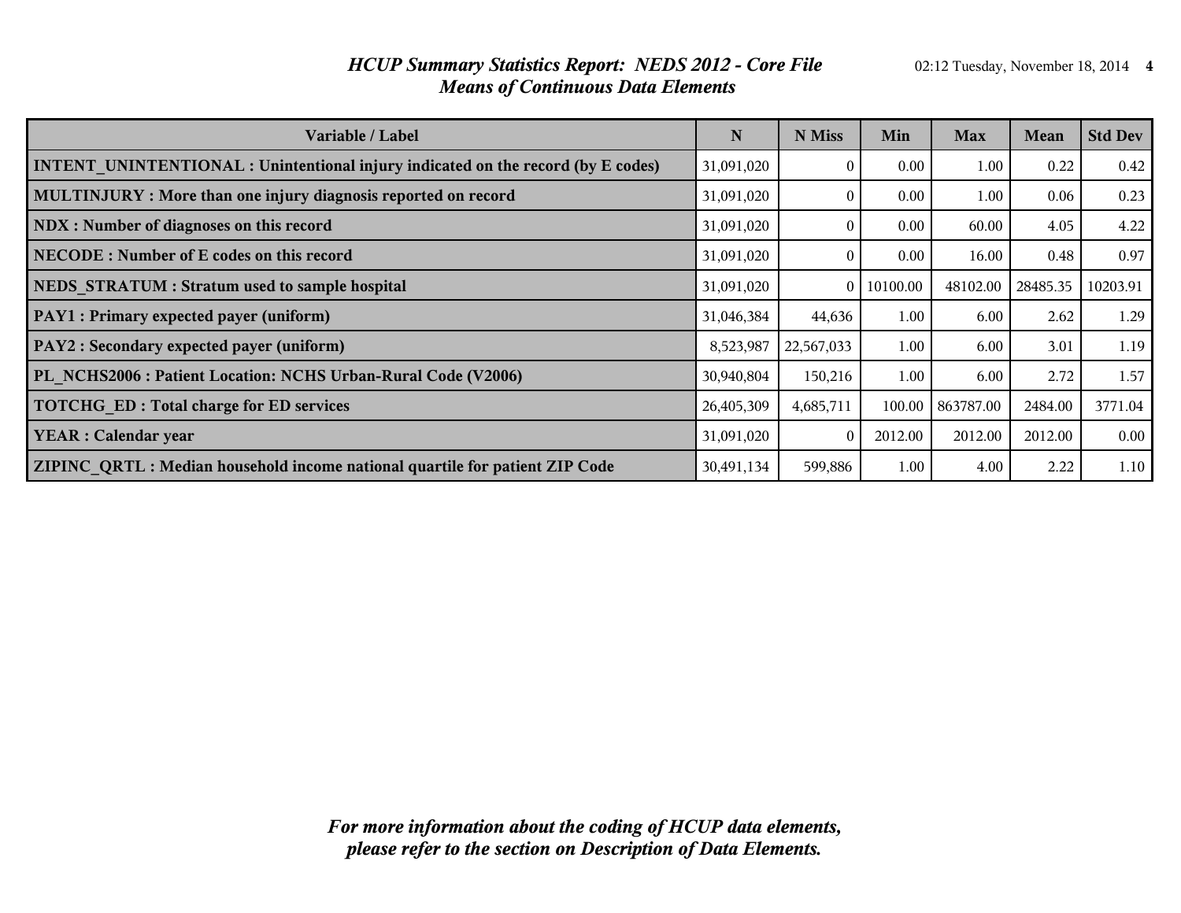# HCUP Summary Statistics Report: NEDS 2012 - Core File
## Means of Continuous Data Elements

| Variable / Label | N | N Miss | Min | Max | Mean | Std Dev |
|---|---|---|---|---|---|---|
| INTENT_UNINTENTIONAL : Unintentional injury indicated on the record (by E codes) | 31,091,020 | 0 | 0.00 | 1.00 | 0.22 | 0.42 |
| MULTINJURY : More than one injury diagnosis reported on record | 31,091,020 | 0 | 0.00 | 1.00 | 0.06 | 0.23 |
| NDX : Number of diagnoses on this record | 31,091,020 | 0 | 0.00 | 60.00 | 4.05 | 4.22 |
| NECODE : Number of E codes on this record | 31,091,020 | 0 | 0.00 | 16.00 | 0.48 | 0.97 |
| NEDS_STRATUM : Stratum used to sample hospital | 31,091,020 | 0 | 10100.00 | 48102.00 | 28485.35 | 10203.91 |
| PAY1 : Primary expected payer (uniform) | 31,046,384 | 44,636 | 1.00 | 6.00 | 2.62 | 1.29 |
| PAY2 : Secondary expected payer (uniform) | 8,523,987 | 22,567,033 | 1.00 | 6.00 | 3.01 | 1.19 |
| PL_NCHS2006 : Patient Location: NCHS Urban-Rural Code (V2006) | 30,940,804 | 150,216 | 1.00 | 6.00 | 2.72 | 1.57 |
| TOTCHG_ED : Total charge for ED services | 26,405,309 | 4,685,711 | 100.00 | 863787.00 | 2484.00 | 3771.04 |
| YEAR : Calendar year | 31,091,020 | 0 | 2012.00 | 2012.00 | 2012.00 | 0.00 |
| ZIPINC_QRTL : Median household income national quartile for patient ZIP Code | 30,491,134 | 599,886 | 1.00 | 4.00 | 2.22 | 1.10 |

*For more information about the coding of HCUP data elements, please refer to the section on Description of Data Elements.*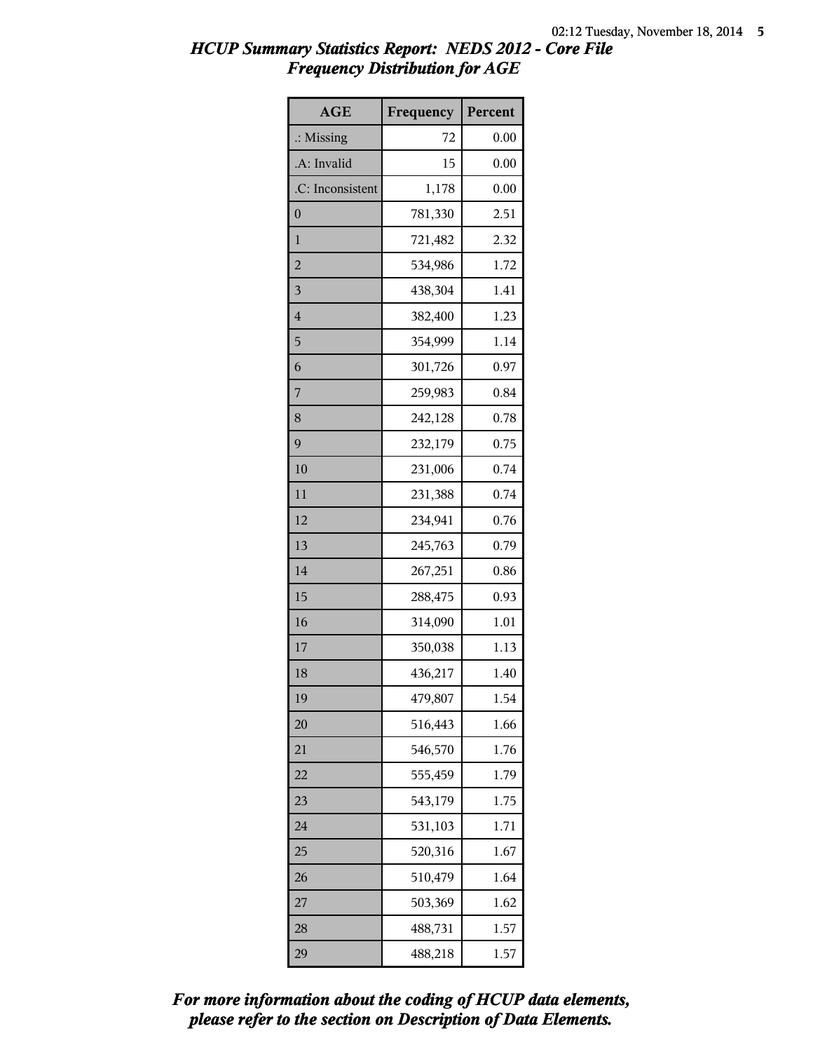## HCUP Summary Statistics Report: NEDS 2012 - Core File
## Frequency Distribution for AGE

| AGE | Frequency | Percent |
|---|---|---|
| .: Missing | 72 | 0.00 |
| .A: Invalid | 15 | 0.00 |
| .C: Inconsistent | 1,178 | 0.00 |
| 0 | 781,330 | 2.51 |
| 1 | 721,482 | 2.32 |
| 2 | 534,986 | 1.72 |
| 3 | 438,304 | 1.41 |
| 4 | 382,400 | 1.23 |
| 5 | 354,999 | 1.14 |
| 6 | 301,726 | 0.97 |
| 7 | 259,983 | 0.84 |
| 8 | 242,128 | 0.78 |
| 9 | 232,179 | 0.75 |
| 10 | 231,006 | 0.74 |
| 11 | 231,388 | 0.74 |
| 12 | 234,941 | 0.76 |
| 13 | 245,763 | 0.79 |
| 14 | 267,251 | 0.86 |
| 15 | 288,475 | 0.93 |
| 16 | 314,090 | 1.01 |
| 17 | 350,038 | 1.13 |
| 18 | 436,217 | 1.40 |
| 19 | 479,807 | 1.54 |
| 20 | 516,443 | 1.66 |
| 21 | 546,570 | 1.76 |
| 22 | 555,459 | 1.79 |
| 23 | 543,179 | 1.75 |
| 24 | 531,103 | 1.71 |
| 25 | 520,316 | 1.67 |
| 26 | 510,479 | 1.64 |
| 27 | 503,369 | 1.62 |
| 28 | 488,731 | 1.57 |
| 29 | 488,218 | 1.57 |

*For more information about the coding of HCUP data elements, please refer to the section on Description of Data Elements.*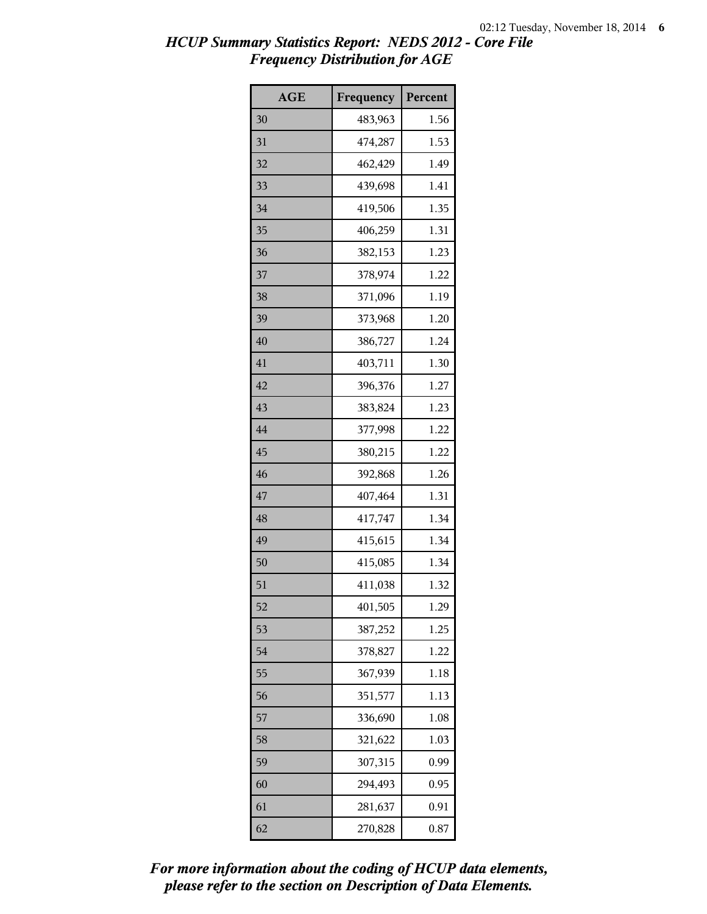*HCUP Summary Statistics Report: NEDS 2012 - Core File*
*Frequency Distribution for AGE*

| AGE | Frequency | Percent |
|---|---|---|
| 30 | 483,963 | 1.56 |
| 31 | 474,287 | 1.53 |
| 32 | 462,429 | 1.49 |
| 33 | 439,698 | 1.41 |
| 34 | 419,506 | 1.35 |
| 35 | 406,259 | 1.31 |
| 36 | 382,153 | 1.23 |
| 37 | 378,974 | 1.22 |
| 38 | 371,096 | 1.19 |
| 39 | 373,968 | 1.20 |
| 40 | 386,727 | 1.24 |
| 41 | 403,711 | 1.30 |
| 42 | 396,376 | 1.27 |
| 43 | 383,824 | 1.23 |
| 44 | 377,998 | 1.22 |
| 45 | 380,215 | 1.22 |
| 46 | 392,868 | 1.26 |
| 47 | 407,464 | 1.31 |
| 48 | 417,747 | 1.34 |
| 49 | 415,615 | 1.34 |
| 50 | 415,085 | 1.34 |
| 51 | 411,038 | 1.32 |
| 52 | 401,505 | 1.29 |
| 53 | 387,252 | 1.25 |
| 54 | 378,827 | 1.22 |
| 55 | 367,939 | 1.18 |
| 56 | 351,577 | 1.13 |
| 57 | 336,690 | 1.08 |
| 58 | 321,622 | 1.03 |
| 59 | 307,315 | 0.99 |
| 60 | 294,493 | 0.95 |
| 61 | 281,637 | 0.91 |
| 62 | 270,828 | 0.87 |

***For more information about the coding of HCUP data elements, please refer to the section on Description of Data Elements.***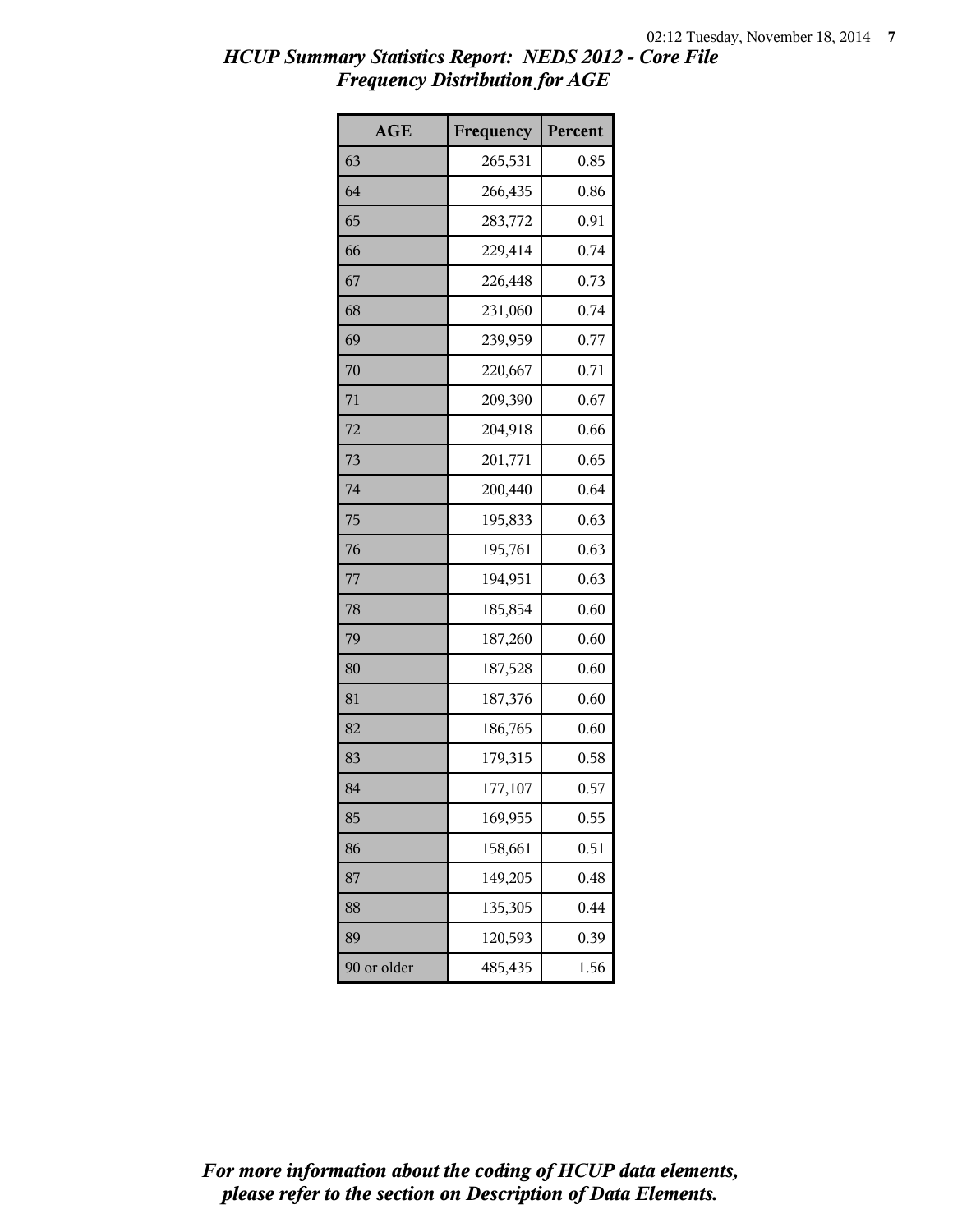# HCUP Summary Statistics Report: NEDS 2012 - Core File
## Frequency Distribution for AGE

| AGE | Frequency | Percent |
|---|---|---|
| 63 | 265,531 | 0.85 |
| 64 | 266,435 | 0.86 |
| 65 | 283,772 | 0.91 |
| 66 | 229,414 | 0.74 |
| 67 | 226,448 | 0.73 |
| 68 | 231,060 | 0.74 |
| 69 | 239,959 | 0.77 |
| 70 | 220,667 | 0.71 |
| 71 | 209,390 | 0.67 |
| 72 | 204,918 | 0.66 |
| 73 | 201,771 | 0.65 |
| 74 | 200,440 | 0.64 |
| 75 | 195,833 | 0.63 |
| 76 | 195,761 | 0.63 |
| 77 | 194,951 | 0.63 |
| 78 | 185,854 | 0.60 |
| 79 | 187,260 | 0.60 |
| 80 | 187,528 | 0.60 |
| 81 | 187,376 | 0.60 |
| 82 | 186,765 | 0.60 |
| 83 | 179,315 | 0.58 |
| 84 | 177,107 | 0.57 |
| 85 | 169,955 | 0.55 |
| 86 | 158,661 | 0.51 |
| 87 | 149,205 | 0.48 |
| 88 | 135,305 | 0.44 |
| 89 | 120,593 | 0.39 |
| 90 or older | 485,435 | 1.56 |

*For more information about the coding of HCUP data elements, please refer to the section on Description of Data Elements.*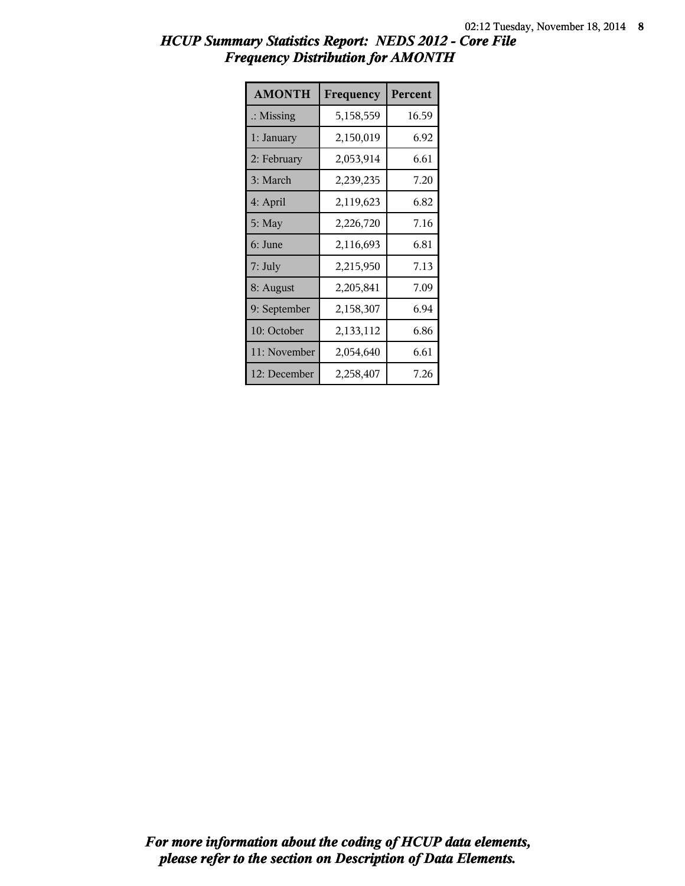# *HCUP Summary Statistics Report: NEDS 2012 - Core File*
## *Frequency Distribution for AMONTH*

| AMONTH | Frequency | Percent |
|---|---|---|
| .: Missing | 5,158,559 | 16.59 |
| 1: January | 2,150,019 | 6.92 |
| 2: February | 2,053,914 | 6.61 |
| 3: March | 2,239,235 | 7.20 |
| 4: April | 2,119,623 | 6.82 |
| 5: May | 2,226,720 | 7.16 |
| 6: June | 2,116,693 | 6.81 |
| 7: July | 2,215,950 | 7.13 |
| 8: August | 2,205,841 | 7.09 |
| 9: September | 2,158,307 | 6.94 |
| 10: October | 2,133,112 | 6.86 |
| 11: November | 2,054,640 | 6.61 |
| 12: December | 2,258,407 | 7.26 |

***For more information about the coding of HCUP data elements, please refer to the section on Description of Data Elements.***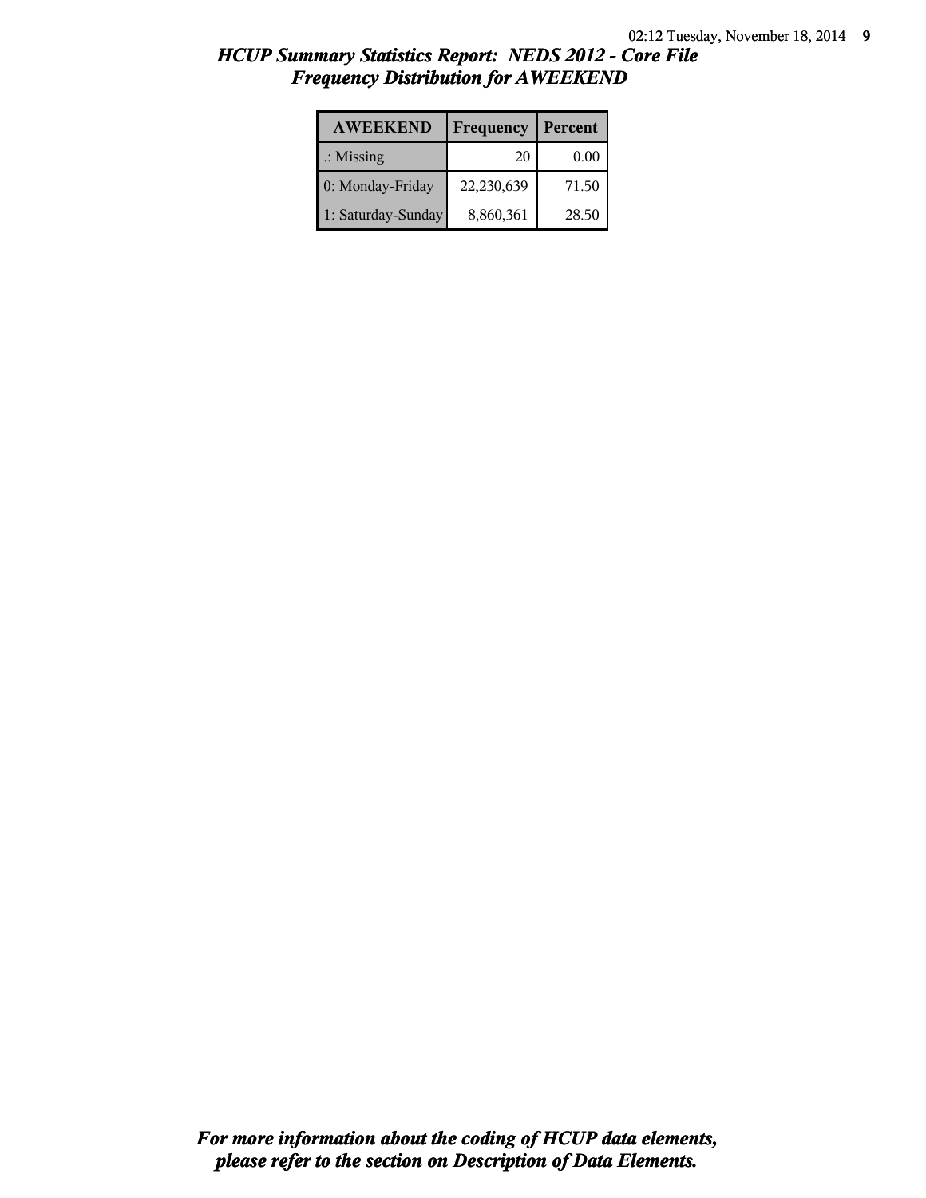# HCUP Summary Statistics Report: NEDS 2012 - Core File
## Frequency Distribution for AWEEKEND

| AWEEKEND | Frequency | Percent |
|---|---|---|
| .: Missing | 20 | 0.00 |
| 0: Monday-Friday | 22,230,639 | 71.50 |
| 1: Saturday-Sunday | 8,860,361 | 28.50 |

***For more information about the coding of HCUP data elements, please refer to the section on Description of Data Elements.***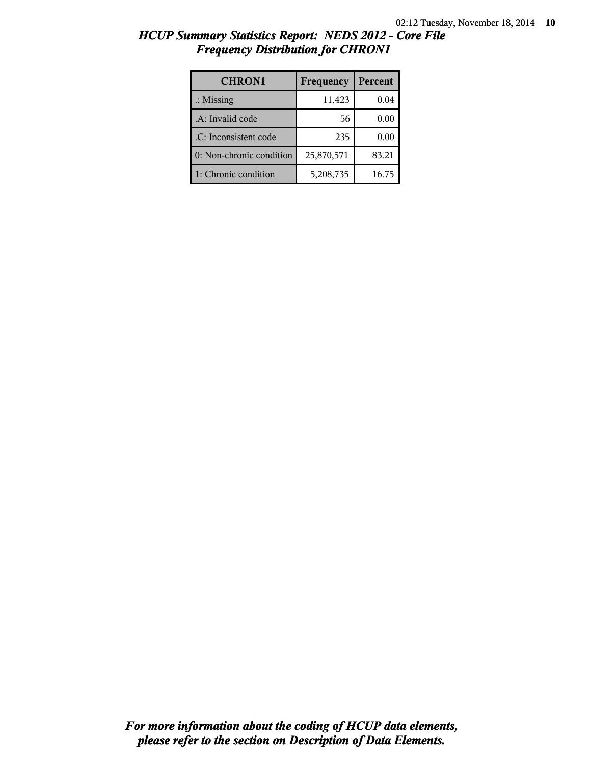# *HCUP Summary Statistics Report: NEDS 2012 - Core File*
## *Frequency Distribution for CHRON1*

| CHRON1 | Frequency | Percent |
|---|---|---|
| .: Missing | 11,423 | 0.04 |
| .A: Invalid code | 56 | 0.00 |
| .C: Inconsistent code | 235 | 0.00 |
| 0: Non-chronic condition | 25,870,571 | 83.21 |
| 1: Chronic condition | 5,208,735 | 16.75 |

***For more information about the coding of HCUP data elements, please refer to the section on Description of Data Elements.***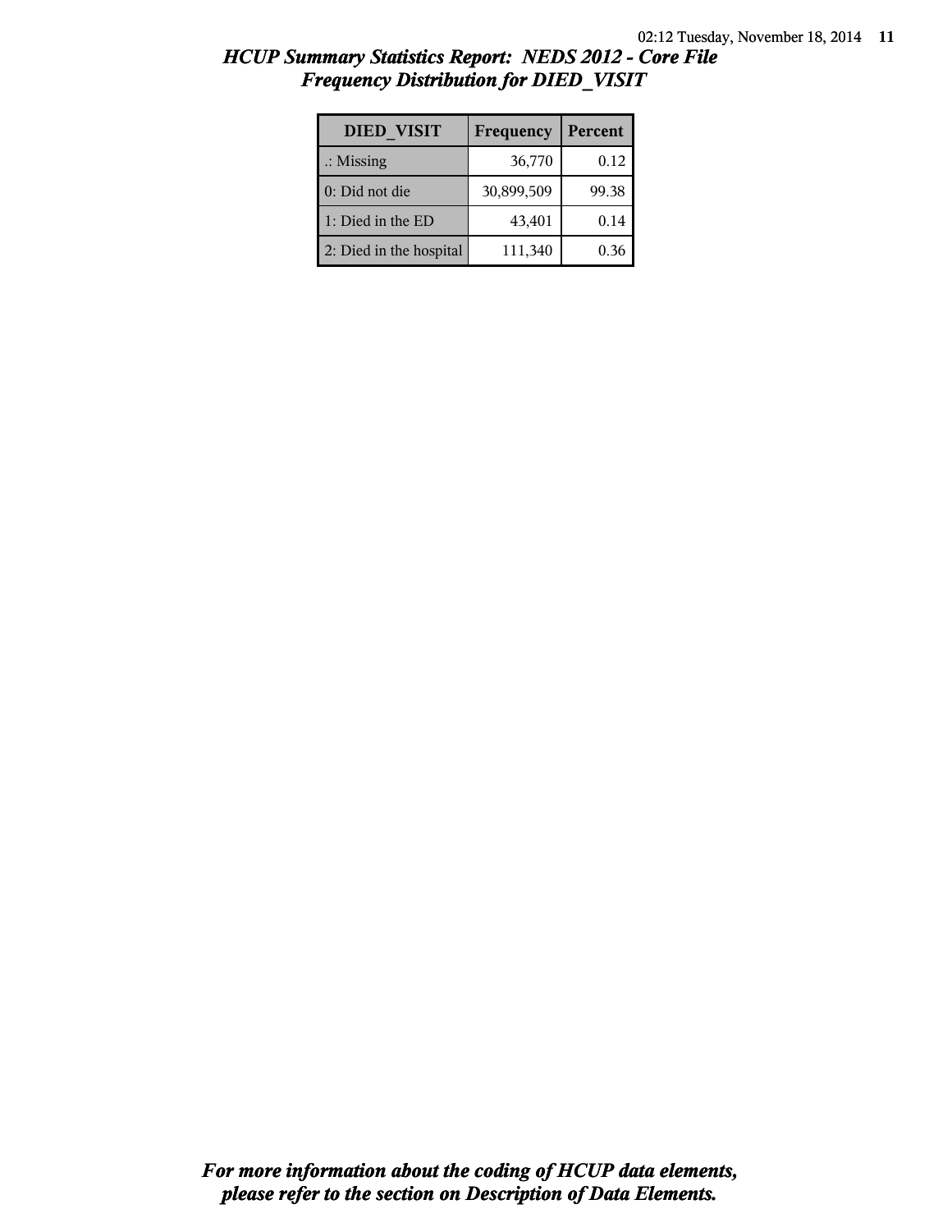## *HCUP Summary Statistics Report: NEDS 2012 - Core File*
## *Frequency Distribution for DIED_VISIT*

| DIED_VISIT | Frequency | Percent |
|---|---|---|
| .: Missing | 36,770 | 0.12 |
| 0: Did not die | 30,899,509 | 99.38 |
| 1: Died in the ED | 43,401 | 0.14 |
| 2: Died in the hospital | 111,340 | 0.36 |

***For more information about the coding of HCUP data elements, please refer to the section on Description of Data Elements.***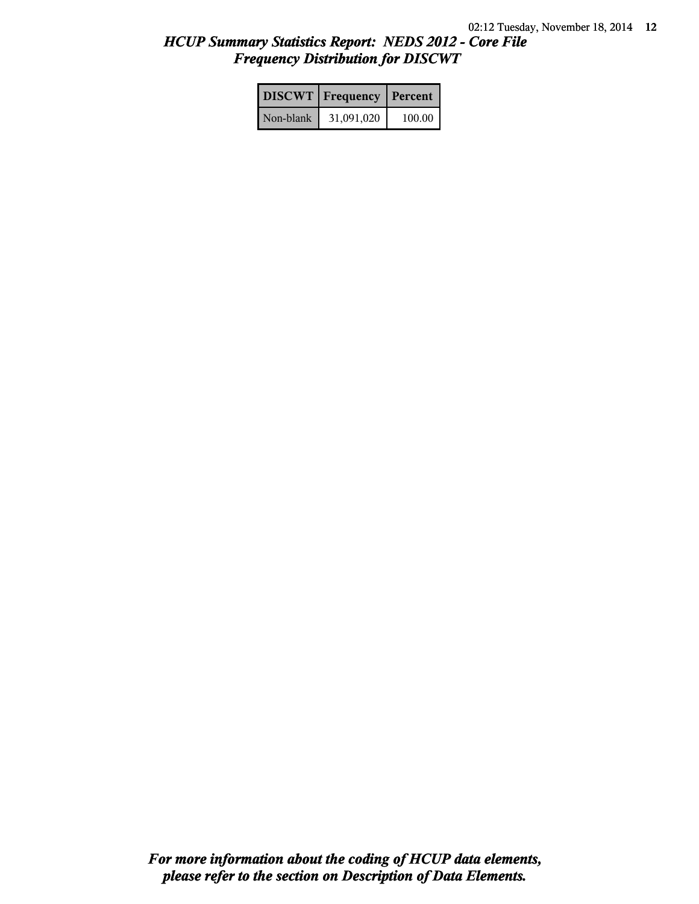## *HCUP Summary Statistics Report: NEDS 2012 - Core File*
## *Frequency Distribution for DISCWT*

| DISCWT | Frequency | Percent |
|---|---|---|
| Non-blank | 31,091,020 | 100.00 |

***For more information about the coding of HCUP data elements, please refer to the section on Description of Data Elements.***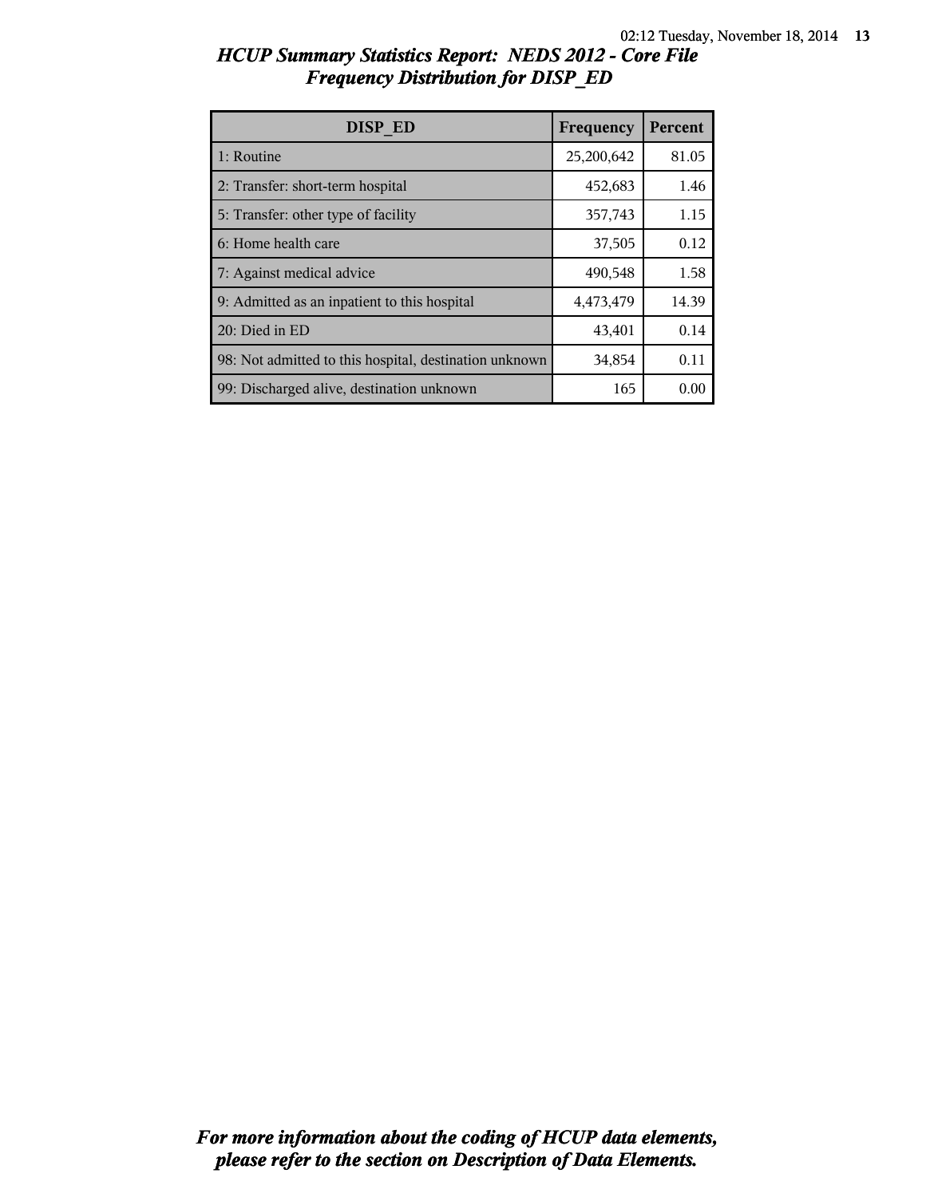## *HCUP Summary Statistics Report: NEDS 2012 - Core File*
## *Frequency Distribution for DISP_ED*

| DISP_ED | Frequency | Percent |
|---|---|---|
| 1: Routine | 25,200,642 | 81.05 |
| 2: Transfer: short-term hospital | 452,683 | 1.46 |
| 5: Transfer: other type of facility | 357,743 | 1.15 |
| 6: Home health care | 37,505 | 0.12 |
| 7: Against medical advice | 490,548 | 1.58 |
| 9: Admitted as an inpatient to this hospital | 4,473,479 | 14.39 |
| 20: Died in ED | 43,401 | 0.14 |
| 98: Not admitted to this hospital, destination unknown | 34,854 | 0.11 |
| 99: Discharged alive, destination unknown | 165 | 0.00 |

***For more information about the coding of HCUP data elements, please refer to the section on Description of Data Elements.***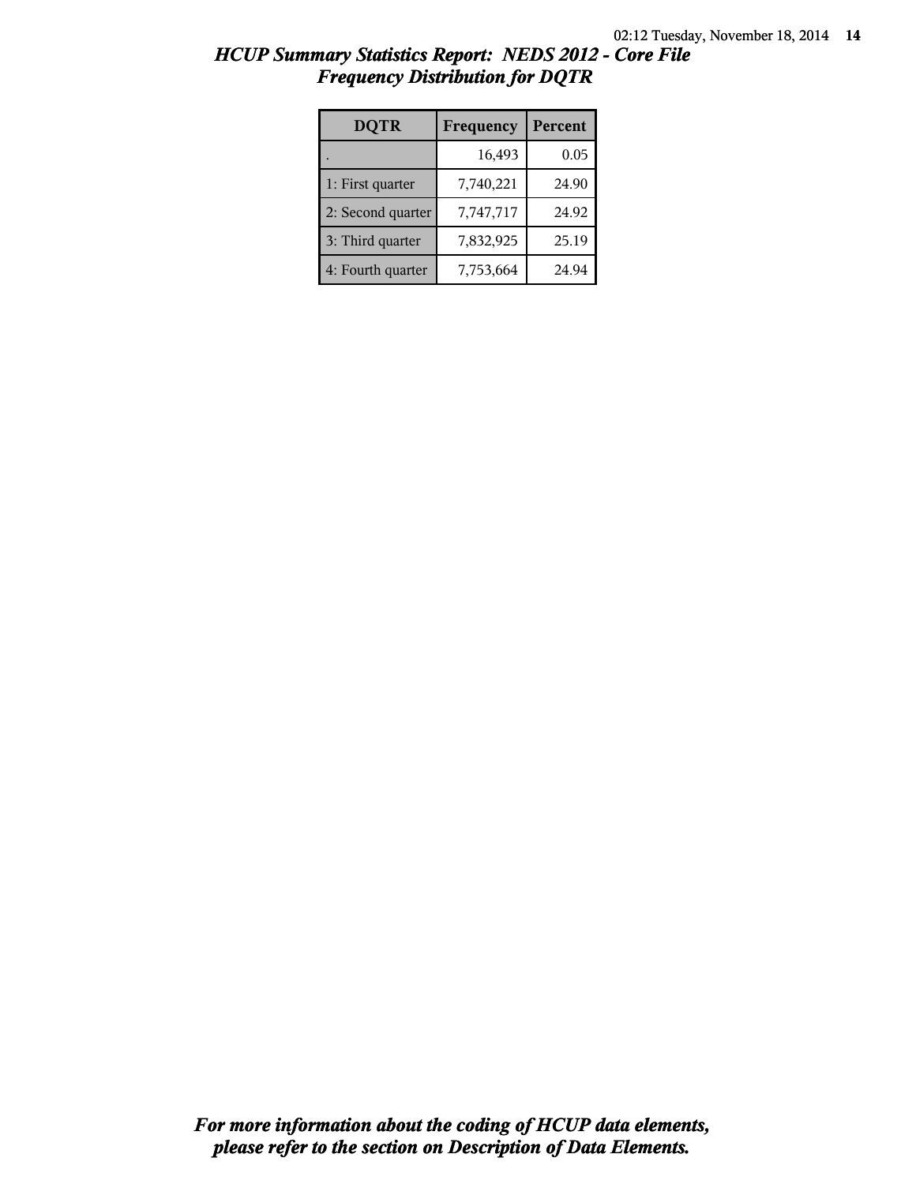## *HCUP Summary Statistics Report: NEDS 2012 - Core File*
## *Frequency Distribution for DQTR*

| DQTR | Frequency | Percent |
|---|---|---|
| . | 16,493 | 0.05 |
| 1: First quarter | 7,740,221 | 24.90 |
| 2: Second quarter | 7,747,717 | 24.92 |
| 3: Third quarter | 7,832,925 | 25.19 |
| 4: Fourth quarter | 7,753,664 | 24.94 |

***For more information about the coding of HCUP data elements, please refer to the section on Description of Data Elements.***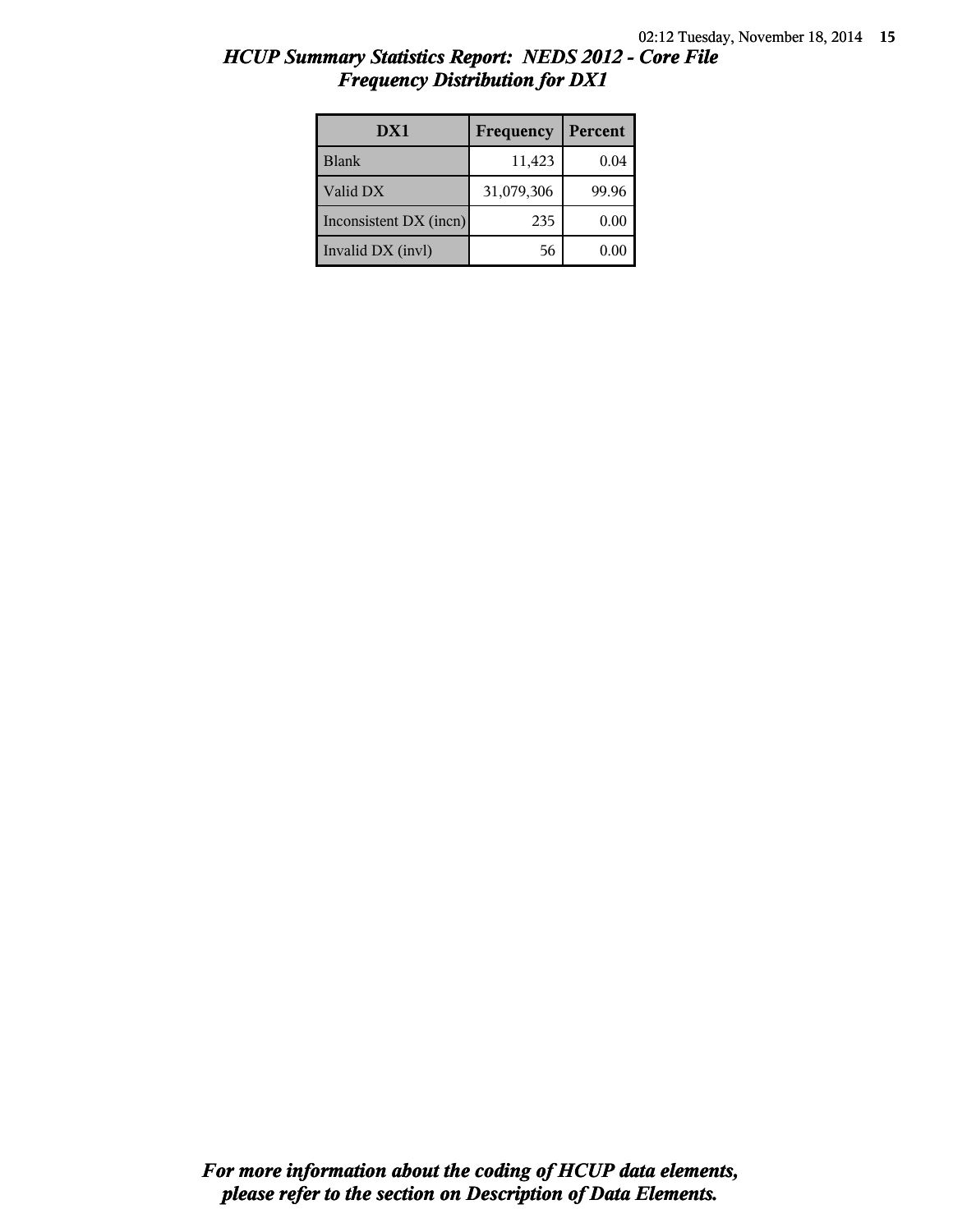## *HCUP Summary Statistics Report: NEDS 2012 - Core File*
## *Frequency Distribution for DX1*

| DX1 | Frequency | Percent |
|---|---|---|
| Blank | 11,423 | 0.04 |
| Valid DX | 31,079,306 | 99.96 |
| Inconsistent DX (incn) | 235 | 0.00 |
| Invalid DX (invl) | 56 | 0.00 |

***For more information about the coding of HCUP data elements, please refer to the section on Description of Data Elements.***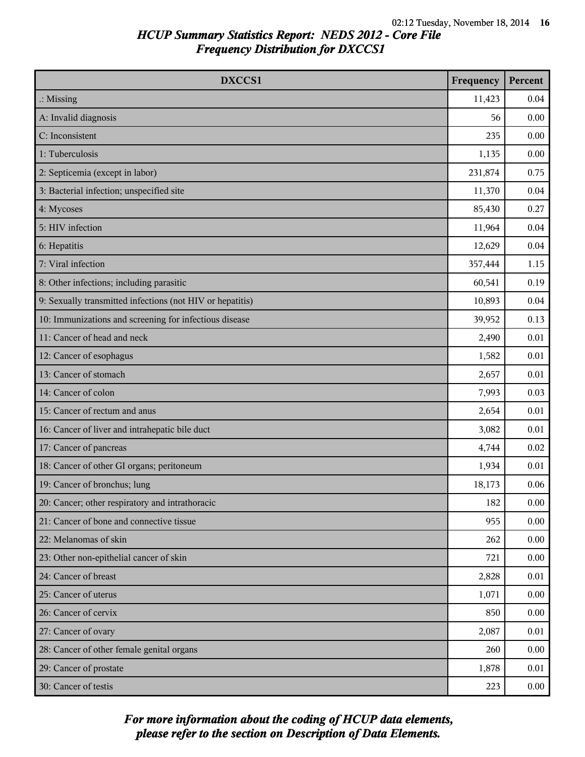## HCUP Summary Statistics Report: NEDS 2012 - Core File
### Frequency Distribution for DXCCS1

| DXCCS1 | Frequency | Percent |
|---|---|---|
| .: Missing | 11,423 | 0.04 |
| A: Invalid diagnosis | 56 | 0.00 |
| C: Inconsistent | 235 | 0.00 |
| 1: Tuberculosis | 1,135 | 0.00 |
| 2: Septicemia (except in labor) | 231,874 | 0.75 |
| 3: Bacterial infection; unspecified site | 11,370 | 0.04 |
| 4: Mycoses | 85,430 | 0.27 |
| 5: HIV infection | 11,964 | 0.04 |
| 6: Hepatitis | 12,629 | 0.04 |
| 7: Viral infection | 357,444 | 1.15 |
| 8: Other infections; including parasitic | 60,541 | 0.19 |
| 9: Sexually transmitted infections (not HIV or hepatitis) | 10,893 | 0.04 |
| 10: Immunizations and screening for infectious disease | 39,952 | 0.13 |
| 11: Cancer of head and neck | 2,490 | 0.01 |
| 12: Cancer of esophagus | 1,582 | 0.01 |
| 13: Cancer of stomach | 2,657 | 0.01 |
| 14: Cancer of colon | 7,993 | 0.03 |
| 15: Cancer of rectum and anus | 2,654 | 0.01 |
| 16: Cancer of liver and intrahepatic bile duct | 3,082 | 0.01 |
| 17: Cancer of pancreas | 4,744 | 0.02 |
| 18: Cancer of other GI organs; peritoneum | 1,934 | 0.01 |
| 19: Cancer of bronchus; lung | 18,173 | 0.06 |
| 20: Cancer; other respiratory and intrathoracic | 182 | 0.00 |
| 21: Cancer of bone and connective tissue | 955 | 0.00 |
| 22: Melanomas of skin | 262 | 0.00 |
| 23: Other non-epithelial cancer of skin | 721 | 0.00 |
| 24: Cancer of breast | 2,828 | 0.01 |
| 25: Cancer of uterus | 1,071 | 0.00 |
| 26: Cancer of cervix | 850 | 0.00 |
| 27: Cancer of ovary | 2,087 | 0.01 |
| 28: Cancer of other female genital organs | 260 | 0.00 |
| 29: Cancer of prostate | 1,878 | 0.01 |
| 30: Cancer of testis | 223 | 0.00 |

*For more information about the coding of HCUP data elements, please refer to the section on Description of Data Elements.*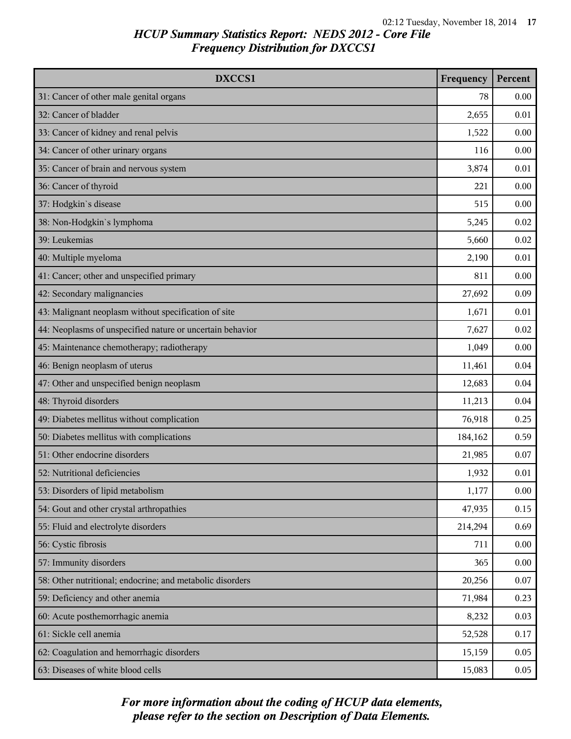# HCUP Summary Statistics Report: NEDS 2012 - Core File
## Frequency Distribution for DXCCS1

| DXCCS1 | Frequency | Percent |
|---|---|---|
| 31: Cancer of other male genital organs | 78 | 0.00 |
| 32: Cancer of bladder | 2,655 | 0.01 |
| 33: Cancer of kidney and renal pelvis | 1,522 | 0.00 |
| 34: Cancer of other urinary organs | 116 | 0.00 |
| 35: Cancer of brain and nervous system | 3,874 | 0.01 |
| 36: Cancer of thyroid | 221 | 0.00 |
| 37: Hodgkin`s disease | 515 | 0.00 |
| 38: Non-Hodgkin`s lymphoma | 5,245 | 0.02 |
| 39: Leukemias | 5,660 | 0.02 |
| 40: Multiple myeloma | 2,190 | 0.01 |
| 41: Cancer; other and unspecified primary | 811 | 0.00 |
| 42: Secondary malignancies | 27,692 | 0.09 |
| 43: Malignant neoplasm without specification of site | 1,671 | 0.01 |
| 44: Neoplasms of unspecified nature or uncertain behavior | 7,627 | 0.02 |
| 45: Maintenance chemotherapy; radiotherapy | 1,049 | 0.00 |
| 46: Benign neoplasm of uterus | 11,461 | 0.04 |
| 47: Other and unspecified benign neoplasm | 12,683 | 0.04 |
| 48: Thyroid disorders | 11,213 | 0.04 |
| 49: Diabetes mellitus without complication | 76,918 | 0.25 |
| 50: Diabetes mellitus with complications | 184,162 | 0.59 |
| 51: Other endocrine disorders | 21,985 | 0.07 |
| 52: Nutritional deficiencies | 1,932 | 0.01 |
| 53: Disorders of lipid metabolism | 1,177 | 0.00 |
| 54: Gout and other crystal arthropathies | 47,935 | 0.15 |
| 55: Fluid and electrolyte disorders | 214,294 | 0.69 |
| 56: Cystic fibrosis | 711 | 0.00 |
| 57: Immunity disorders | 365 | 0.00 |
| 58: Other nutritional; endocrine; and metabolic disorders | 20,256 | 0.07 |
| 59: Deficiency and other anemia | 71,984 | 0.23 |
| 60: Acute posthemorrhagic anemia | 8,232 | 0.03 |
| 61: Sickle cell anemia | 52,528 | 0.17 |
| 62: Coagulation and hemorrhagic disorders | 15,159 | 0.05 |
| 63: Diseases of white blood cells | 15,083 | 0.05 |

*For more information about the coding of HCUP data elements, please refer to the section on Description of Data Elements.*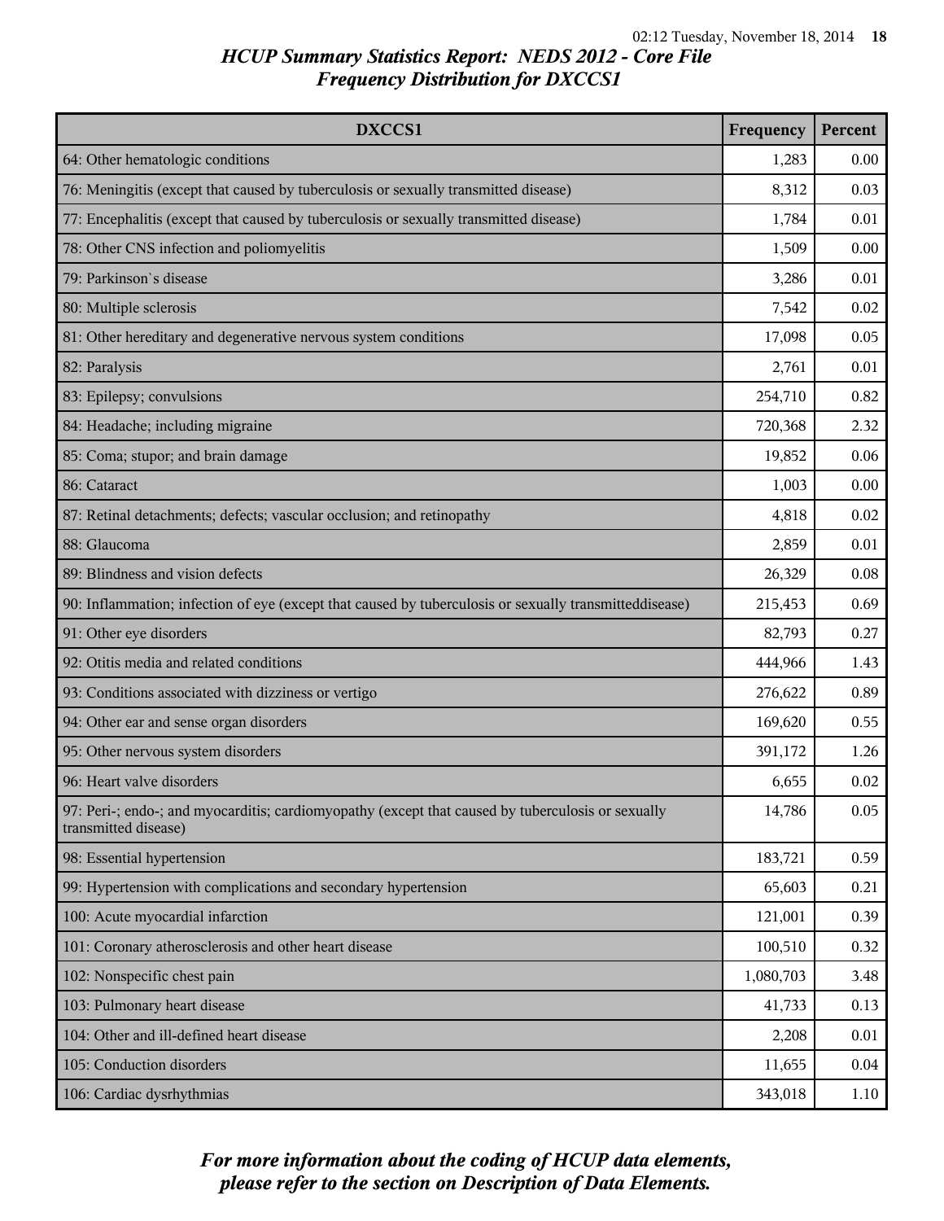## HCUP Summary Statistics Report: NEDS 2012 - Core File
## Frequency Distribution for DXCCS1

| DXCCS1 | Frequency | Percent |
|---|---|---|
| 64: Other hematologic conditions | 1,283 | 0.00 |
| 76: Meningitis (except that caused by tuberculosis or sexually transmitted disease) | 8,312 | 0.03 |
| 77: Encephalitis (except that caused by tuberculosis or sexually transmitted disease) | 1,784 | 0.01 |
| 78: Other CNS infection and poliomyelitis | 1,509 | 0.00 |
| 79: Parkinson`s disease | 3,286 | 0.01 |
| 80: Multiple sclerosis | 7,542 | 0.02 |
| 81: Other hereditary and degenerative nervous system conditions | 17,098 | 0.05 |
| 82: Paralysis | 2,761 | 0.01 |
| 83: Epilepsy; convulsions | 254,710 | 0.82 |
| 84: Headache; including migraine | 720,368 | 2.32 |
| 85: Coma; stupor; and brain damage | 19,852 | 0.06 |
| 86: Cataract | 1,003 | 0.00 |
| 87: Retinal detachments; defects; vascular occlusion; and retinopathy | 4,818 | 0.02 |
| 88: Glaucoma | 2,859 | 0.01 |
| 89: Blindness and vision defects | 26,329 | 0.08 |
| 90: Inflammation; infection of eye (except that caused by tuberculosis or sexually transmitteddisease) | 215,453 | 0.69 |
| 91: Other eye disorders | 82,793 | 0.27 |
| 92: Otitis media and related conditions | 444,966 | 1.43 |
| 93: Conditions associated with dizziness or vertigo | 276,622 | 0.89 |
| 94: Other ear and sense organ disorders | 169,620 | 0.55 |
| 95: Other nervous system disorders | 391,172 | 1.26 |
| 96: Heart valve disorders | 6,655 | 0.02 |
| 97: Peri-; endo-; and myocarditis; cardiomyopathy (except that caused by tuberculosis or sexually transmitted disease) | 14,786 | 0.05 |
| 98: Essential hypertension | 183,721 | 0.59 |
| 99: Hypertension with complications and secondary hypertension | 65,603 | 0.21 |
| 100: Acute myocardial infarction | 121,001 | 0.39 |
| 101: Coronary atherosclerosis and other heart disease | 100,510 | 0.32 |
| 102: Nonspecific chest pain | 1,080,703 | 3.48 |
| 103: Pulmonary heart disease | 41,733 | 0.13 |
| 104: Other and ill-defined heart disease | 2,208 | 0.01 |
| 105: Conduction disorders | 11,655 | 0.04 |
| 106: Cardiac dysrhythmias | 343,018 | 1.10 |

*For more information about the coding of HCUP data elements, please refer to the section on Description of Data Elements.*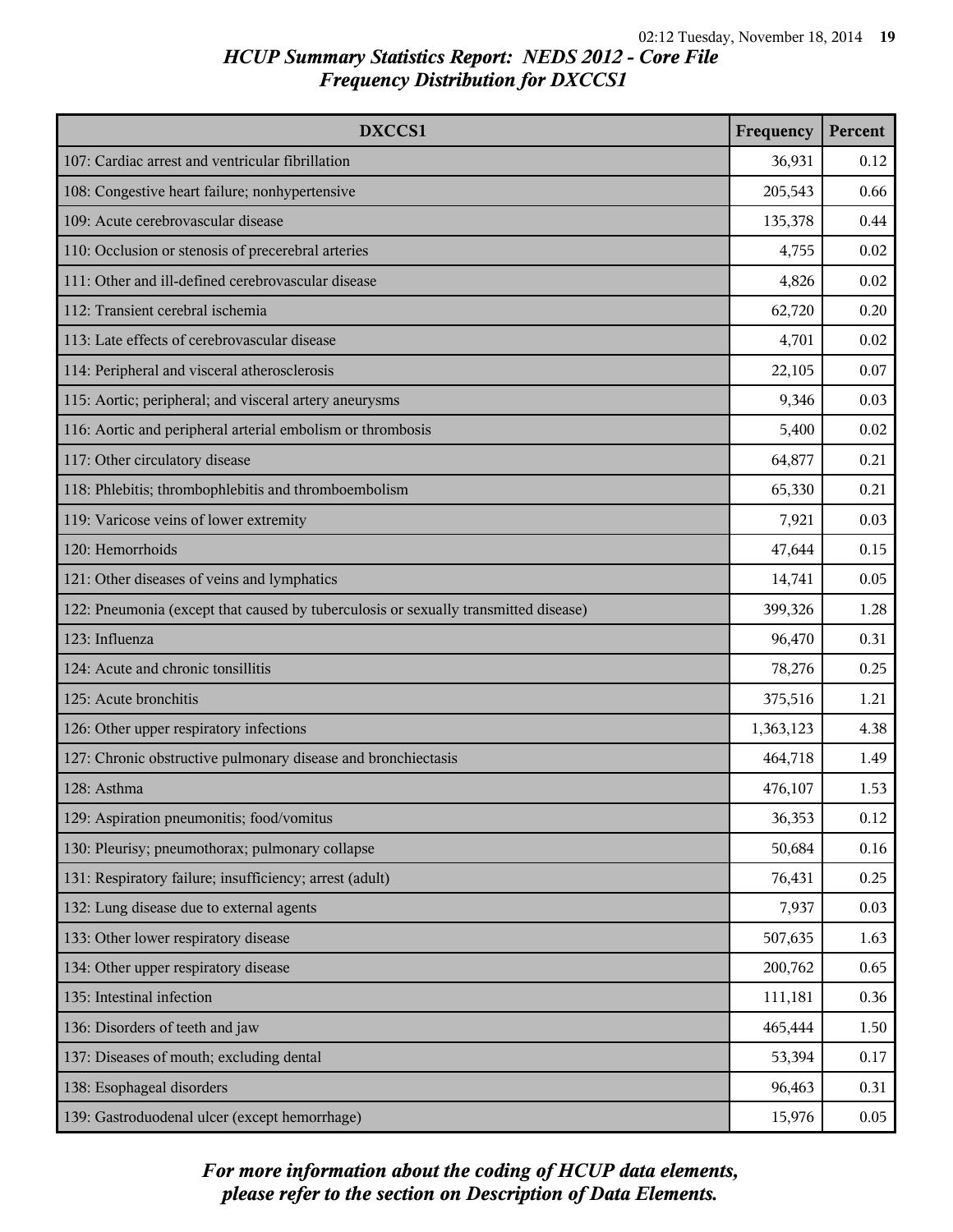# HCUP Summary Statistics Report: NEDS 2012 - Core File
## Frequency Distribution for DXCCS1

| DXCCS1 | Frequency | Percent |
| --- | --- | --- |
| 107: Cardiac arrest and ventricular fibrillation | 36,931 | 0.12 |
| 108: Congestive heart failure; nonhypertensive | 205,543 | 0.66 |
| 109: Acute cerebrovascular disease | 135,378 | 0.44 |
| 110: Occlusion or stenosis of precerebral arteries | 4,755 | 0.02 |
| 111: Other and ill-defined cerebrovascular disease | 4,826 | 0.02 |
| 112: Transient cerebral ischemia | 62,720 | 0.20 |
| 113: Late effects of cerebrovascular disease | 4,701 | 0.02 |
| 114: Peripheral and visceral atherosclerosis | 22,105 | 0.07 |
| 115: Aortic; peripheral; and visceral artery aneurysms | 9,346 | 0.03 |
| 116: Aortic and peripheral arterial embolism or thrombosis | 5,400 | 0.02 |
| 117: Other circulatory disease | 64,877 | 0.21 |
| 118: Phlebitis; thrombophlebitis and thromboembolism | 65,330 | 0.21 |
| 119: Varicose veins of lower extremity | 7,921 | 0.03 |
| 120: Hemorrhoids | 47,644 | 0.15 |
| 121: Other diseases of veins and lymphatics | 14,741 | 0.05 |
| 122: Pneumonia (except that caused by tuberculosis or sexually transmitted disease) | 399,326 | 1.28 |
| 123: Influenza | 96,470 | 0.31 |
| 124: Acute and chronic tonsillitis | 78,276 | 0.25 |
| 125: Acute bronchitis | 375,516 | 1.21 |
| 126: Other upper respiratory infections | 1,363,123 | 4.38 |
| 127: Chronic obstructive pulmonary disease and bronchiectasis | 464,718 | 1.49 |
| 128: Asthma | 476,107 | 1.53 |
| 129: Aspiration pneumonitis; food/vomitus | 36,353 | 0.12 |
| 130: Pleurisy; pneumothorax; pulmonary collapse | 50,684 | 0.16 |
| 131: Respiratory failure; insufficiency; arrest (adult) | 76,431 | 0.25 |
| 132: Lung disease due to external agents | 7,937 | 0.03 |
| 133: Other lower respiratory disease | 507,635 | 1.63 |
| 134: Other upper respiratory disease | 200,762 | 0.65 |
| 135: Intestinal infection | 111,181 | 0.36 |
| 136: Disorders of teeth and jaw | 465,444 | 1.50 |
| 137: Diseases of mouth; excluding dental | 53,394 | 0.17 |
| 138: Esophageal disorders | 96,463 | 0.31 |
| 139: Gastroduodenal ulcer (except hemorrhage) | 15,976 | 0.05 |

*For more information about the coding of HCUP data elements, please refer to the section on Description of Data Elements.*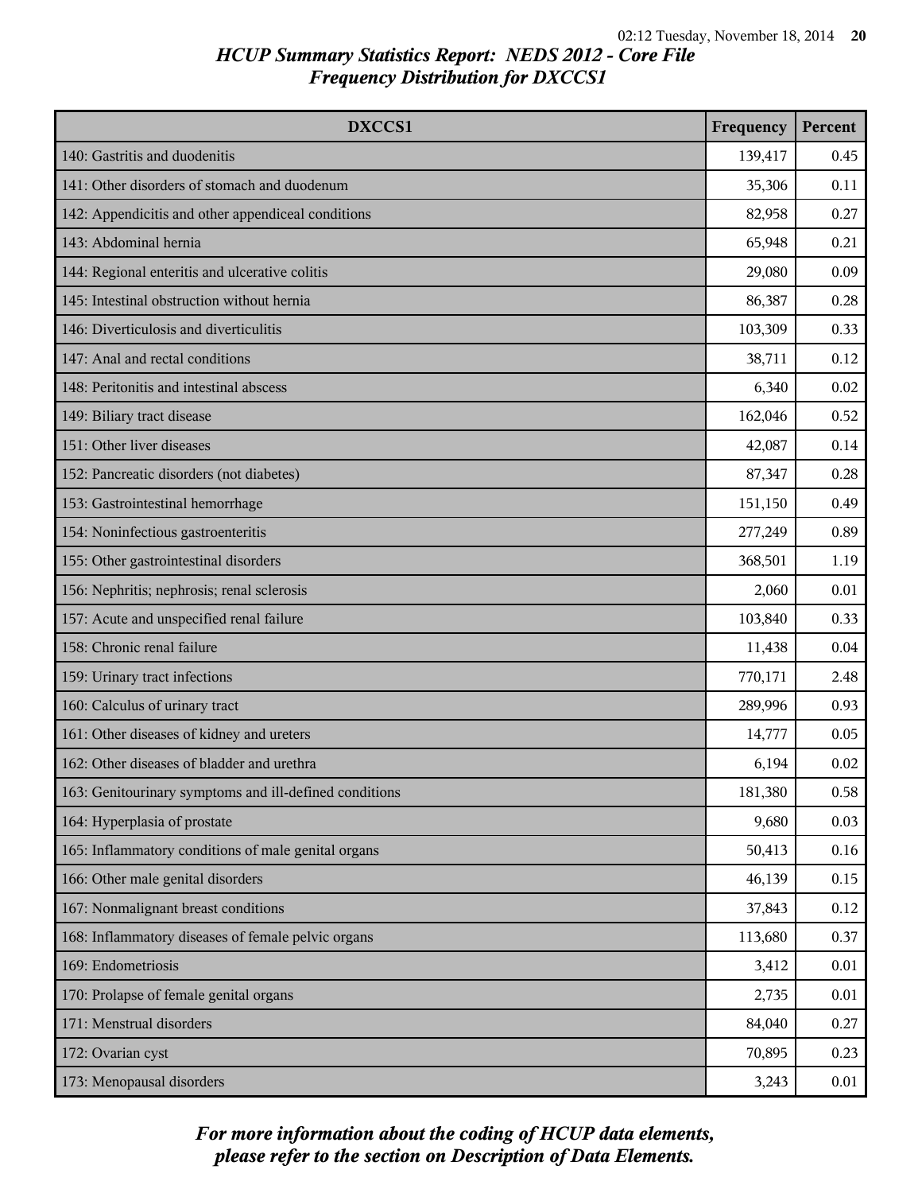## HCUP Summary Statistics Report: NEDS 2012 - Core File
## Frequency Distribution for DXCCS1

| DXCCS1 | Frequency | Percent |
|---|---|---|
| 140: Gastritis and duodenitis | 139,417 | 0.45 |
| 141: Other disorders of stomach and duodenum | 35,306 | 0.11 |
| 142: Appendicitis and other appendiceal conditions | 82,958 | 0.27 |
| 143: Abdominal hernia | 65,948 | 0.21 |
| 144: Regional enteritis and ulcerative colitis | 29,080 | 0.09 |
| 145: Intestinal obstruction without hernia | 86,387 | 0.28 |
| 146: Diverticulosis and diverticulitis | 103,309 | 0.33 |
| 147: Anal and rectal conditions | 38,711 | 0.12 |
| 148: Peritonitis and intestinal abscess | 6,340 | 0.02 |
| 149: Biliary tract disease | 162,046 | 0.52 |
| 151: Other liver diseases | 42,087 | 0.14 |
| 152: Pancreatic disorders (not diabetes) | 87,347 | 0.28 |
| 153: Gastrointestinal hemorrhage | 151,150 | 0.49 |
| 154: Noninfectious gastroenteritis | 277,249 | 0.89 |
| 155: Other gastrointestinal disorders | 368,501 | 1.19 |
| 156: Nephritis; nephrosis; renal sclerosis | 2,060 | 0.01 |
| 157: Acute and unspecified renal failure | 103,840 | 0.33 |
| 158: Chronic renal failure | 11,438 | 0.04 |
| 159: Urinary tract infections | 770,171 | 2.48 |
| 160: Calculus of urinary tract | 289,996 | 0.93 |
| 161: Other diseases of kidney and ureters | 14,777 | 0.05 |
| 162: Other diseases of bladder and urethra | 6,194 | 0.02 |
| 163: Genitourinary symptoms and ill-defined conditions | 181,380 | 0.58 |
| 164: Hyperplasia of prostate | 9,680 | 0.03 |
| 165: Inflammatory conditions of male genital organs | 50,413 | 0.16 |
| 166: Other male genital disorders | 46,139 | 0.15 |
| 167: Nonmalignant breast conditions | 37,843 | 0.12 |
| 168: Inflammatory diseases of female pelvic organs | 113,680 | 0.37 |
| 169: Endometriosis | 3,412 | 0.01 |
| 170: Prolapse of female genital organs | 2,735 | 0.01 |
| 171: Menstrual disorders | 84,040 | 0.27 |
| 172: Ovarian cyst | 70,895 | 0.23 |
| 173: Menopausal disorders | 3,243 | 0.01 |

*For more information about the coding of HCUP data elements, please refer to the section on Description of Data Elements.*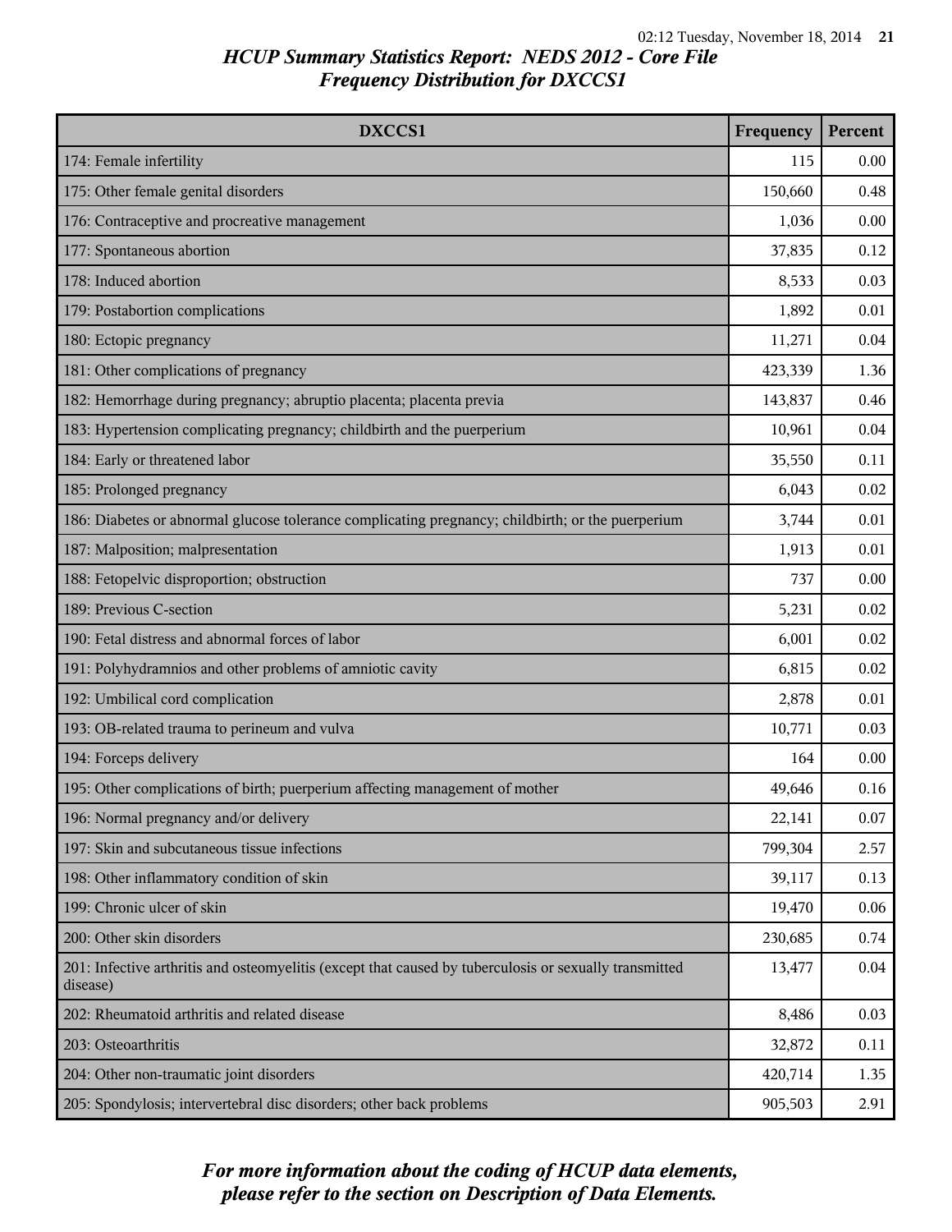# HCUP Summary Statistics Report: NEDS 2012 - Core File
## Frequency Distribution for DXCCS1

| DXCCS1 | Frequency | Percent |
|---|---|---|
| 174: Female infertility | 115 | 0.00 |
| 175: Other female genital disorders | 150,660 | 0.48 |
| 176: Contraceptive and procreative management | 1,036 | 0.00 |
| 177: Spontaneous abortion | 37,835 | 0.12 |
| 178: Induced abortion | 8,533 | 0.03 |
| 179: Postabortion complications | 1,892 | 0.01 |
| 180: Ectopic pregnancy | 11,271 | 0.04 |
| 181: Other complications of pregnancy | 423,339 | 1.36 |
| 182: Hemorrhage during pregnancy; abruptio placenta; placenta previa | 143,837 | 0.46 |
| 183: Hypertension complicating pregnancy; childbirth and the puerperium | 10,961 | 0.04 |
| 184: Early or threatened labor | 35,550 | 0.11 |
| 185: Prolonged pregnancy | 6,043 | 0.02 |
| 186: Diabetes or abnormal glucose tolerance complicating pregnancy; childbirth; or the puerperium | 3,744 | 0.01 |
| 187: Malposition; malpresentation | 1,913 | 0.01 |
| 188: Fetopelvic disproportion; obstruction | 737 | 0.00 |
| 189: Previous C-section | 5,231 | 0.02 |
| 190: Fetal distress and abnormal forces of labor | 6,001 | 0.02 |
| 191: Polyhydramnios and other problems of amniotic cavity | 6,815 | 0.02 |
| 192: Umbilical cord complication | 2,878 | 0.01 |
| 193: OB-related trauma to perineum and vulva | 10,771 | 0.03 |
| 194: Forceps delivery | 164 | 0.00 |
| 195: Other complications of birth; puerperium affecting management of mother | 49,646 | 0.16 |
| 196: Normal pregnancy and/or delivery | 22,141 | 0.07 |
| 197: Skin and subcutaneous tissue infections | 799,304 | 2.57 |
| 198: Other inflammatory condition of skin | 39,117 | 0.13 |
| 199: Chronic ulcer of skin | 19,470 | 0.06 |
| 200: Other skin disorders | 230,685 | 0.74 |
| 201: Infective arthritis and osteomyelitis (except that caused by tuberculosis or sexually transmitted disease) | 13,477 | 0.04 |
| 202: Rheumatoid arthritis and related disease | 8,486 | 0.03 |
| 203: Osteoarthritis | 32,872 | 0.11 |
| 204: Other non-traumatic joint disorders | 420,714 | 1.35 |
| 205: Spondylosis; intervertebral disc disorders; other back problems | 905,503 | 2.91 |

*For more information about the coding of HCUP data elements, please refer to the section on Description of Data Elements.*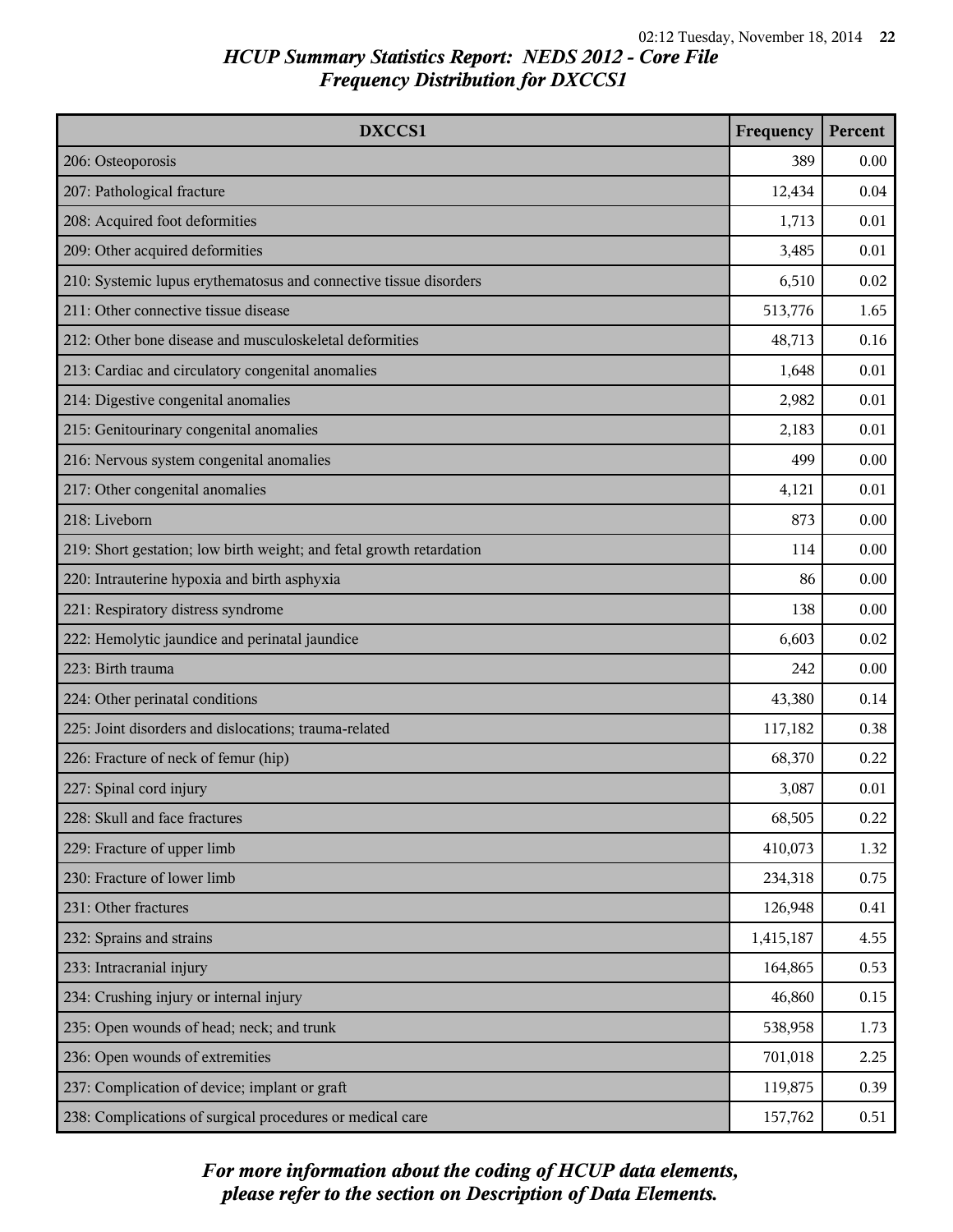## HCUP Summary Statistics Report: NEDS 2012 - Core File
## Frequency Distribution for DXCCS1

| DXCCS1 | Frequency | Percent |
|---|---|---|
| 206: Osteoporosis | 389 | 0.00 |
| 207: Pathological fracture | 12,434 | 0.04 |
| 208: Acquired foot deformities | 1,713 | 0.01 |
| 209: Other acquired deformities | 3,485 | 0.01 |
| 210: Systemic lupus erythematosus and connective tissue disorders | 6,510 | 0.02 |
| 211: Other connective tissue disease | 513,776 | 1.65 |
| 212: Other bone disease and musculoskeletal deformities | 48,713 | 0.16 |
| 213: Cardiac and circulatory congenital anomalies | 1,648 | 0.01 |
| 214: Digestive congenital anomalies | 2,982 | 0.01 |
| 215: Genitourinary congenital anomalies | 2,183 | 0.01 |
| 216: Nervous system congenital anomalies | 499 | 0.00 |
| 217: Other congenital anomalies | 4,121 | 0.01 |
| 218: Liveborn | 873 | 0.00 |
| 219: Short gestation; low birth weight; and fetal growth retardation | 114 | 0.00 |
| 220: Intrauterine hypoxia and birth asphyxia | 86 | 0.00 |
| 221: Respiratory distress syndrome | 138 | 0.00 |
| 222: Hemolytic jaundice and perinatal jaundice | 6,603 | 0.02 |
| 223: Birth trauma | 242 | 0.00 |
| 224: Other perinatal conditions | 43,380 | 0.14 |
| 225: Joint disorders and dislocations; trauma-related | 117,182 | 0.38 |
| 226: Fracture of neck of femur (hip) | 68,370 | 0.22 |
| 227: Spinal cord injury | 3,087 | 0.01 |
| 228: Skull and face fractures | 68,505 | 0.22 |
| 229: Fracture of upper limb | 410,073 | 1.32 |
| 230: Fracture of lower limb | 234,318 | 0.75 |
| 231: Other fractures | 126,948 | 0.41 |
| 232: Sprains and strains | 1,415,187 | 4.55 |
| 233: Intracranial injury | 164,865 | 0.53 |
| 234: Crushing injury or internal injury | 46,860 | 0.15 |
| 235: Open wounds of head; neck; and trunk | 538,958 | 1.73 |
| 236: Open wounds of extremities | 701,018 | 2.25 |
| 237: Complication of device; implant or graft | 119,875 | 0.39 |
| 238: Complications of surgical procedures or medical care | 157,762 | 0.51 |

*For more information about the coding of HCUP data elements, please refer to the section on Description of Data Elements.*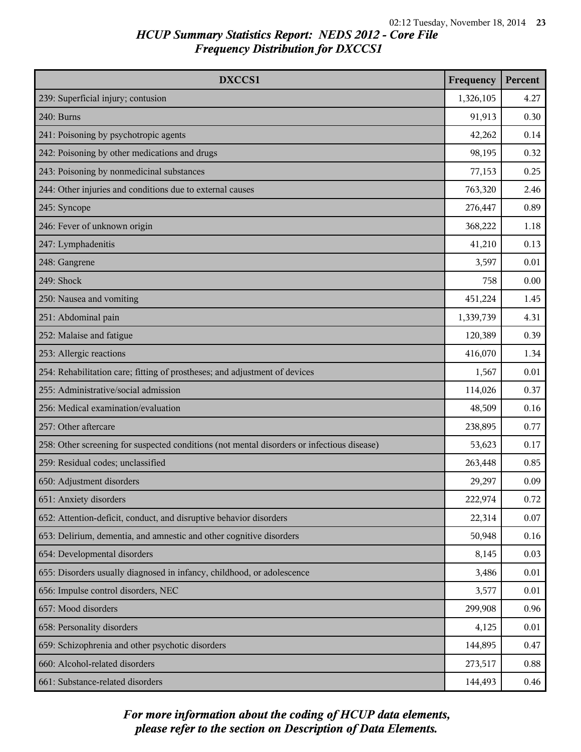## HCUP Summary Statistics Report: NEDS 2012 - Core File
## Frequency Distribution for DXCCS1

| DXCCS1 | Frequency | Percent |
|---|---|---|
| 239: Superficial injury; contusion | 1,326,105 | 4.27 |
| 240: Burns | 91,913 | 0.30 |
| 241: Poisoning by psychotropic agents | 42,262 | 0.14 |
| 242: Poisoning by other medications and drugs | 98,195 | 0.32 |
| 243: Poisoning by nonmedicinal substances | 77,153 | 0.25 |
| 244: Other injuries and conditions due to external causes | 763,320 | 2.46 |
| 245: Syncope | 276,447 | 0.89 |
| 246: Fever of unknown origin | 368,222 | 1.18 |
| 247: Lymphadenitis | 41,210 | 0.13 |
| 248: Gangrene | 3,597 | 0.01 |
| 249: Shock | 758 | 0.00 |
| 250: Nausea and vomiting | 451,224 | 1.45 |
| 251: Abdominal pain | 1,339,739 | 4.31 |
| 252: Malaise and fatigue | 120,389 | 0.39 |
| 253: Allergic reactions | 416,070 | 1.34 |
| 254: Rehabilitation care; fitting of prostheses; and adjustment of devices | 1,567 | 0.01 |
| 255: Administrative/social admission | 114,026 | 0.37 |
| 256: Medical examination/evaluation | 48,509 | 0.16 |
| 257: Other aftercare | 238,895 | 0.77 |
| 258: Other screening for suspected conditions (not mental disorders or infectious disease) | 53,623 | 0.17 |
| 259: Residual codes; unclassified | 263,448 | 0.85 |
| 650: Adjustment disorders | 29,297 | 0.09 |
| 651: Anxiety disorders | 222,974 | 0.72 |
| 652: Attention-deficit, conduct, and disruptive behavior disorders | 22,314 | 0.07 |
| 653: Delirium, dementia, and amnestic and other cognitive disorders | 50,948 | 0.16 |
| 654: Developmental disorders | 8,145 | 0.03 |
| 655: Disorders usually diagnosed in infancy, childhood, or adolescence | 3,486 | 0.01 |
| 656: Impulse control disorders, NEC | 3,577 | 0.01 |
| 657: Mood disorders | 299,908 | 0.96 |
| 658: Personality disorders | 4,125 | 0.01 |
| 659: Schizophrenia and other psychotic disorders | 144,895 | 0.47 |
| 660: Alcohol-related disorders | 273,517 | 0.88 |
| 661: Substance-related disorders | 144,493 | 0.46 |

*For more information about the coding of HCUP data elements, please refer to the section on Description of Data Elements.*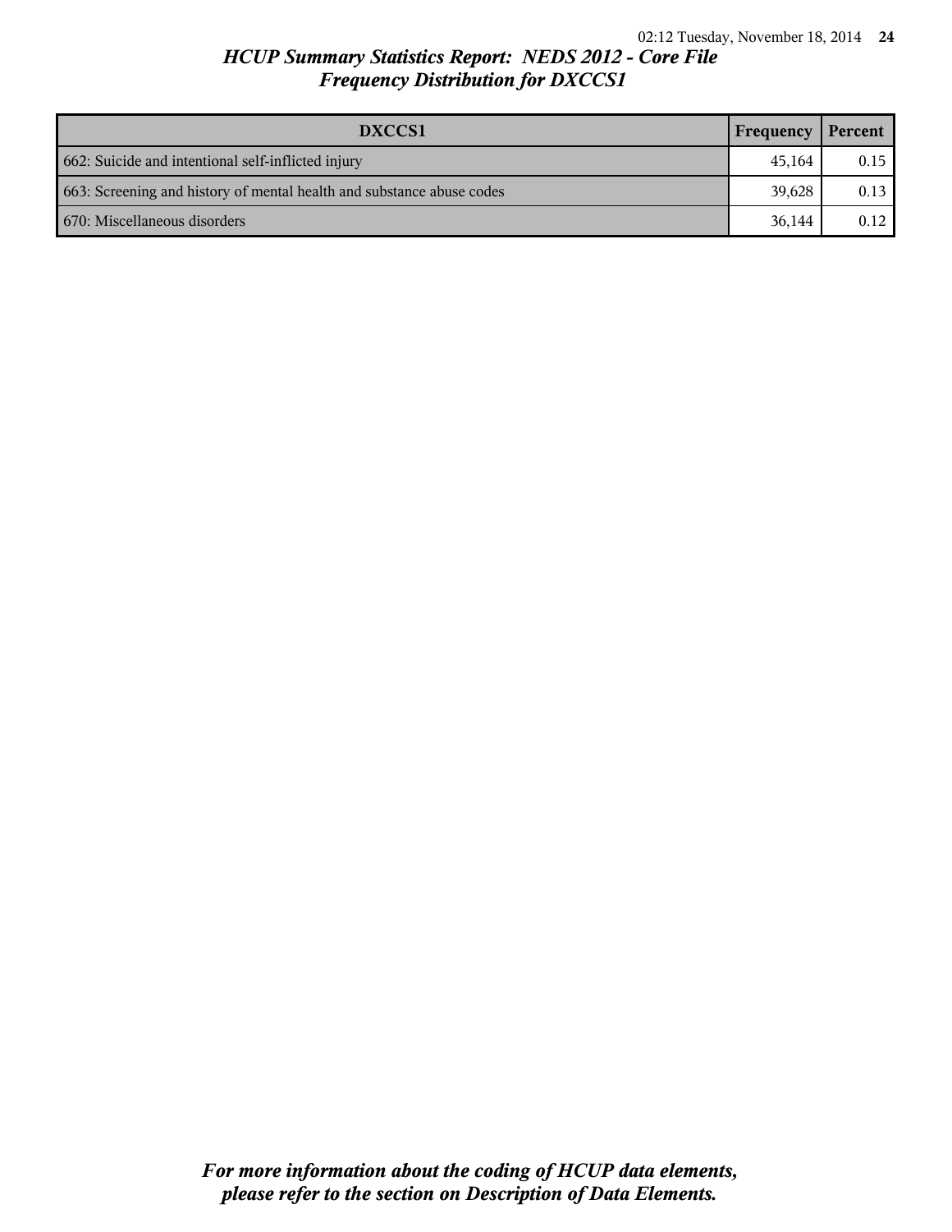## HCUP Summary Statistics Report: NEDS 2012 - Core File
## Frequency Distribution for DXCCS1

| DXCCS1 | Frequency | Percent |
| --- | --- | --- |
| 662: Suicide and intentional self-inflicted injury | 45,164 | 0.15 |
| 663: Screening and history of mental health and substance abuse codes | 39,628 | 0.13 |
| 670: Miscellaneous disorders | 36,144 | 0.12 |

*For more information about the coding of HCUP data elements, please refer to the section on Description of Data Elements.*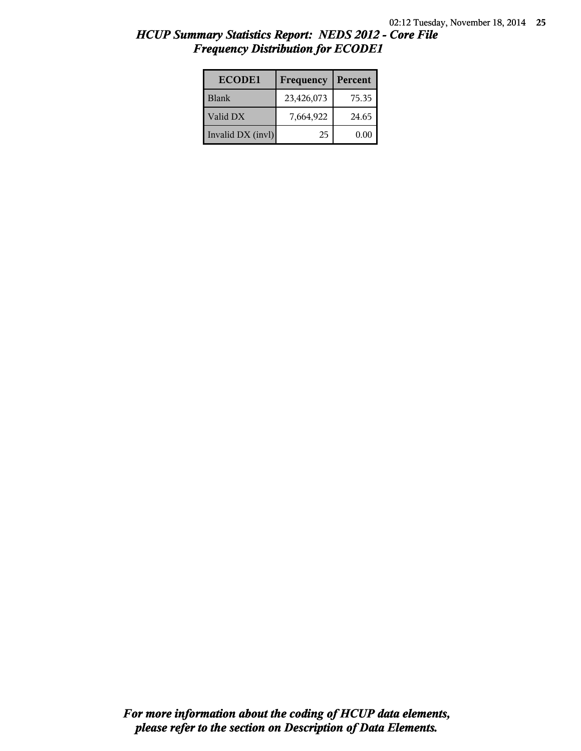## *HCUP Summary Statistics Report: NEDS 2012 - Core File*
## *Frequency Distribution for ECODE1*

| ECODE1 | Frequency | Percent |
|---|---|---|
| Blank | 23,426,073 | 75.35 |
| Valid DX | 7,664,922 | 24.65 |
| Invalid DX (invl) | 25 | 0.00 |

***For more information about the coding of HCUP data elements, please refer to the section on Description of Data Elements.***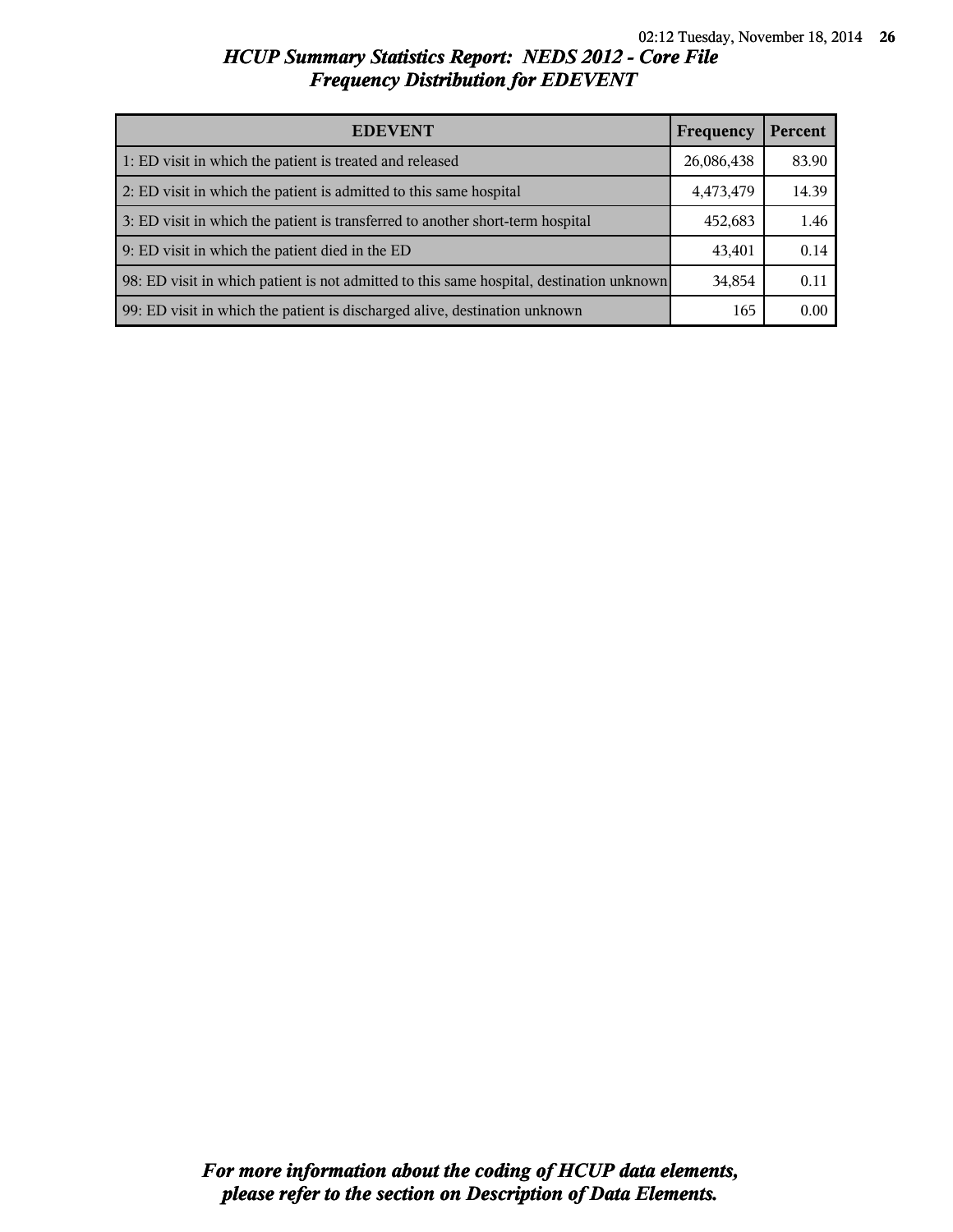## HCUP Summary Statistics Report: NEDS 2012 - Core File

### Frequency Distribution for EDEVENT

| EDEVENT | Frequency | Percent |
|---|---|---|
| 1: ED visit in which the patient is treated and released | 26,086,438 | 83.90 |
| 2: ED visit in which the patient is admitted to this same hospital | 4,473,479 | 14.39 |
| 3: ED visit in which the patient is transferred to another short-term hospital | 452,683 | 1.46 |
| 9: ED visit in which the patient died in the ED | 43,401 | 0.14 |
| 98: ED visit in which patient is not admitted to this same hospital, destination unknown | 34,854 | 0.11 |
| 99: ED visit in which the patient is discharged alive, destination unknown | 165 | 0.00 |

*For more information about the coding of HCUP data elements, please refer to the section on Description of Data Elements.*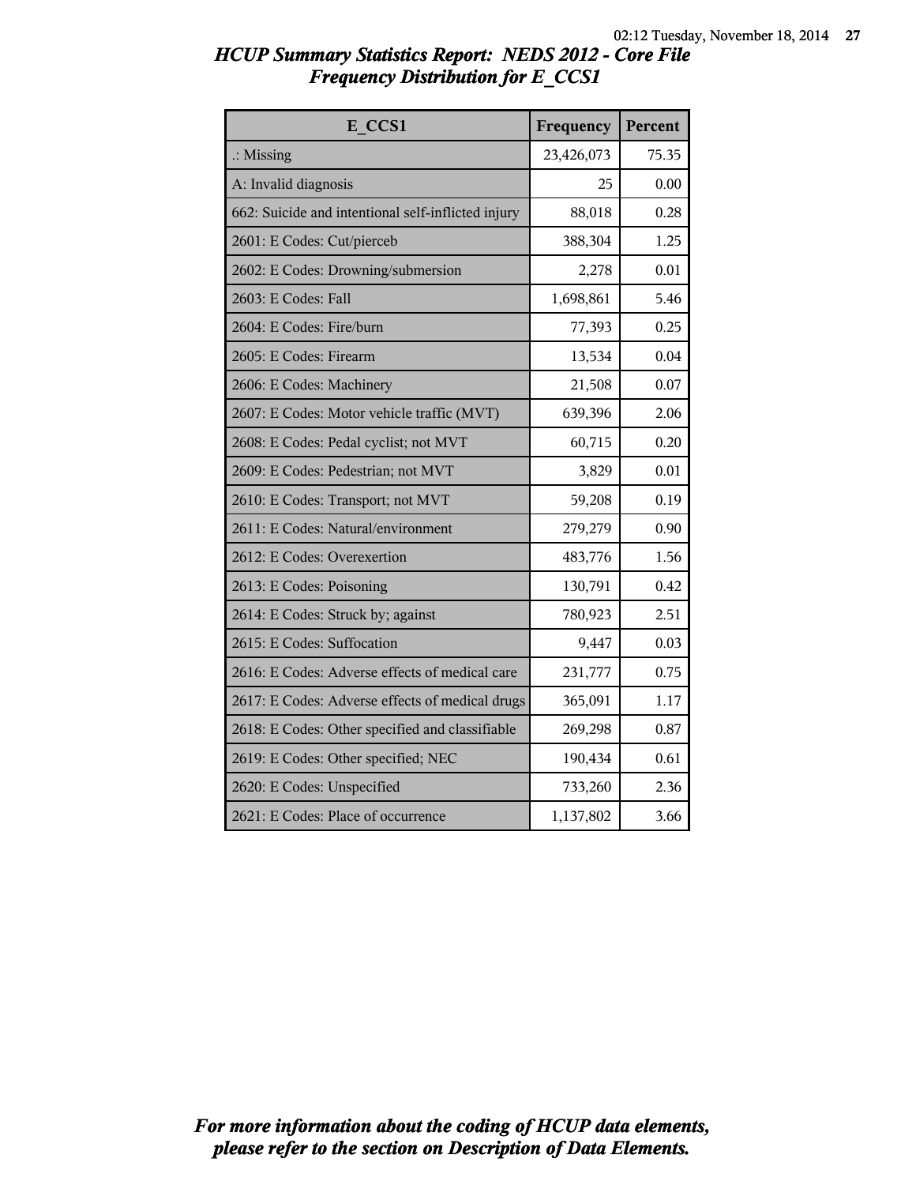## HCUP Summary Statistics Report: NEDS 2012 - Core File
## Frequency Distribution for E_CCS1

| E_CCS1 | Frequency | Percent |
|---|---|---|
| .: Missing | 23,426,073 | 75.35 |
| A: Invalid diagnosis | 25 | 0.00 |
| 662: Suicide and intentional self-inflicted injury | 88,018 | 0.28 |
| 2601: E Codes: Cut/pierceb | 388,304 | 1.25 |
| 2602: E Codes: Drowning/submersion | 2,278 | 0.01 |
| 2603: E Codes: Fall | 1,698,861 | 5.46 |
| 2604: E Codes: Fire/burn | 77,393 | 0.25 |
| 2605: E Codes: Firearm | 13,534 | 0.04 |
| 2606: E Codes: Machinery | 21,508 | 0.07 |
| 2607: E Codes: Motor vehicle traffic (MVT) | 639,396 | 2.06 |
| 2608: E Codes: Pedal cyclist; not MVT | 60,715 | 0.20 |
| 2609: E Codes: Pedestrian; not MVT | 3,829 | 0.01 |
| 2610: E Codes: Transport; not MVT | 59,208 | 0.19 |
| 2611: E Codes: Natural/environment | 279,279 | 0.90 |
| 2612: E Codes: Overexertion | 483,776 | 1.56 |
| 2613: E Codes: Poisoning | 130,791 | 0.42 |
| 2614: E Codes: Struck by; against | 780,923 | 2.51 |
| 2615: E Codes: Suffocation | 9,447 | 0.03 |
| 2616: E Codes: Adverse effects of medical care | 231,777 | 0.75 |
| 2617: E Codes: Adverse effects of medical drugs | 365,091 | 1.17 |
| 2618: E Codes: Other specified and classifiable | 269,298 | 0.87 |
| 2619: E Codes: Other specified; NEC | 190,434 | 0.61 |
| 2620: E Codes: Unspecified | 733,260 | 2.36 |
| 2621: E Codes: Place of occurrence | 1,137,802 | 3.66 |

*For more information about the coding of HCUP data elements, please refer to the section on Description of Data Elements.*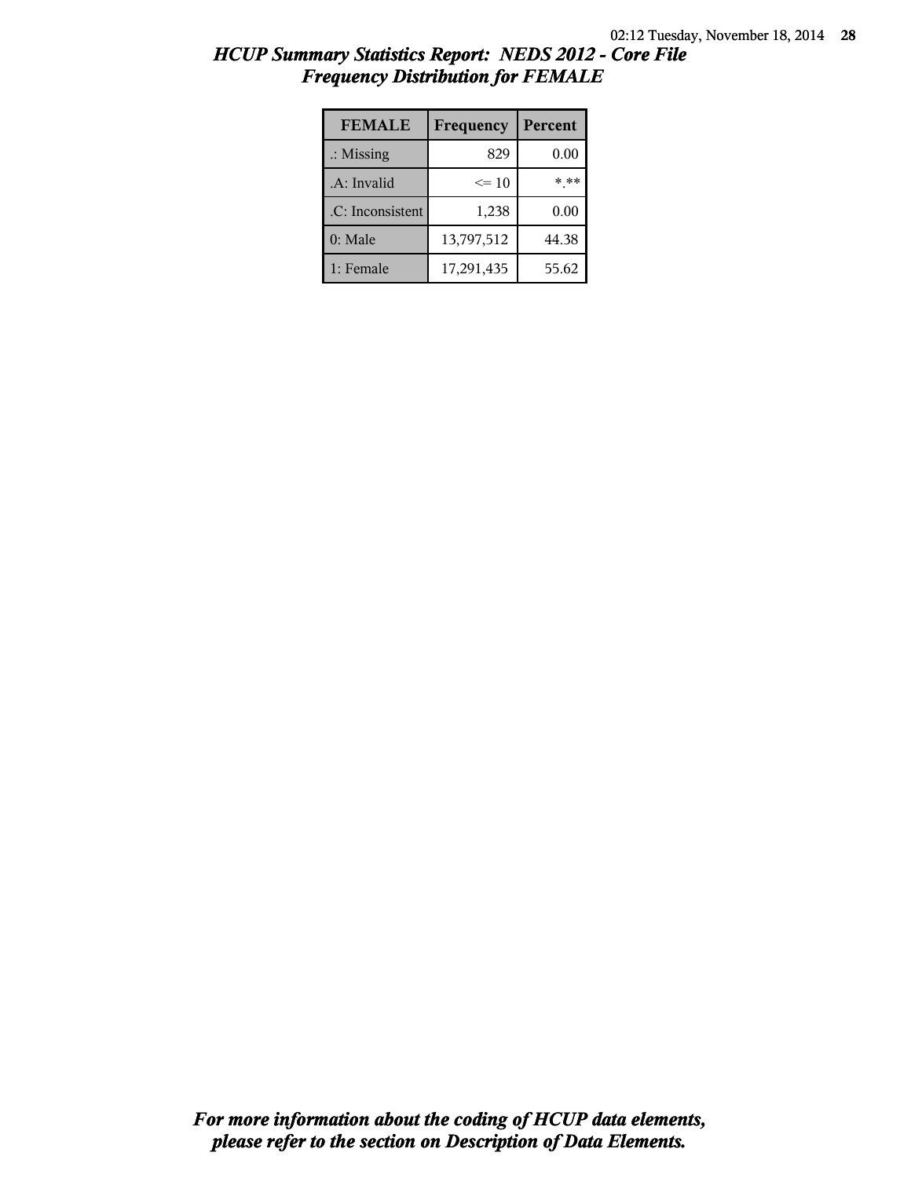## *HCUP Summary Statistics Report: NEDS 2012 - Core File*
## *Frequency Distribution for FEMALE*

| FEMALE | Frequency | Percent |
|---|---|---|
| .: Missing | 829 | 0.00 |
| .A: Invalid | <= 10 | *.** |
| .C: Inconsistent | 1,238 | 0.00 |
| 0: Male | 13,797,512 | 44.38 |
| 1: Female | 17,291,435 | 55.62 |

***For more information about the coding of HCUP data elements, please refer to the section on Description of Data Elements.***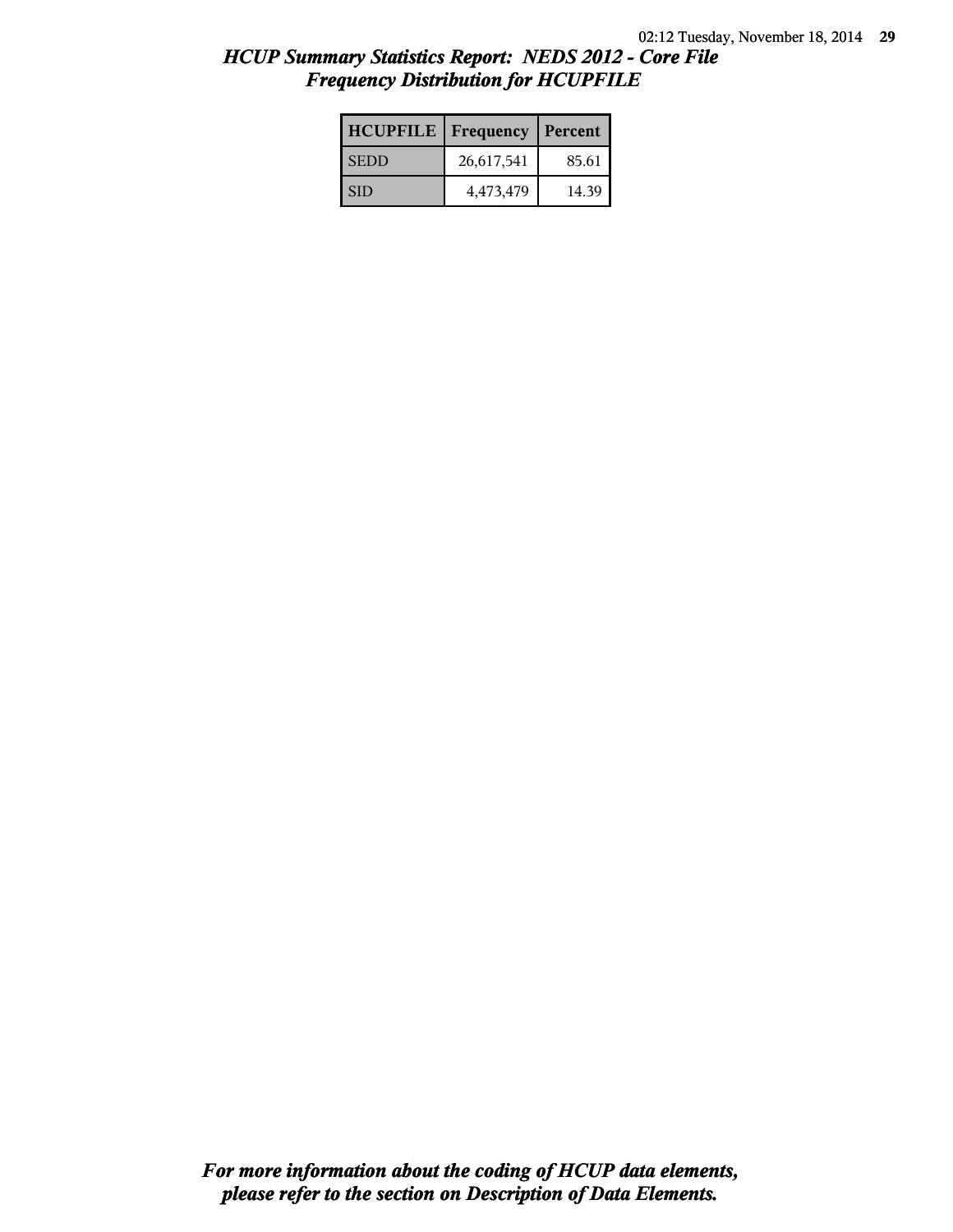## *HCUP Summary Statistics Report: NEDS 2012 - Core File*
## *Frequency Distribution for HCUPFILE*

| HCUPFILE | Frequency | Percent |
|---|---|---|
| SEDD | 26,617,541 | 85.61 |
| SID | 4,473,479 | 14.39 |

***For more information about the coding of HCUP data elements, please refer to the section on Description of Data Elements.***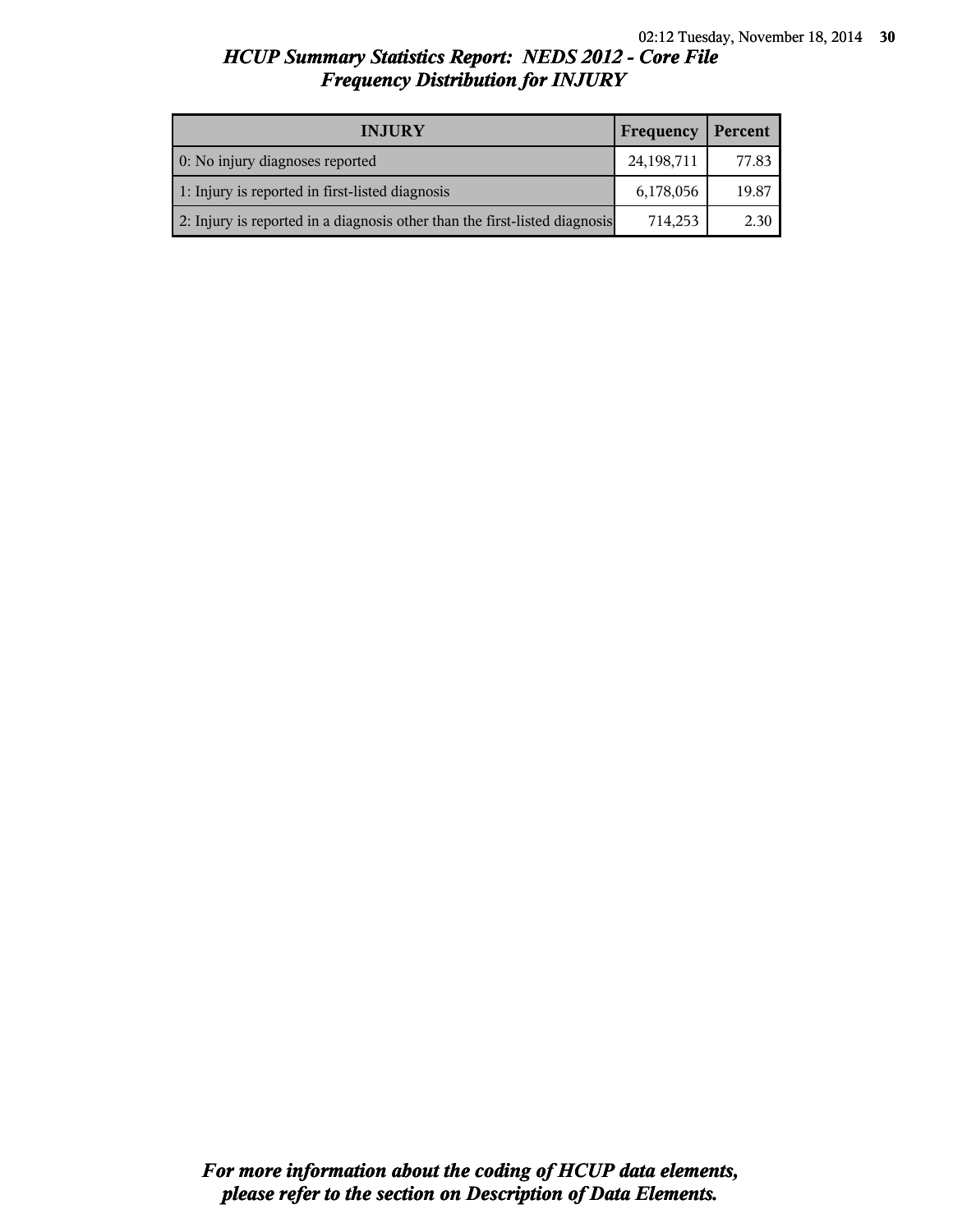# HCUP Summary Statistics Report: NEDS 2012 - Core File

## Frequency Distribution for INJURY

| INJURY | Frequency | Percent |
|---|---|---|
| 0: No injury diagnoses reported | 24,198,711 | 77.83 |
| 1: Injury is reported in first-listed diagnosis | 6,178,056 | 19.87 |
| 2: Injury is reported in a diagnosis other than the first-listed diagnosis | 714,253 | 2.30 |

*For more information about the coding of HCUP data elements, please refer to the section on Description of Data Elements.*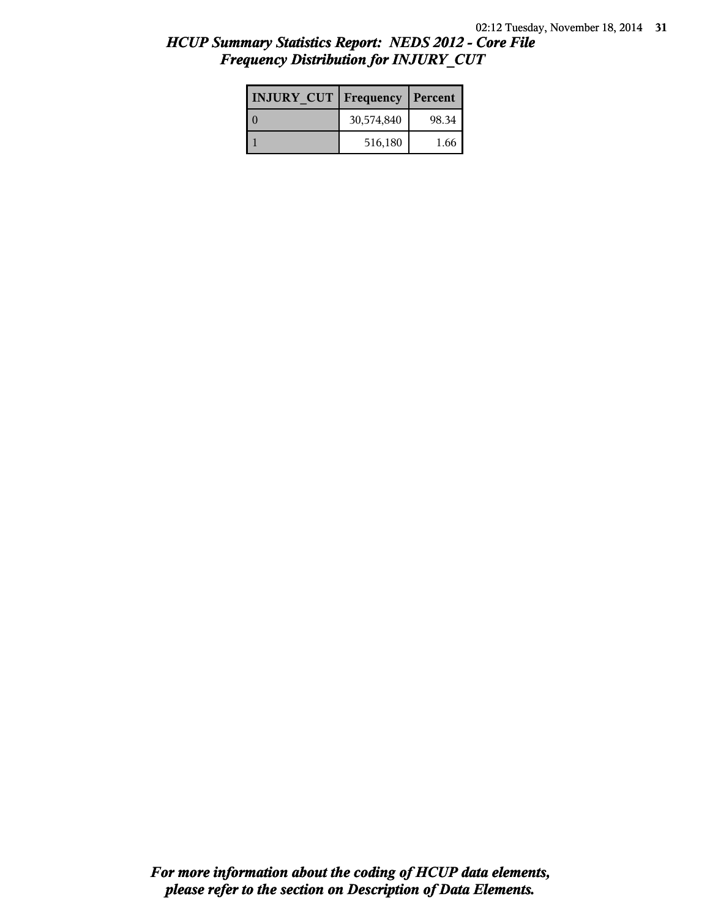# *HCUP Summary Statistics Report: NEDS 2012 - Core File*
## *Frequency Distribution for INJURY_CUT*

| INJURY_CUT | Frequency | Percent |
|---|---|---|
| 0 | 30,574,840 | 98.34 |
| 1 | 516,180 | 1.66 |

***For more information about the coding of HCUP data elements, please refer to the section on Description of Data Elements.***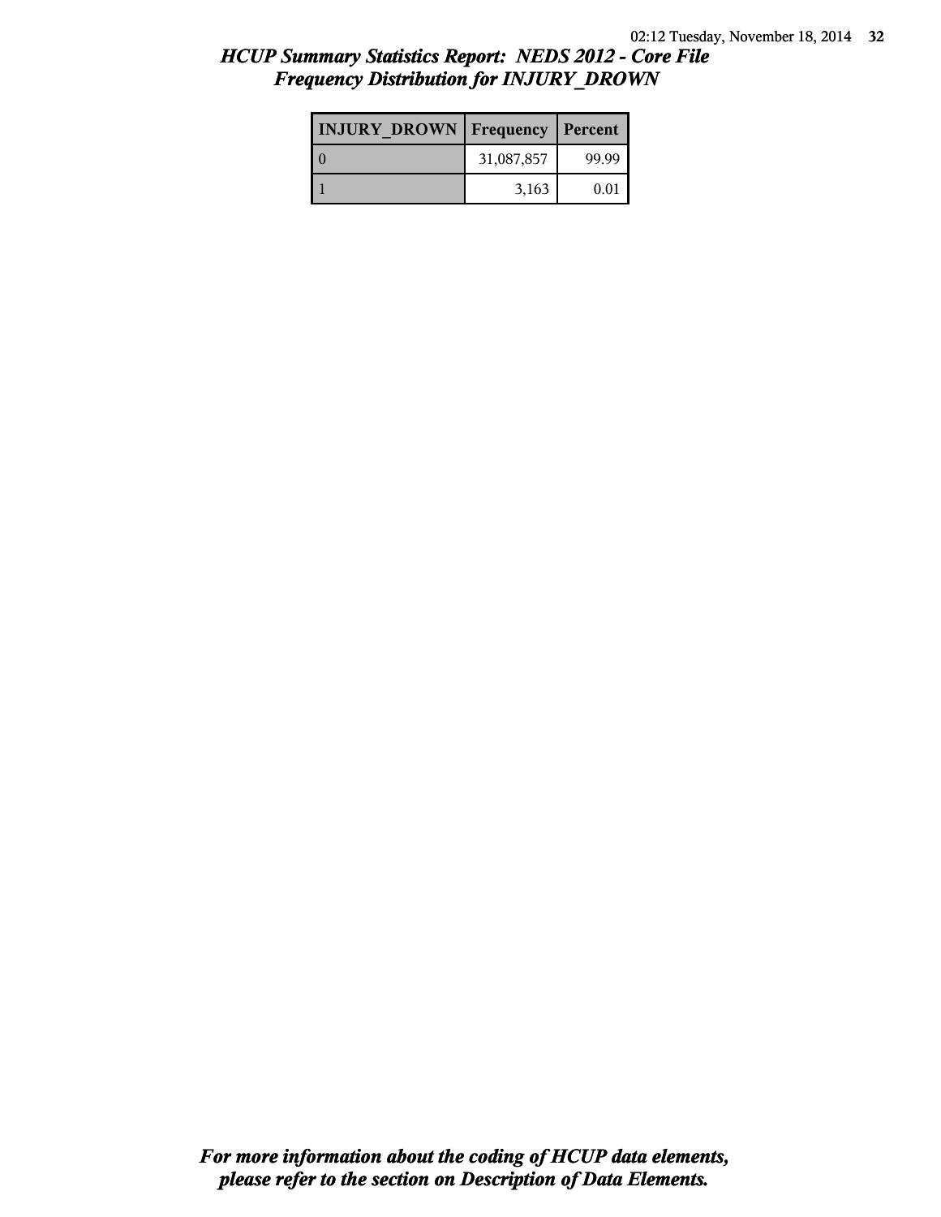## *HCUP Summary Statistics Report: NEDS 2012 - Core File*
## *Frequency Distribution for INJURY_DROWN*

| INJURY_DROWN | Frequency | Percent |
|---|---|---|
| 0 | 31,087,857 | 99.99 |
| 1 | 3,163 | 0.01 |

***For more information about the coding of HCUP data elements, please refer to the section on Description of Data Elements.***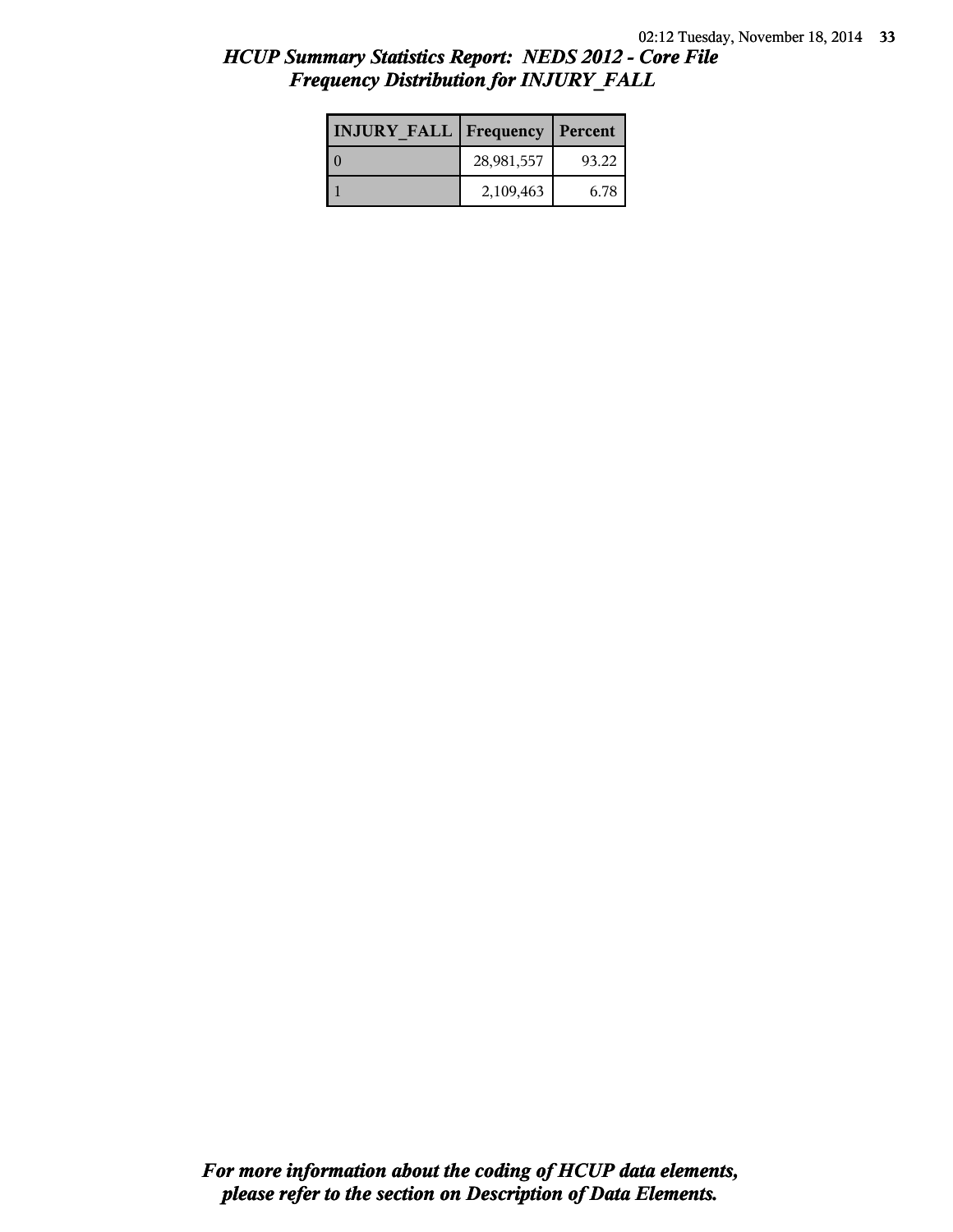## *HCUP Summary Statistics Report: NEDS 2012 - Core File*
## *Frequency Distribution for INJURY_FALL*

| INJURY_FALL | Frequency | Percent |
|---|---|---|
| 0 | 28,981,557 | 93.22 |
| 1 | 2,109,463 | 6.78 |

***For more information about the coding of HCUP data elements, please refer to the section on Description of Data Elements.***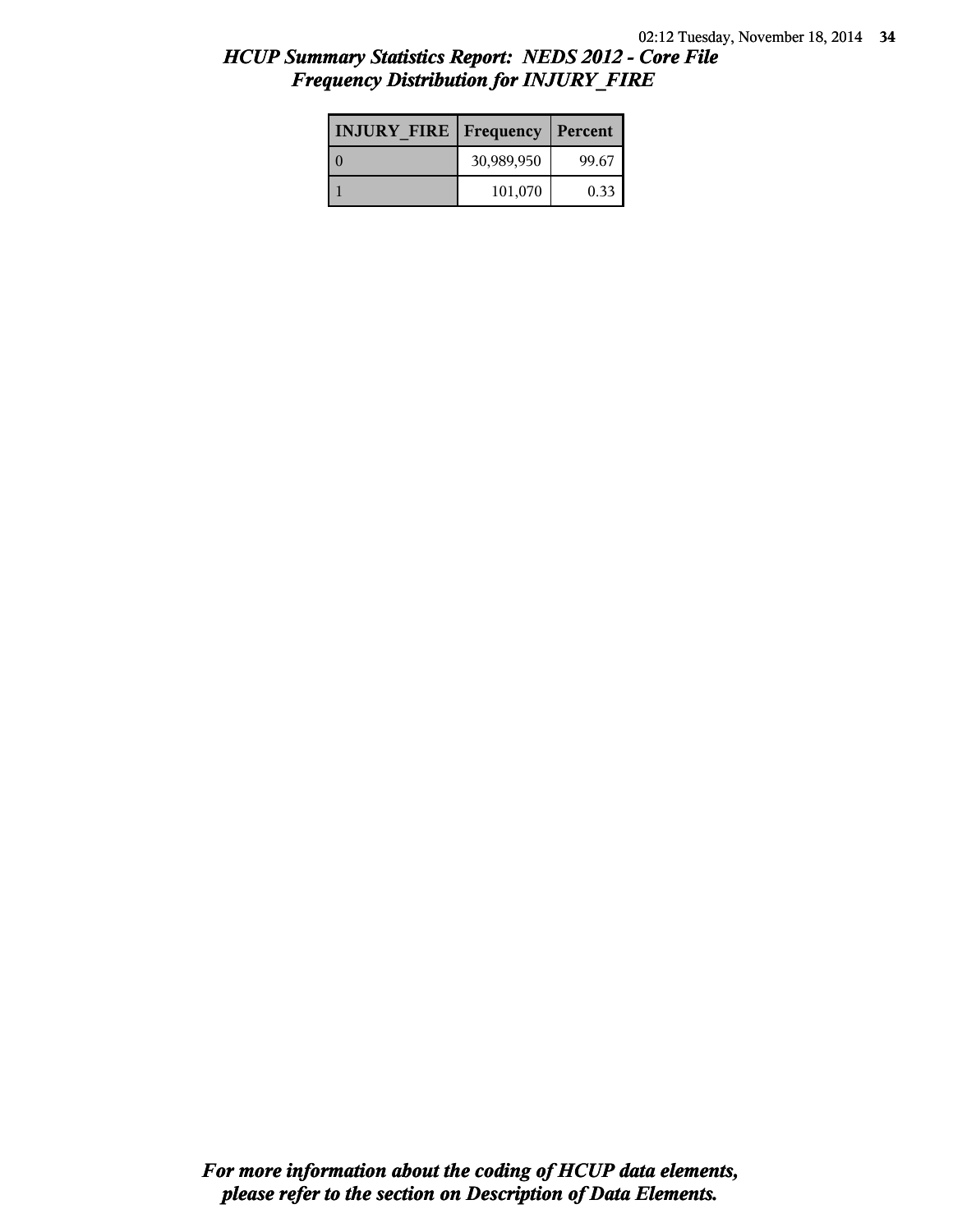## *HCUP Summary Statistics Report: NEDS 2012 - Core File*
## *Frequency Distribution for INJURY_FIRE*

| INJURY_FIRE | Frequency | Percent |
| --- | --- | --- |
| 0 | 30,989,950 | 99.67 |
| 1 | 101,070 | 0.33 |

***For more information about the coding of HCUP data elements, please refer to the section on Description of Data Elements.***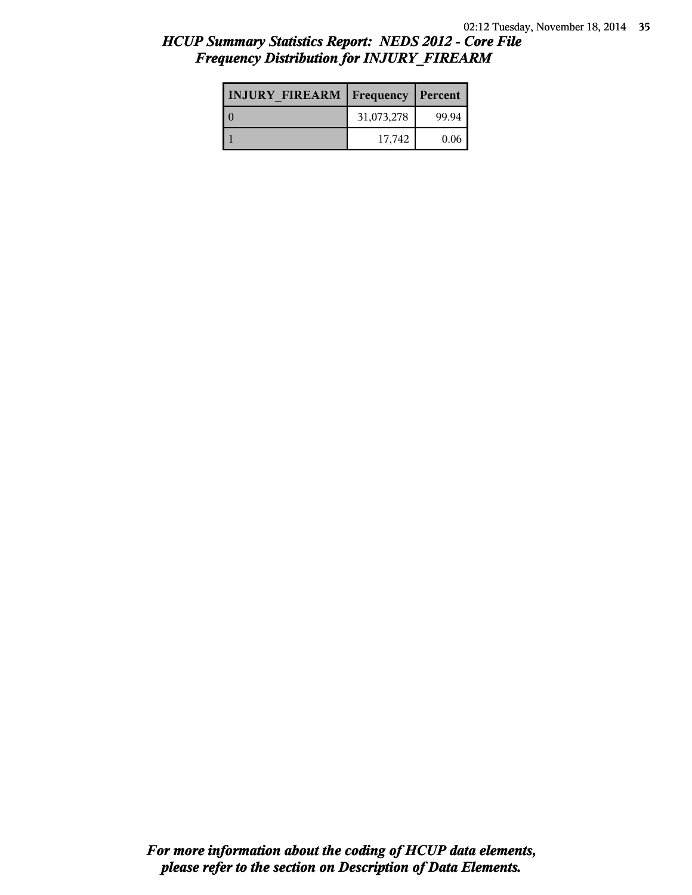## *HCUP Summary Statistics Report: NEDS 2012 - Core File*
## *Frequency Distribution for INJURY_FIREARM*

| INJURY_FIREARM | Frequency | Percent |
|---|---|---|
| 0 | 31,073,278 | 99.94 |
| 1 | 17,742 | 0.06 |

***For more information about the coding of HCUP data elements, please refer to the section on Description of Data Elements.***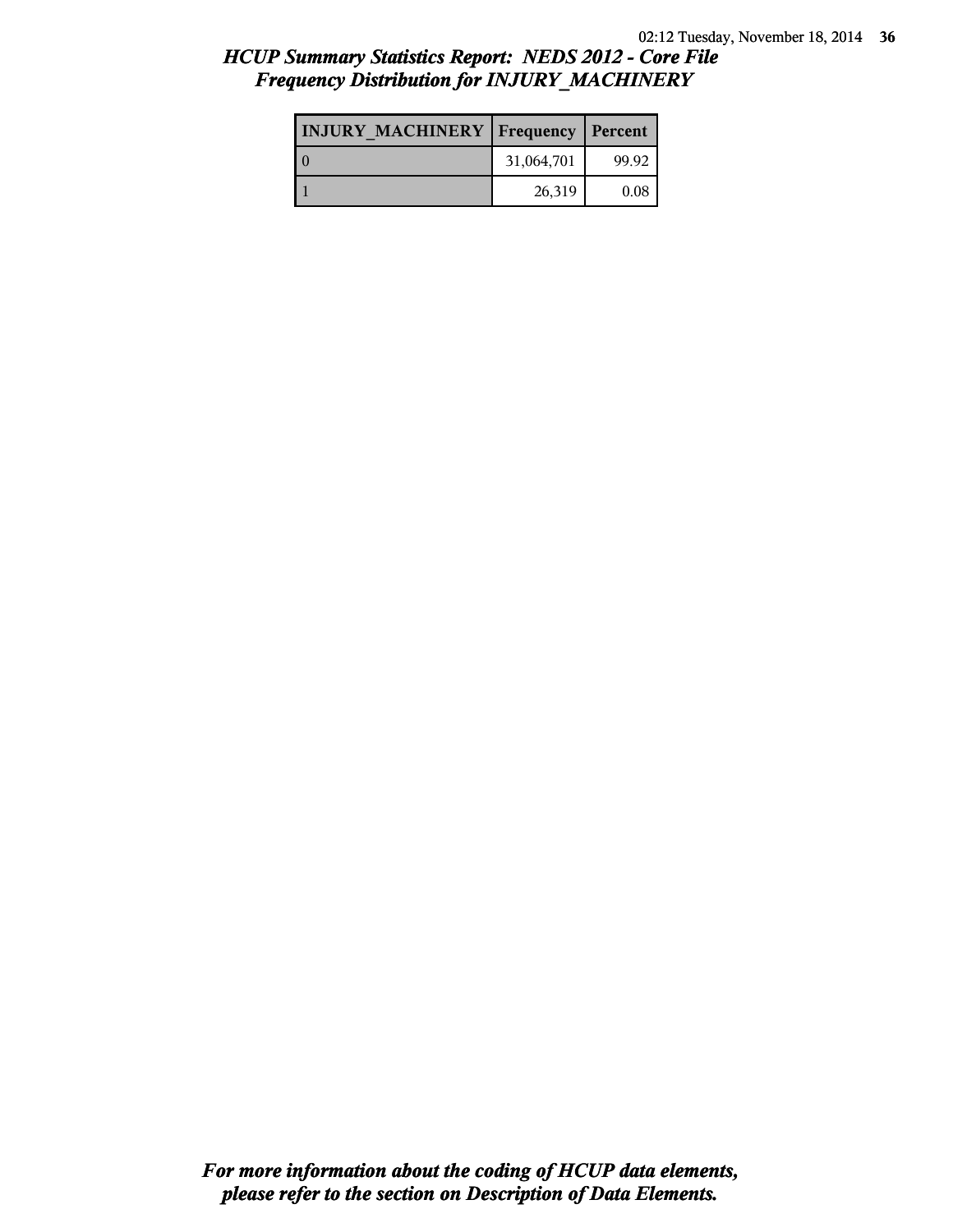# *HCUP Summary Statistics Report: NEDS 2012 - Core File*
## *Frequency Distribution for INJURY_MACHINERY*

| INJURY_MACHINERY | Frequency | Percent |
| --- | --- | --- |
| 0 | 31,064,701 | 99.92 |
| 1 | 26,319 | 0.08 |

***For more information about the coding of HCUP data elements, please refer to the section on Description of Data Elements.***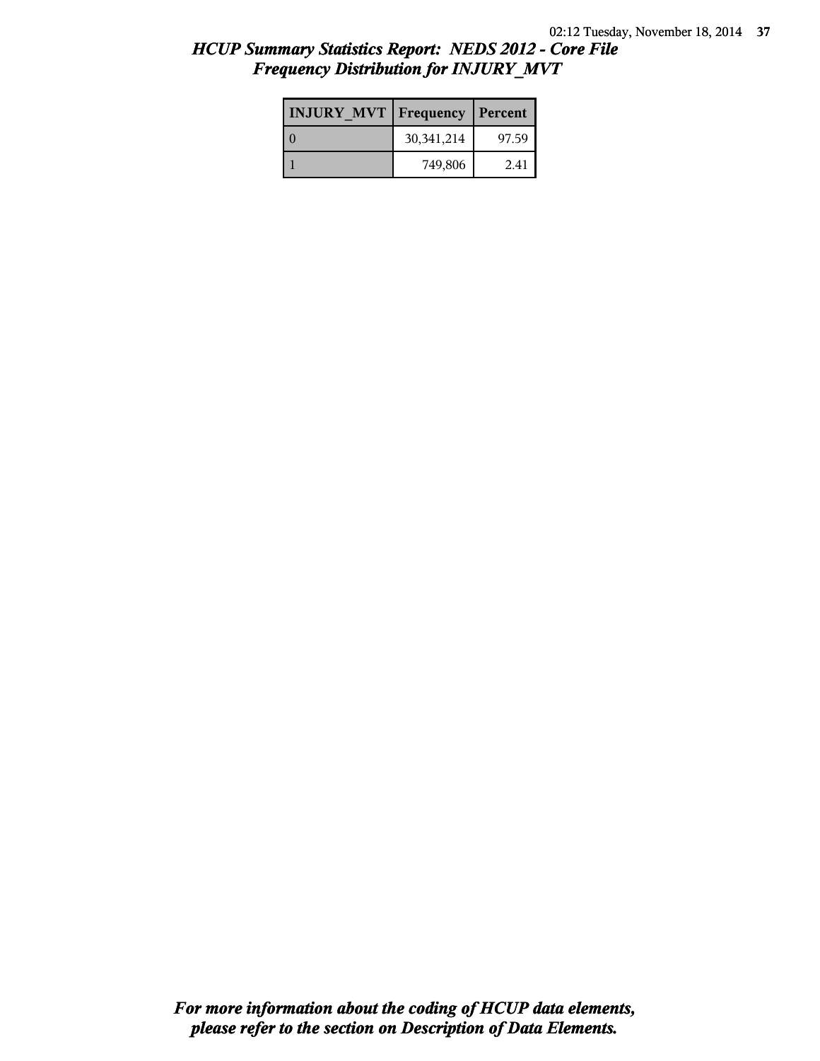## HCUP Summary Statistics Report: NEDS 2012 - Core File
## Frequency Distribution for INJURY_MVT

| INJURY_MVT | Frequency | Percent |
|---|---|---|
| 0 | 30,341,214 | 97.59 |
| 1 | 749,806 | 2.41 |

*For more information about the coding of HCUP data elements, please refer to the section on Description of Data Elements.*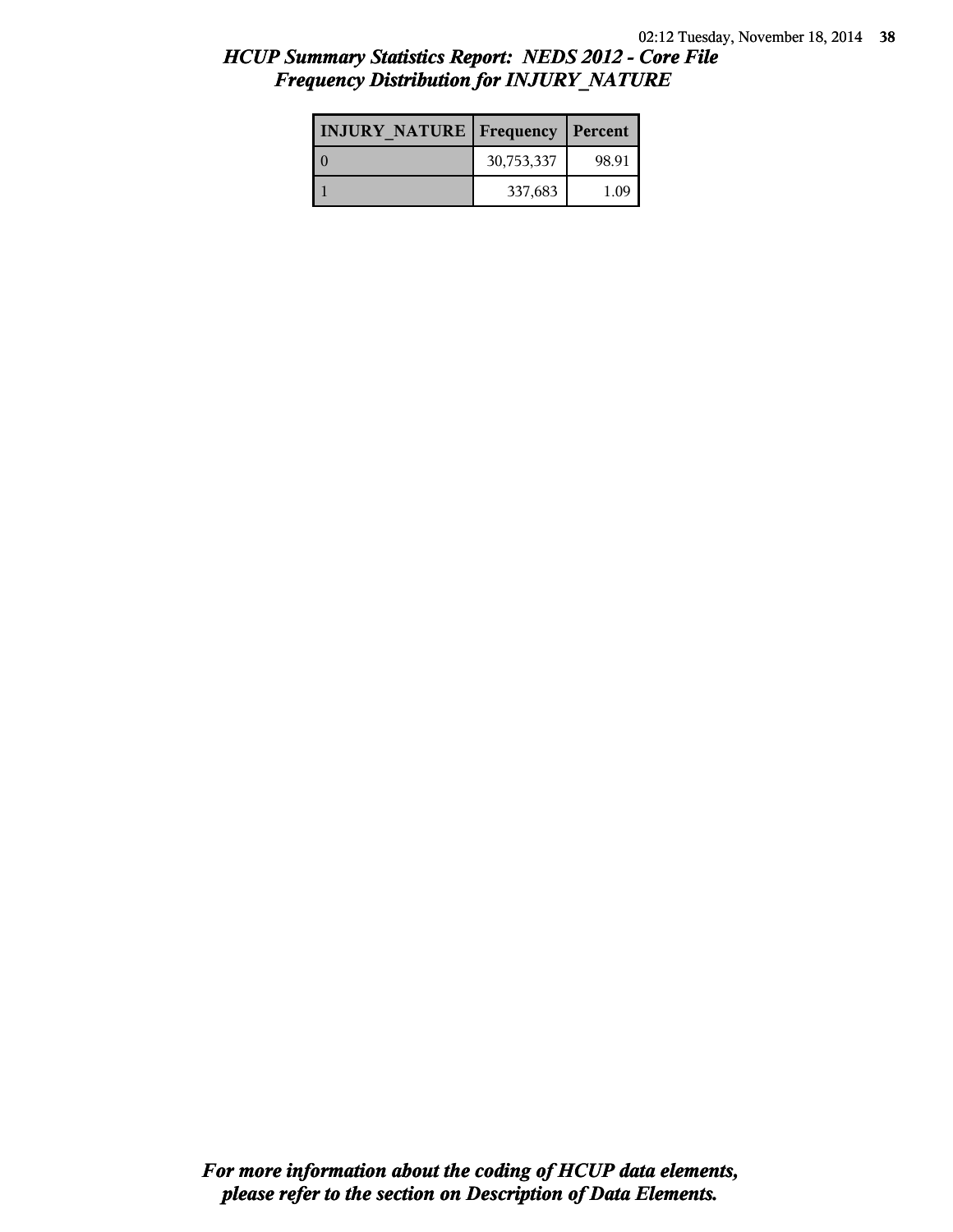## *HCUP Summary Statistics Report: NEDS 2012 - Core File*
## *Frequency Distribution for INJURY_NATURE*

| INJURY_NATURE | Frequency | Percent |
|---|---|---|
| 0 | 30,753,337 | 98.91 |
| 1 | 337,683 | 1.09 |

***For more information about the coding of HCUP data elements, please refer to the section on Description of Data Elements.***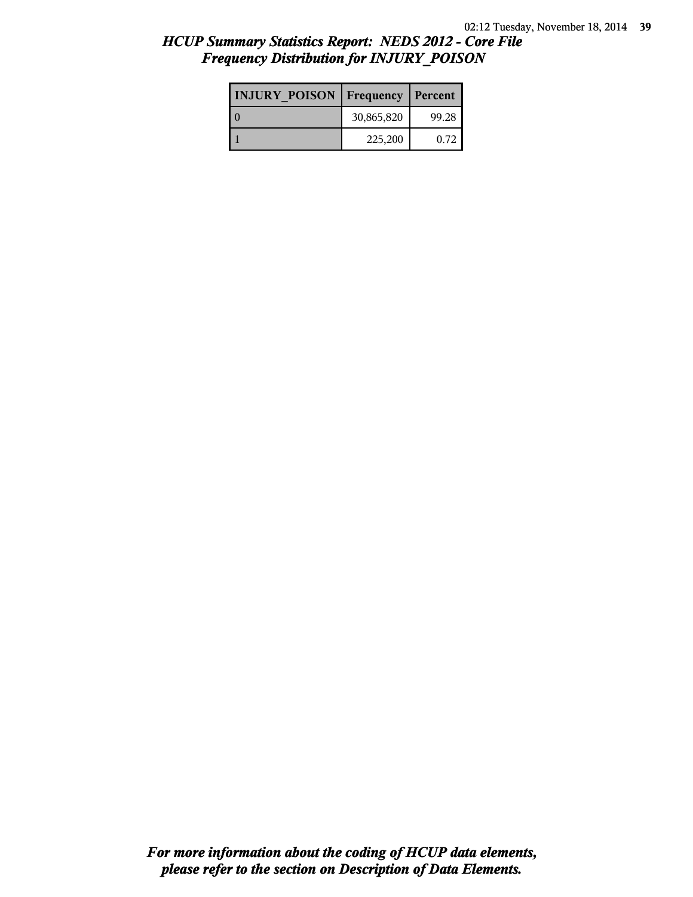## *HCUP Summary Statistics Report: NEDS 2012 - Core File*
## *Frequency Distribution for INJURY_POISON*

| INJURY_POISON | Frequency | Percent |
| --- | --- | --- |
| 0 | 30,865,820 | 99.28 |
| 1 | 225,200 | 0.72 |

***For more information about the coding of HCUP data elements, please refer to the section on Description of Data Elements.***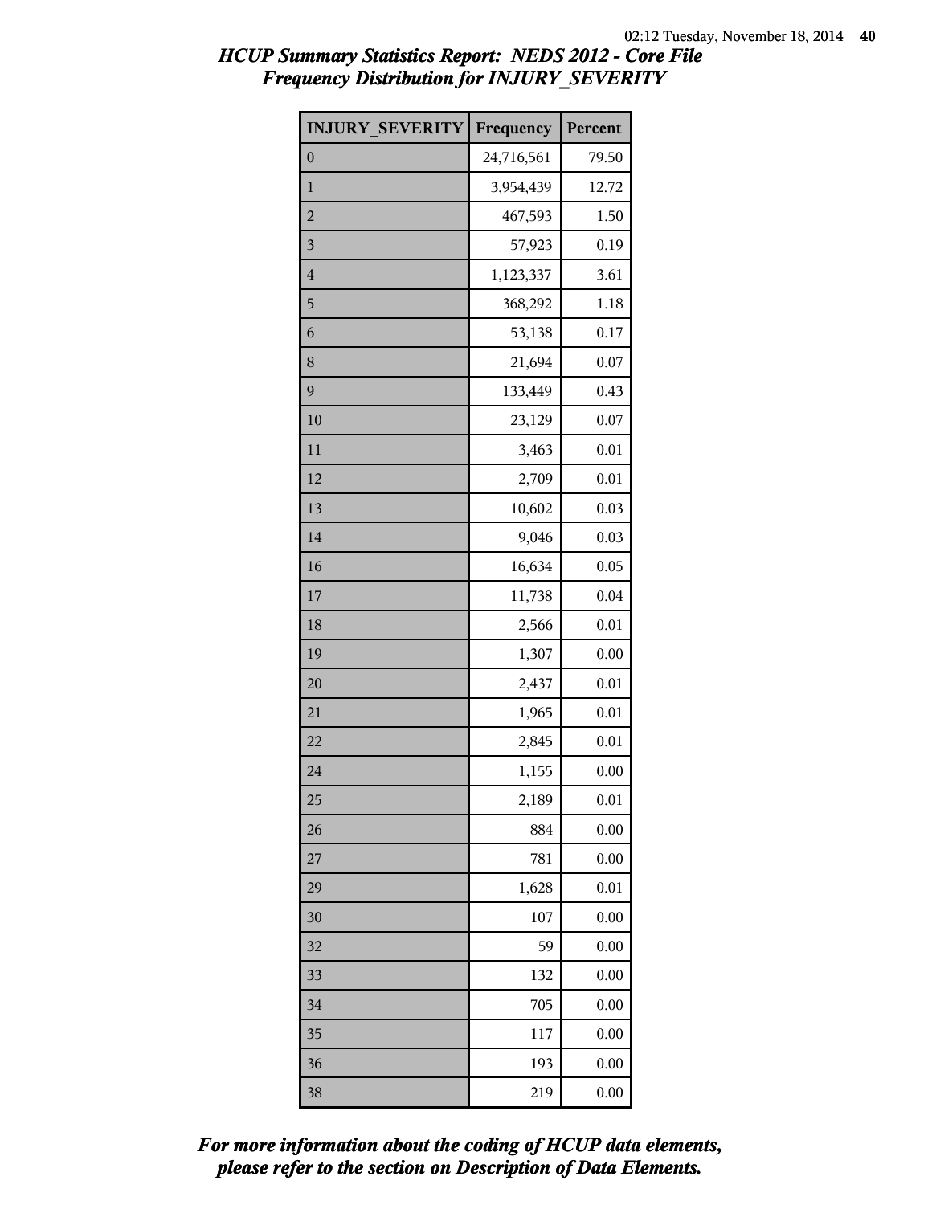# HCUP Summary Statistics Report: NEDS 2012 - Core File
## Frequency Distribution for INJURY_SEVERITY

| INJURY_SEVERITY | Frequency | Percent |
|---|---|---|
| 0 | 24,716,561 | 79.50 |
| 1 | 3,954,439 | 12.72 |
| 2 | 467,593 | 1.50 |
| 3 | 57,923 | 0.19 |
| 4 | 1,123,337 | 3.61 |
| 5 | 368,292 | 1.18 |
| 6 | 53,138 | 0.17 |
| 8 | 21,694 | 0.07 |
| 9 | 133,449 | 0.43 |
| 10 | 23,129 | 0.07 |
| 11 | 3,463 | 0.01 |
| 12 | 2,709 | 0.01 |
| 13 | 10,602 | 0.03 |
| 14 | 9,046 | 0.03 |
| 16 | 16,634 | 0.05 |
| 17 | 11,738 | 0.04 |
| 18 | 2,566 | 0.01 |
| 19 | 1,307 | 0.00 |
| 20 | 2,437 | 0.01 |
| 21 | 1,965 | 0.01 |
| 22 | 2,845 | 0.01 |
| 24 | 1,155 | 0.00 |
| 25 | 2,189 | 0.01 |
| 26 | 884 | 0.00 |
| 27 | 781 | 0.00 |
| 29 | 1,628 | 0.01 |
| 30 | 107 | 0.00 |
| 32 | 59 | 0.00 |
| 33 | 132 | 0.00 |
| 34 | 705 | 0.00 |
| 35 | 117 | 0.00 |
| 36 | 193 | 0.00 |
| 38 | 219 | 0.00 |

*For more information about the coding of HCUP data elements, please refer to the section on Description of Data Elements.*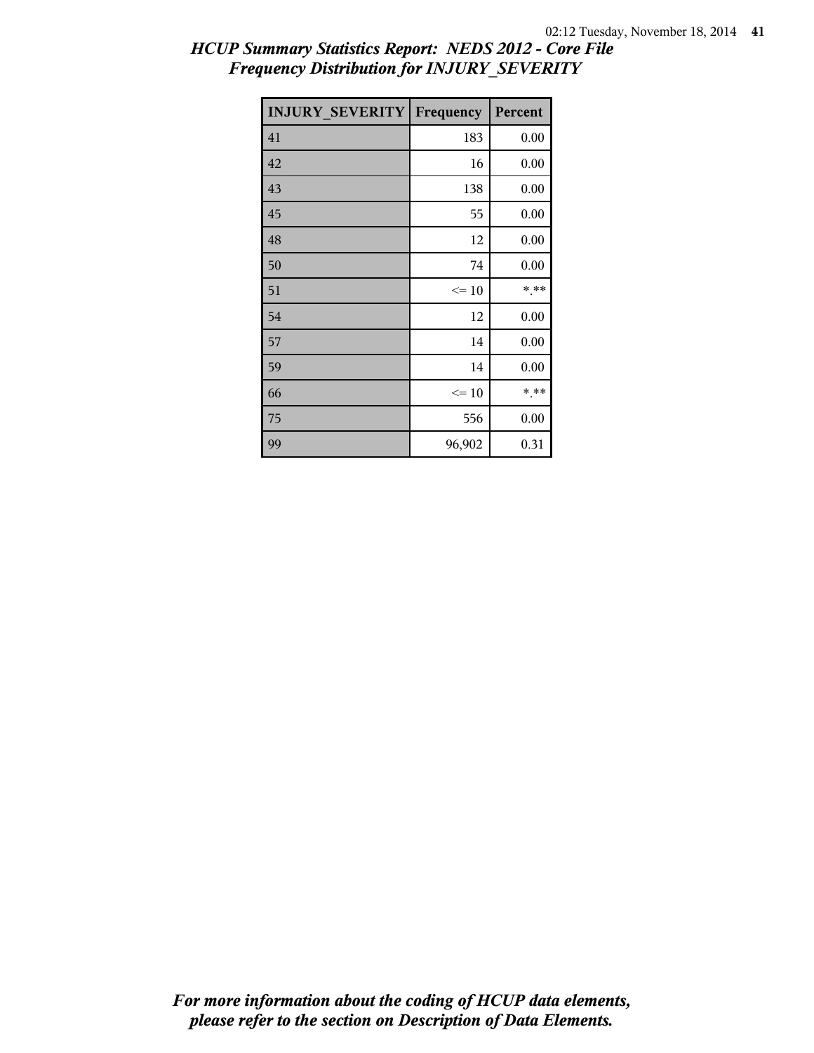*HCUP Summary Statistics Report: NEDS 2012 - Core File*
*Frequency Distribution for INJURY_SEVERITY*

| INJURY_SEVERITY | Frequency | Percent |
|---|---|---|
| 41 | 183 | 0.00 |
| 42 | 16 | 0.00 |
| 43 | 138 | 0.00 |
| 45 | 55 | 0.00 |
| 48 | 12 | 0.00 |
| 50 | 74 | 0.00 |
| 51 | <= 10 | *.** |
| 54 | 12 | 0.00 |
| 57 | 14 | 0.00 |
| 59 | 14 | 0.00 |
| 66 | <= 10 | *.** |
| 75 | 556 | 0.00 |
| 99 | 96,902 | 0.31 |

*For more information about the coding of HCUP data elements, please refer to the section on Description of Data Elements.*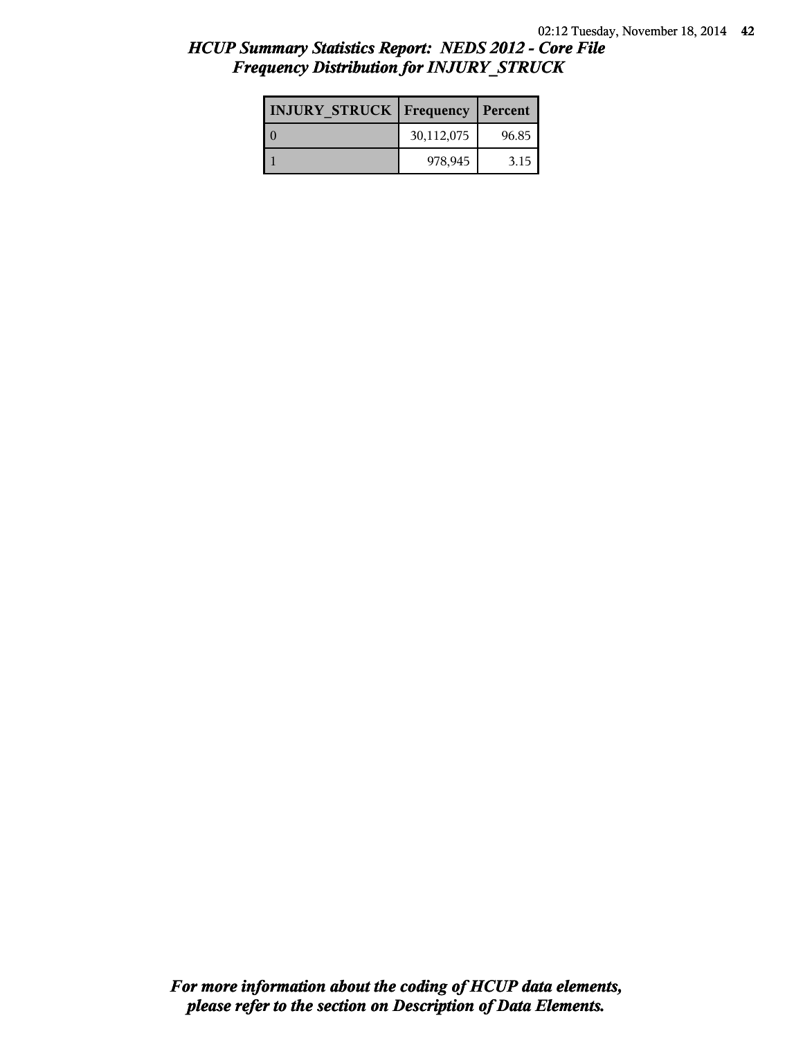## *HCUP Summary Statistics Report: NEDS 2012 - Core File*
## *Frequency Distribution for INJURY_STRUCK*

| INJURY_STRUCK | Frequency | Percent |
|---|---|---|
| 0 | 30,112,075 | 96.85 |
| 1 | 978,945 | 3.15 |

***For more information about the coding of HCUP data elements, please refer to the section on Description of Data Elements.***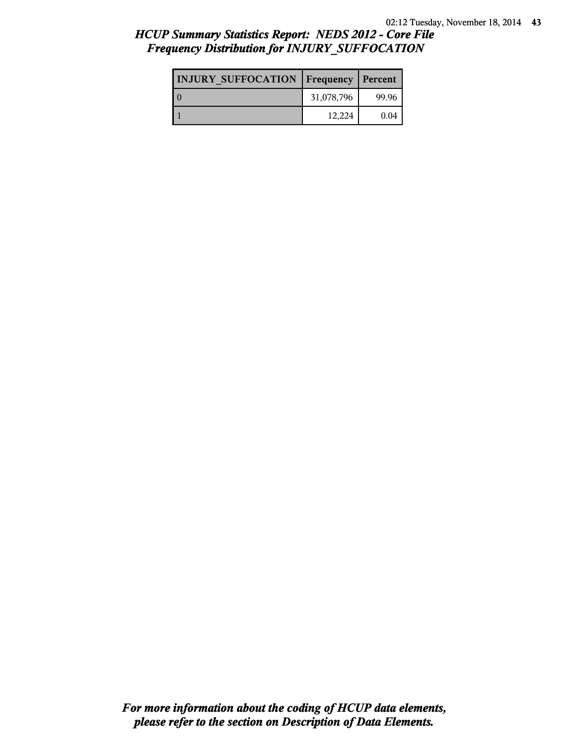## *HCUP Summary Statistics Report: NEDS 2012 - Core File*
## *Frequency Distribution for INJURY_SUFFOCATION*

| INJURY_SUFFOCATION | Frequency | Percent |
|---|---|---|
| 0 | 31,078,796 | 99.96 |
| 1 | 12,224 | 0.04 |

***For more information about the coding of HCUP data elements, please refer to the section on Description of Data Elements.***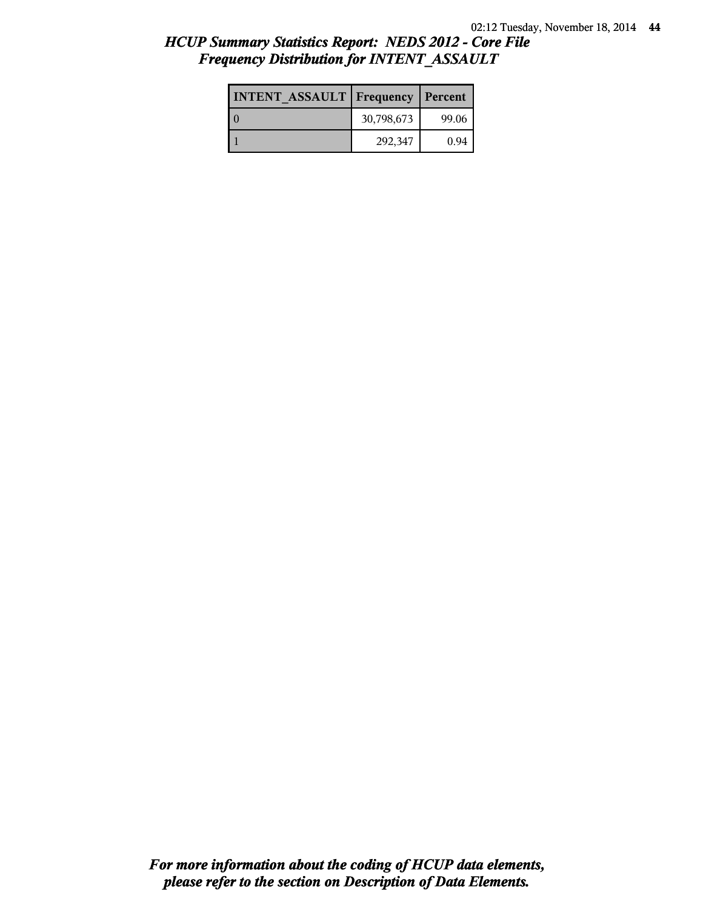## HCUP Summary Statistics Report: NEDS 2012 - Core File
## Frequency Distribution for INTENT_ASSAULT

| INTENT_ASSAULT | Frequency | Percent |
|---|---|---|
| 0 | 30,798,673 | 99.06 |
| 1 | 292,347 | 0.94 |

***For more information about the coding of HCUP data elements, please refer to the section on Description of Data Elements.***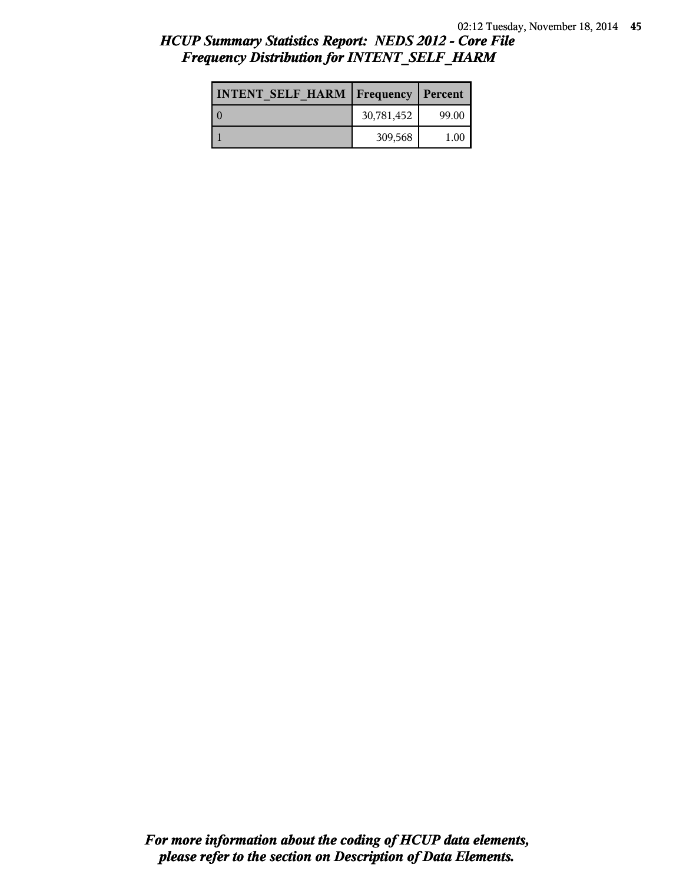## *HCUP Summary Statistics Report: NEDS 2012 - Core File*
## *Frequency Distribution for INTENT_SELF_HARM*

| INTENT_SELF_HARM | Frequency | Percent |
|---|---|---|
| 0 | 30,781,452 | 99.00 |
| 1 | 309,568 | 1.00 |

***For more information about the coding of HCUP data elements, please refer to the section on Description of Data Elements.***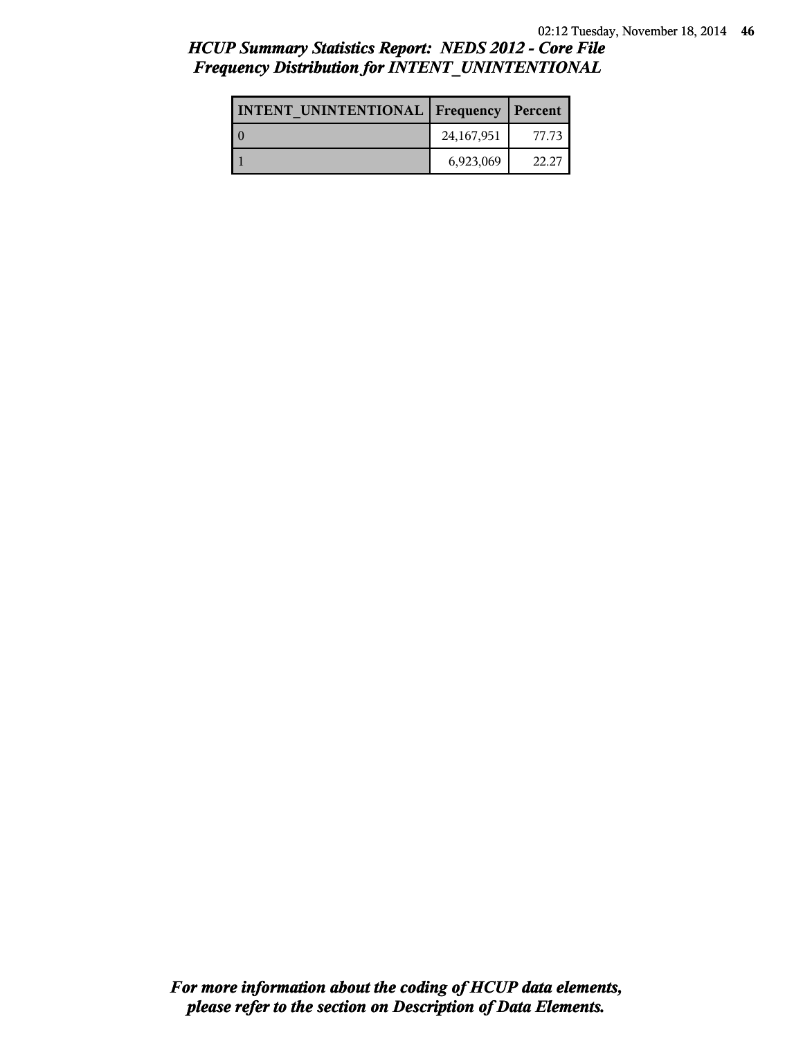# HCUP Summary Statistics Report: NEDS 2012 - Core File

## Frequency Distribution for INTENT_UNINTENTIONAL

| INTENT_UNINTENTIONAL | Frequency | Percent |
|---|---|---|
| 0 | 24,167,951 | 77.73 |
| 1 | 6,923,069 | 22.27 |

***For more information about the coding of HCUP data elements, please refer to the section on Description of Data Elements.***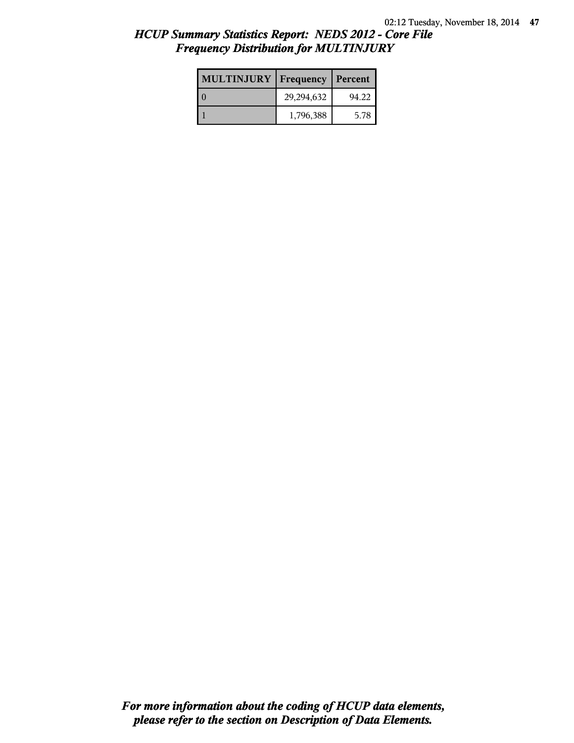## *HCUP Summary Statistics Report: NEDS 2012 - Core File*
## *Frequency Distribution for MULTINJURY*

| MULTINJURY | Frequency | Percent |
|---|---|---|
| 0 | 29,294,632 | 94.22 |
| 1 | 1,796,388 | 5.78 |

***For more information about the coding of HCUP data elements, please refer to the section on Description of Data Elements.***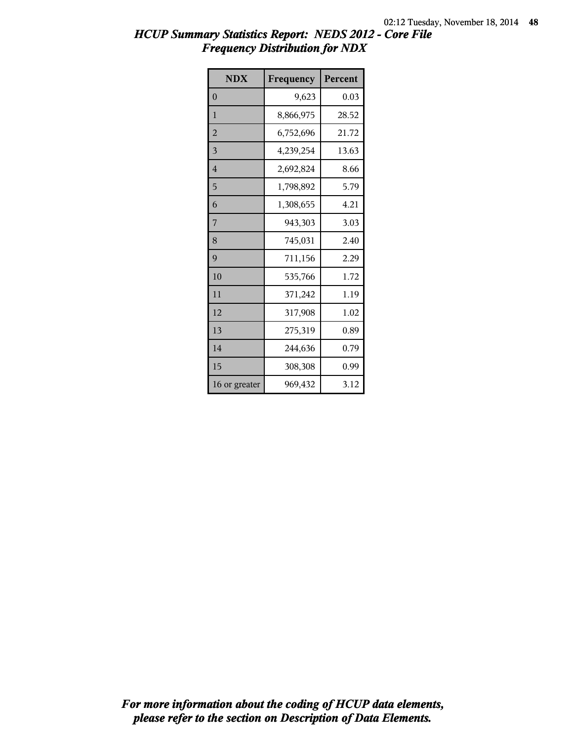## *HCUP Summary Statistics Report: NEDS 2012 - Core File*
## *Frequency Distribution for NDX*

| NDX | Frequency | Percent |
|---|---|---|
| 0 | 9,623 | 0.03 |
| 1 | 8,866,975 | 28.52 |
| 2 | 6,752,696 | 21.72 |
| 3 | 4,239,254 | 13.63 |
| 4 | 2,692,824 | 8.66 |
| 5 | 1,798,892 | 5.79 |
| 6 | 1,308,655 | 4.21 |
| 7 | 943,303 | 3.03 |
| 8 | 745,031 | 2.40 |
| 9 | 711,156 | 2.29 |
| 10 | 535,766 | 1.72 |
| 11 | 371,242 | 1.19 |
| 12 | 317,908 | 1.02 |
| 13 | 275,319 | 0.89 |
| 14 | 244,636 | 0.79 |
| 15 | 308,308 | 0.99 |
| 16 or greater | 969,432 | 3.12 |

***For more information about the coding of HCUP data elements, please refer to the section on Description of Data Elements.***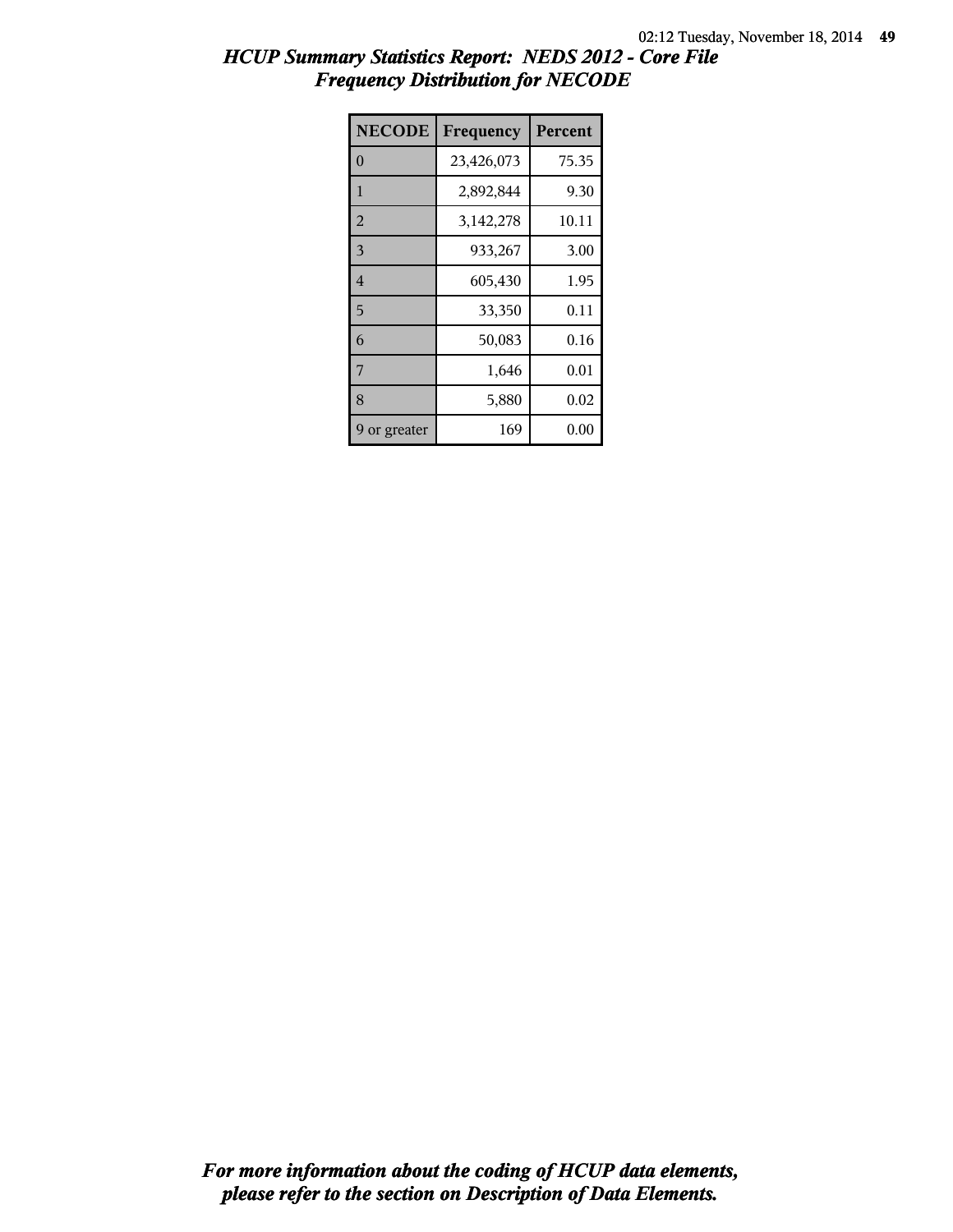## HCUP Summary Statistics Report: NEDS 2012 - Core File
## Frequency Distribution for NECODE

| NECODE | Frequency | Percent |
|---|---|---|
| 0 | 23,426,073 | 75.35 |
| 1 | 2,892,844 | 9.30 |
| 2 | 3,142,278 | 10.11 |
| 3 | 933,267 | 3.00 |
| 4 | 605,430 | 1.95 |
| 5 | 33,350 | 0.11 |
| 6 | 50,083 | 0.16 |
| 7 | 1,646 | 0.01 |
| 8 | 5,880 | 0.02 |
| 9 or greater | 169 | 0.00 |

***For more information about the coding of HCUP data elements, please refer to the section on Description of Data Elements.***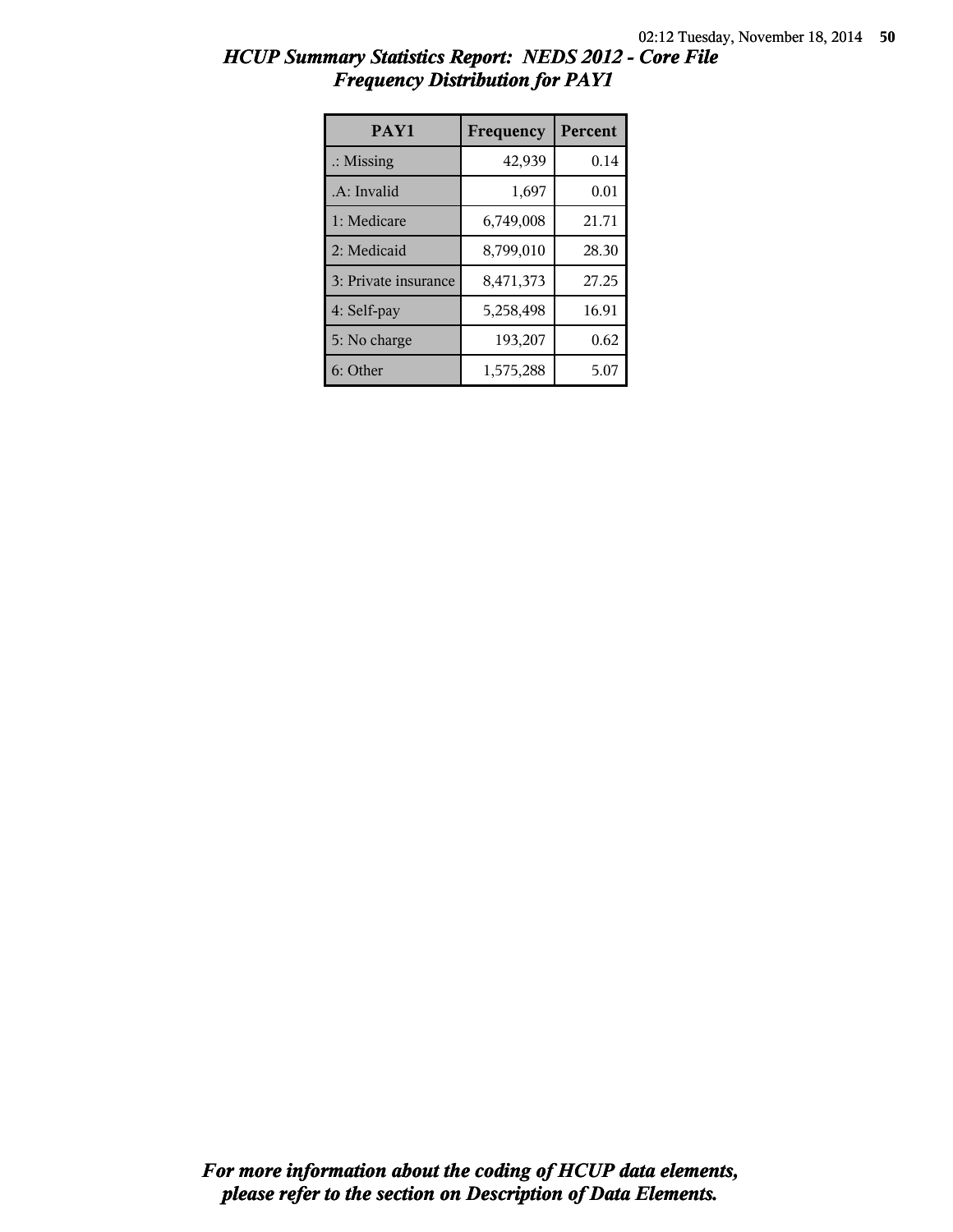# *HCUP Summary Statistics Report: NEDS 2012 - Core File*
## *Frequency Distribution for PAY1*

| PAY1 | Frequency | Percent |
|---|---|---|
| .: Missing | 42,939 | 0.14 |
| .A: Invalid | 1,697 | 0.01 |
| 1: Medicare | 6,749,008 | 21.71 |
| 2: Medicaid | 8,799,010 | 28.30 |
| 3: Private insurance | 8,471,373 | 27.25 |
| 4: Self-pay | 5,258,498 | 16.91 |
| 5: No charge | 193,207 | 0.62 |
| 6: Other | 1,575,288 | 5.07 |

***For more information about the coding of HCUP data elements, please refer to the section on Description of Data Elements.***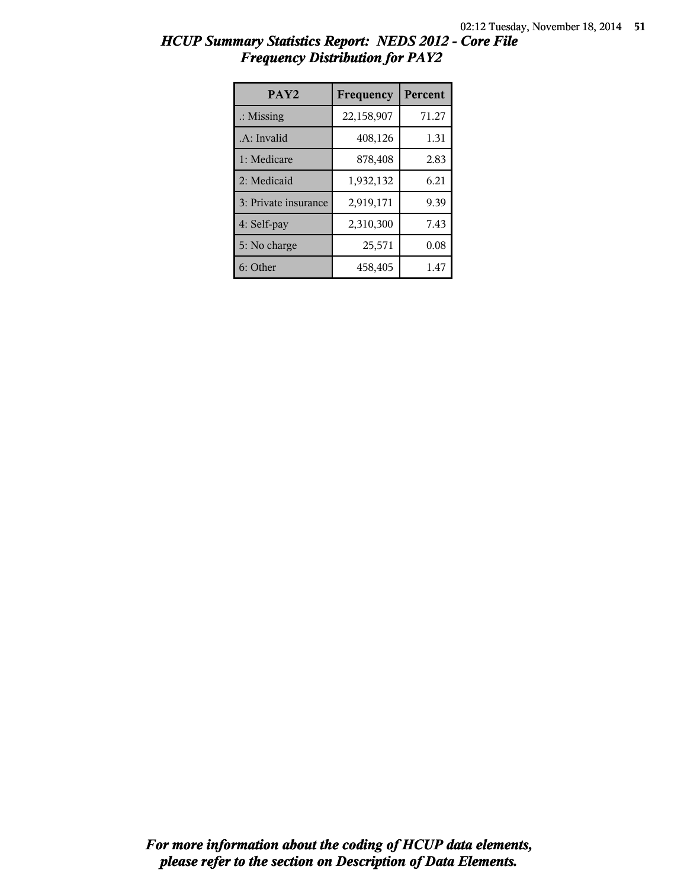## *HCUP Summary Statistics Report: NEDS 2012 - Core File*
## *Frequency Distribution for PAY2*

| PAY2 | Frequency | Percent |
|---|---|---|
| .: Missing | 22,158,907 | 71.27 |
| .A: Invalid | 408,126 | 1.31 |
| 1: Medicare | 878,408 | 2.83 |
| 2: Medicaid | 1,932,132 | 6.21 |
| 3: Private insurance | 2,919,171 | 9.39 |
| 4: Self-pay | 2,310,300 | 7.43 |
| 5: No charge | 25,571 | 0.08 |
| 6: Other | 458,405 | 1.47 |

***For more information about the coding of HCUP data elements, please refer to the section on Description of Data Elements.***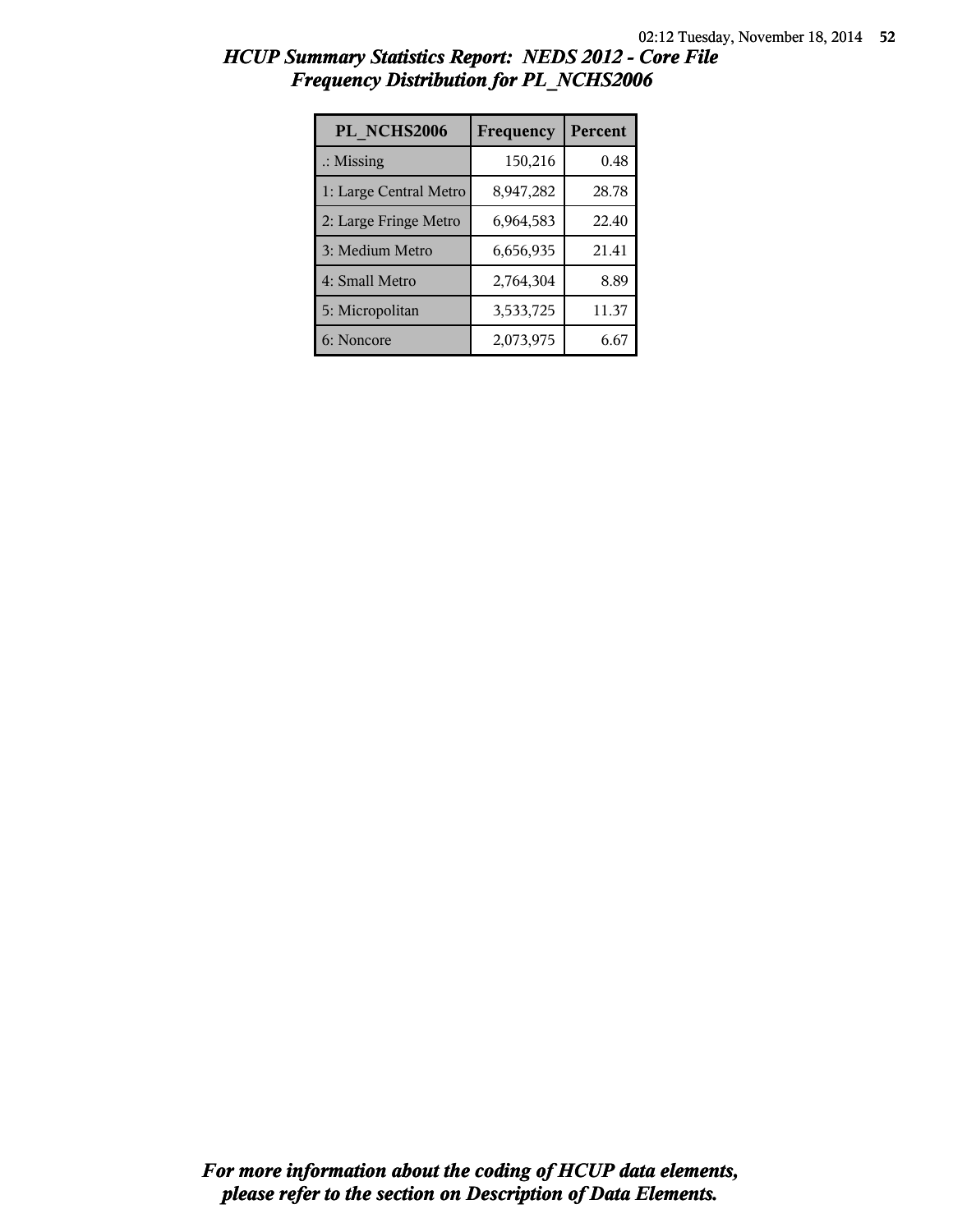## *HCUP Summary Statistics Report: NEDS 2012 - Core File*
## *Frequency Distribution for PL_NCHS2006*

| PL_NCHS2006 | Frequency | Percent |
|---|---|---|
| .: Missing | 150,216 | 0.48 |
| 1: Large Central Metro | 8,947,282 | 28.78 |
| 2: Large Fringe Metro | 6,964,583 | 22.40 |
| 3: Medium Metro | 6,656,935 | 21.41 |
| 4: Small Metro | 2,764,304 | 8.89 |
| 5: Micropolitan | 3,533,725 | 11.37 |
| 6: Noncore | 2,073,975 | 6.67 |

***For more information about the coding of HCUP data elements, please refer to the section on Description of Data Elements.***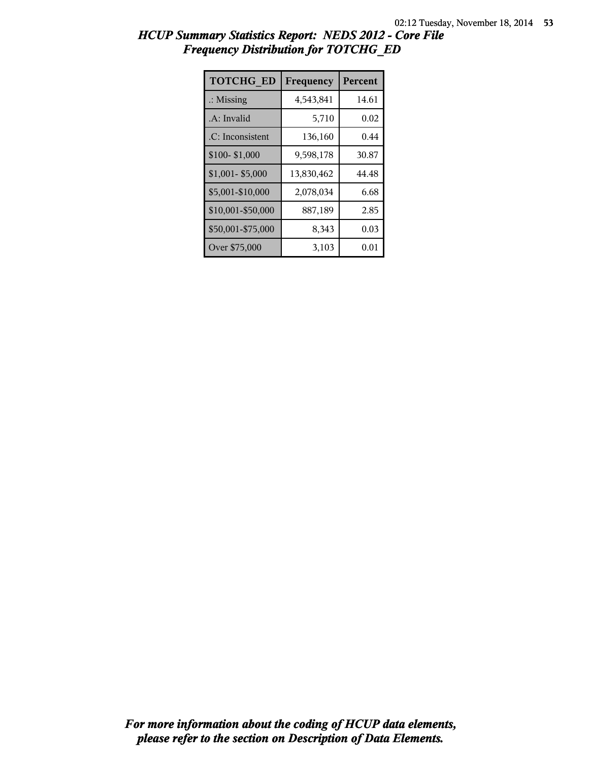## *HCUP Summary Statistics Report: NEDS 2012 - Core File*
## *Frequency Distribution for TOTCHG_ED*

| TOTCHG_ED | Frequency | Percent |
|---|---|---|
| .: Missing | 4,543,841 | 14.61 |
| .A: Invalid | 5,710 | 0.02 |
| .C: Inconsistent | 136,160 | 0.44 |
| $100- $1,000 | 9,598,178 | 30.87 |
| $1,001- $5,000 | 13,830,462 | 44.48 |
| $5,001-$10,000 | 2,078,034 | 6.68 |
| $10,001-$50,000 | 887,189 | 2.85 |
| $50,001-$75,000 | 8,343 | 0.03 |
| Over $75,000 | 3,103 | 0.01 |

***For more information about the coding of HCUP data elements, please refer to the section on Description of Data Elements.***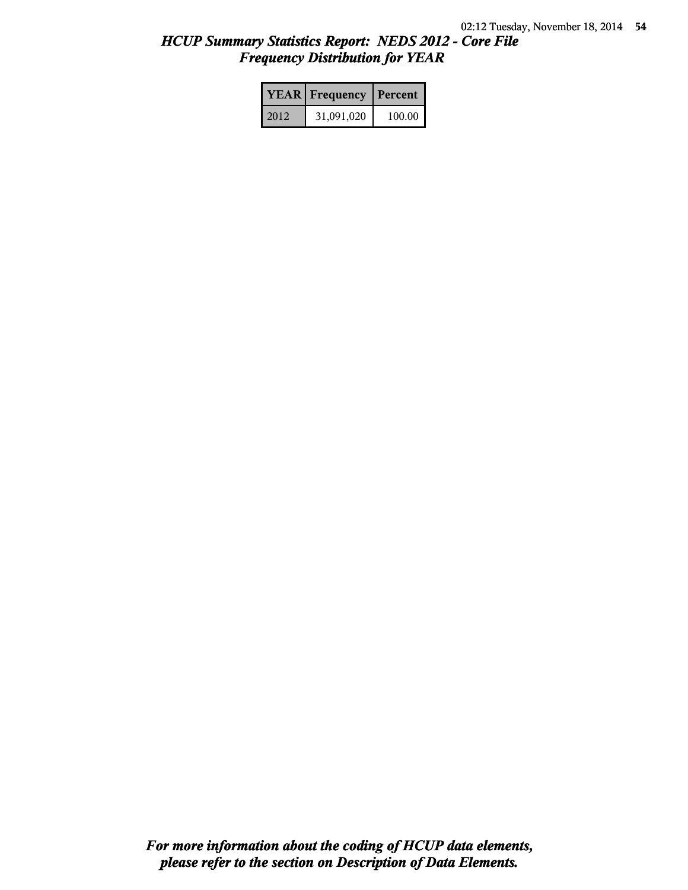# *HCUP Summary Statistics Report: NEDS 2012 - Core File*
## *Frequency Distribution for YEAR*

| YEAR | Frequency | Percent |
|---|---|---|
| 2012 | 31,091,020 | 100.00 |

***For more information about the coding of HCUP data elements, please refer to the section on Description of Data Elements.***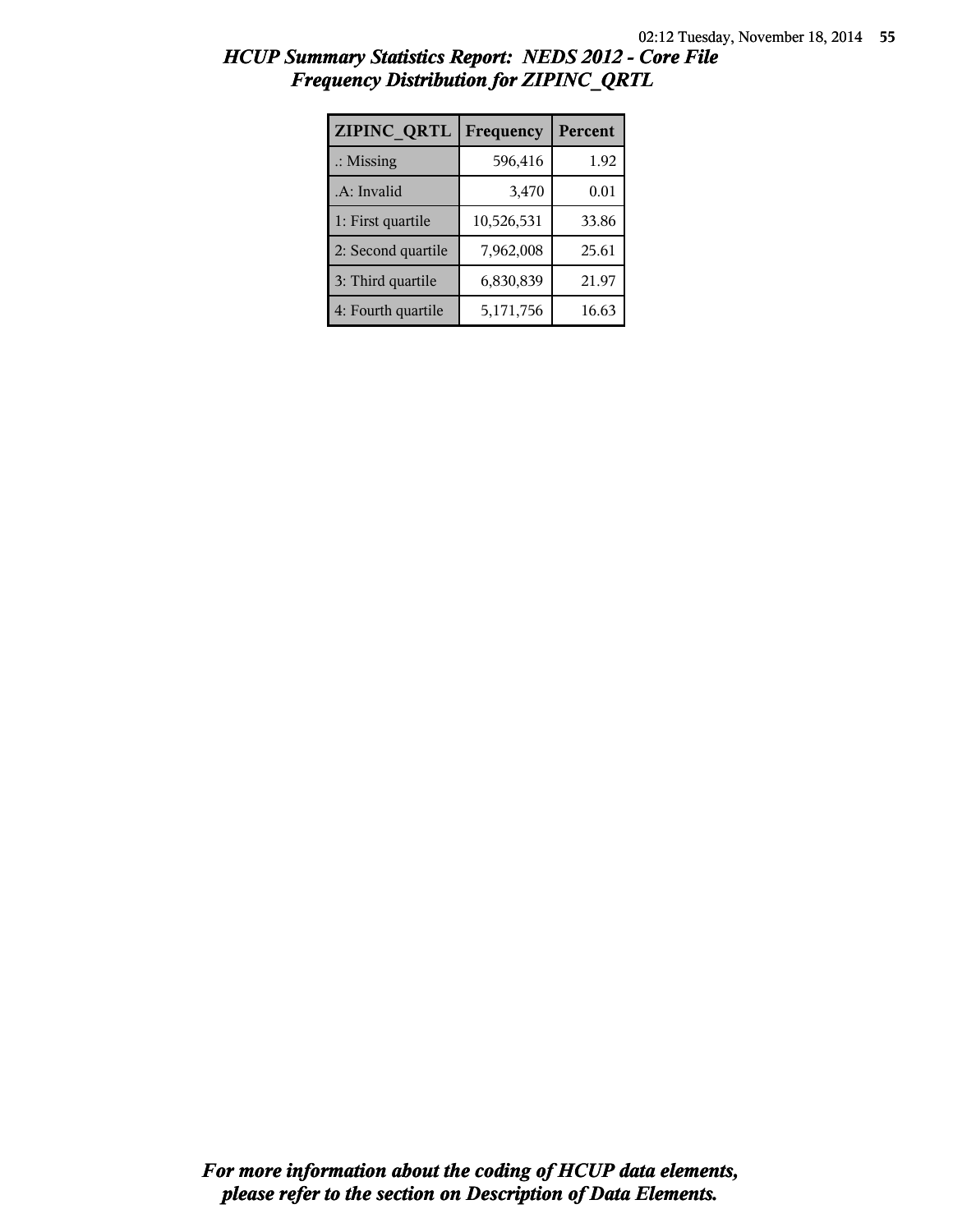## *HCUP Summary Statistics Report: NEDS 2012 - Core File*
## *Frequency Distribution for ZIPINC_QRTL*

| ZIPINC_QRTL | Frequency | Percent |
|---|---|---|
| .: Missing | 596,416 | 1.92 |
| .A: Invalid | 3,470 | 0.01 |
| 1: First quartile | 10,526,531 | 33.86 |
| 2: Second quartile | 7,962,008 | 25.61 |
| 3: Third quartile | 6,830,839 | 21.97 |
| 4: Fourth quartile | 5,171,756 | 16.63 |

***For more information about the coding of HCUP data elements, please refer to the section on Description of Data Elements.***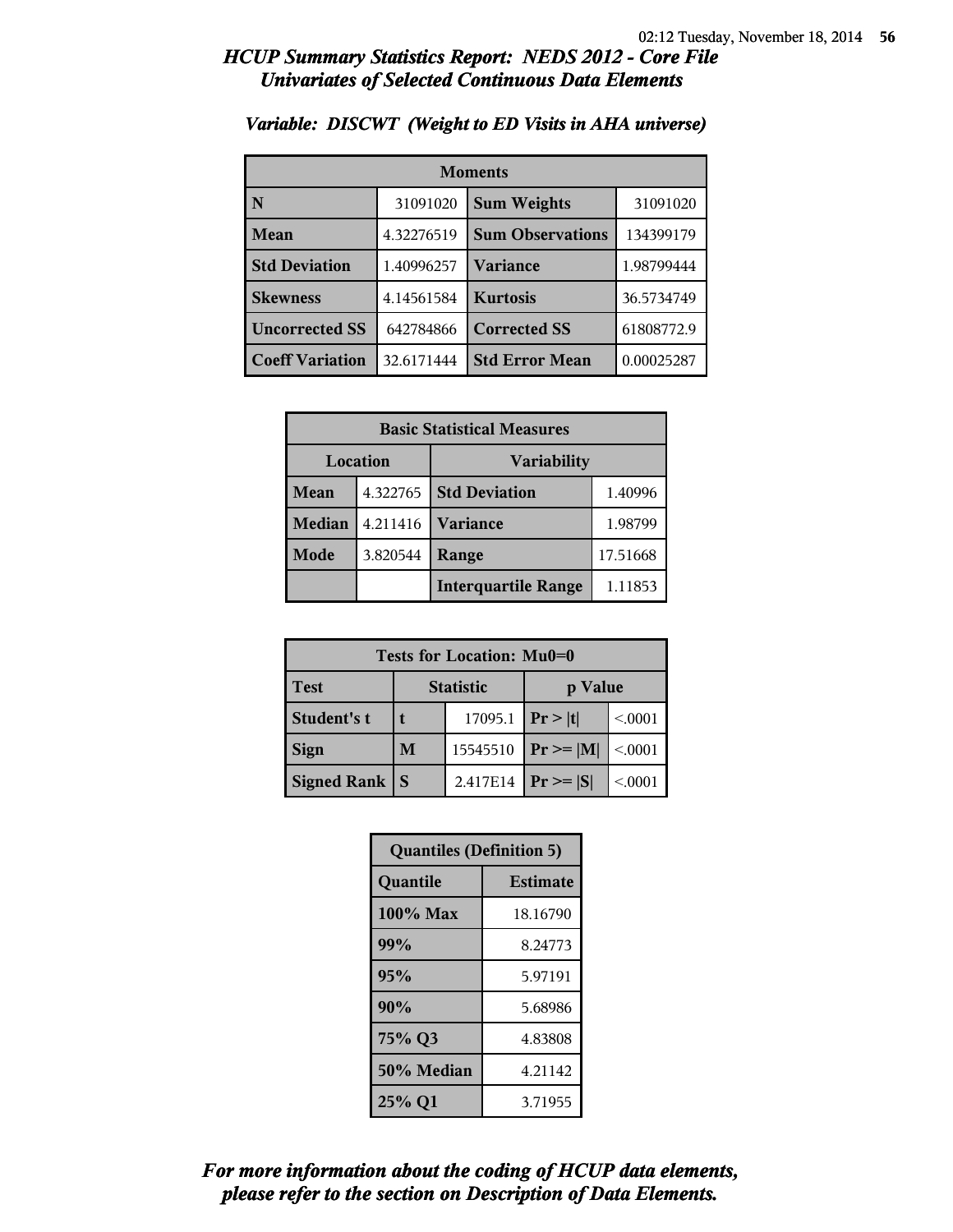## HCUP Summary Statistics Report: NEDS 2012 - Core File
## Univariates of Selected Continuous Data Elements

### Variable: DISCWT (Weight to ED Visits in AHA universe)

| Moments | | | |
|---|---|---|---|
| N | 31091020 | Sum Weights | 31091020 |
| Mean | 4.32276519 | Sum Observations | 134399179 |
| Std Deviation | 1.40996257 | Variance | 1.98799444 |
| Skewness | 4.14561584 | Kurtosis | 36.5734749 |
| Uncorrected SS | 642784866 | Corrected SS | 61808772.9 |
| Coeff Variation | 32.6171444 | Std Error Mean | 0.00025287 |

| Basic Statistical Measures | | | |
|---|---|---|---|
| Location | | Variability | |
| Mean | 4.322765 | Std Deviation | 1.40996 |
| Median | 4.211416 | Variance | 1.98799 |
| Mode | 3.820544 | Range | 17.51668 |
| | | Interquartile Range | 1.11853 |

| Tests for Location: Mu0=0 | | | | |
|---|---|---|---|---|
| Test | Statistic | | p Value | |
| Student's t | t | 17095.1 | Pr > \|t\| | <.0001 |
| Sign | M | 15545510 | Pr >= \|M\| | <.0001 |
| Signed Rank | S | 2.417E14 | Pr >= \|S\| | <.0001 |

| Quantiles (Definition 5) | |
|---|---|
| Quantile | Estimate |
| 100% Max | 18.16790 |
| 99% | 8.24773 |
| 95% | 5.97191 |
| 90% | 5.68986 |
| 75% Q3 | 4.83808 |
| 50% Median | 4.21142 |
| 25% Q1 | 3.71955 |

*For more information about the coding of HCUP data elements, please refer to the section on Description of Data Elements.*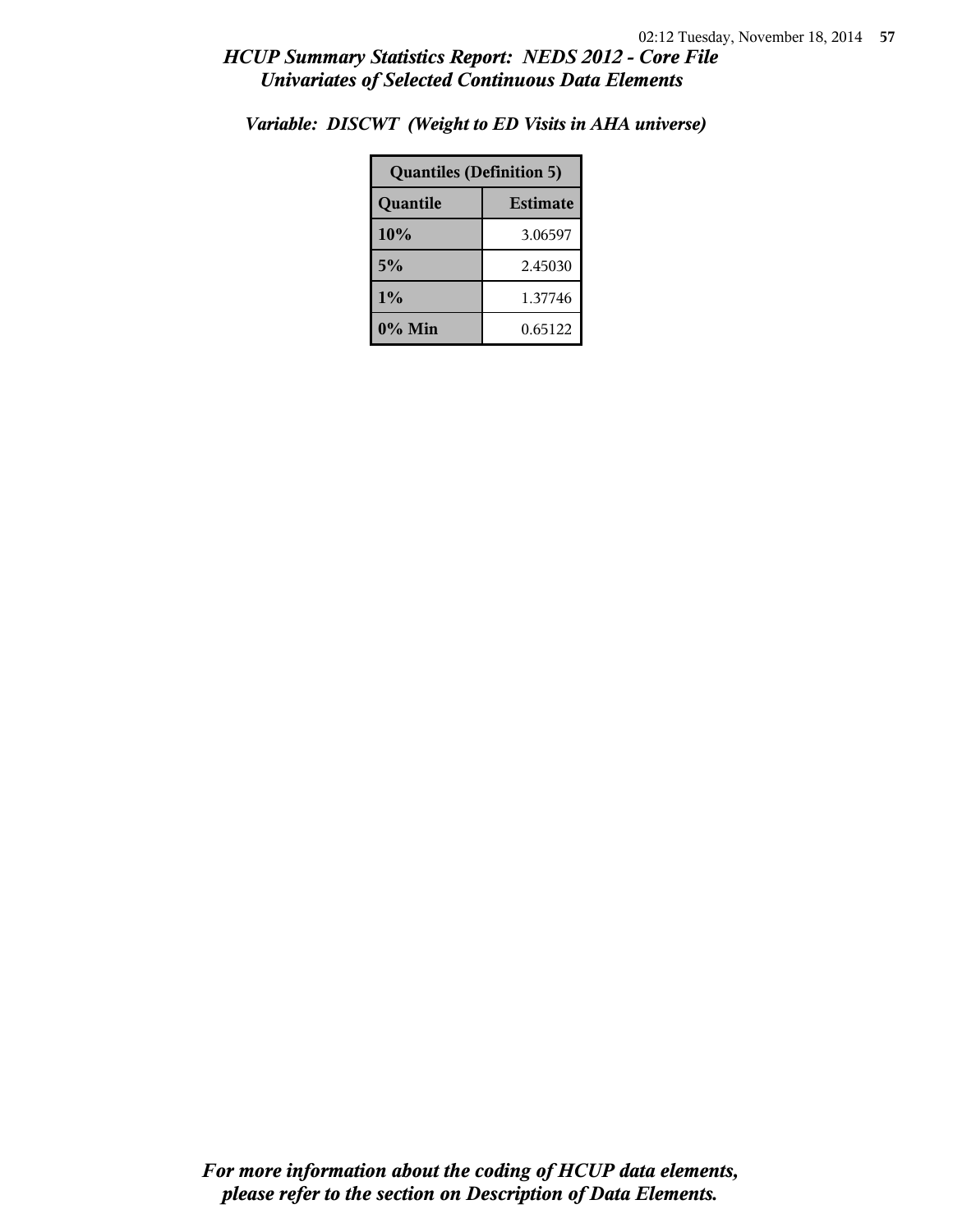*Variable: DISCWT (Weight to ED Visits in AHA universe)*

| Quantiles (Definition 5) | |
|---|---|
| **Quantile** | **Estimate** |
| **10%** | 3.06597 |
| **5%** | 2.45030 |
| **1%** | 1.37746 |
| **0% Min** | 0.65122 |

***For more information about the coding of HCUP data elements, please refer to the section on Description of Data Elements.***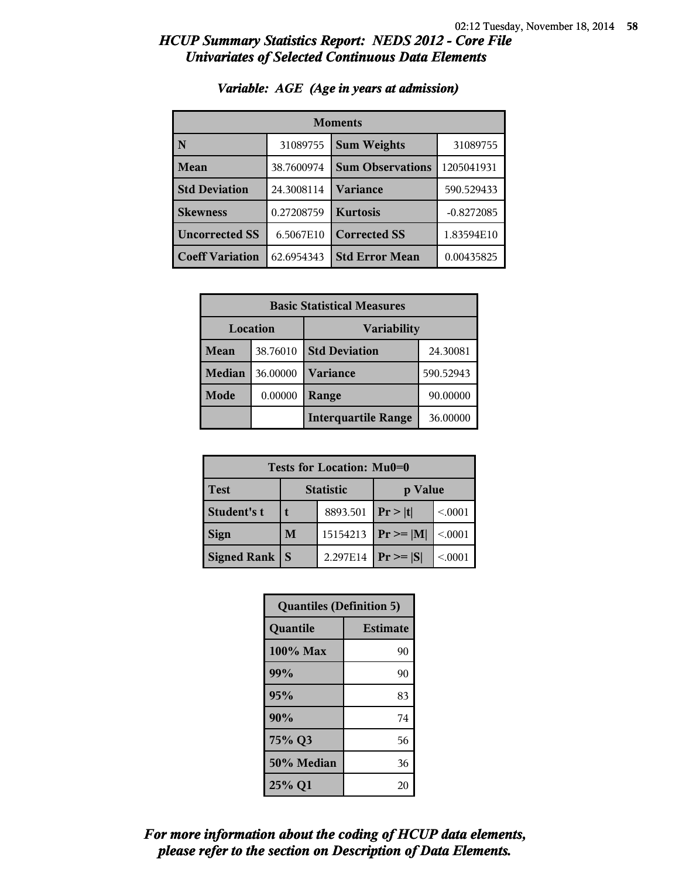# HCUP Summary Statistics Report: NEDS 2012 - Core File

## Univariates of Selected Continuous Data Elements

### Variable: AGE (Age in years at admission)

| Moments | | | |
|---|---|---|---|
| **N** | 31089755 | **Sum Weights** | 31089755 |
| **Mean** | 38.7600974 | **Sum Observations** | 1205041931 |
| **Std Deviation** | 24.3008114 | **Variance** | 590.529433 |
| **Skewness** | 0.27208759 | **Kurtosis** | -0.8272085 |
| **Uncorrected SS** | 6.5067E10 | **Corrected SS** | 1.83594E10 |
| **Coeff Variation** | 62.6954343 | **Std Error Mean** | 0.00435825 |

| Basic Statistical Measures | | | |
|---|---|---|---|
| Location | | Variability | |
| **Mean** | 38.76010 | **Std Deviation** | 24.30081 |
| **Median** | 36.00000 | **Variance** | 590.52943 |
| **Mode** | 0.00000 | **Range** | 90.00000 |
| | | **Interquartile Range** | 36.00000 |

| Tests for Location: Mu0=0 | | | | |
|---|---|---|---|---|
| **Test** | Statistic | | p Value | |
| **Student's t** | **t** | 8893.501 | **Pr > \|t\|** | <.0001 |
| **Sign** | **M** | 15154213 | **Pr >= \|M\|** | <.0001 |
| **Signed Rank** | **S** | 2.297E14 | **Pr >= \|S\|** | <.0001 |

| Quantiles (Definition 5) | |
|---|---|
| **Quantile** | **Estimate** |
| **100% Max** | 90 |
| **99%** | 90 |
| **95%** | 83 |
| **90%** | 74 |
| **75% Q3** | 56 |
| **50% Median** | 36 |
| **25% Q1** | 20 |

*For more information about the coding of HCUP data elements, please refer to the section on Description of Data Elements.*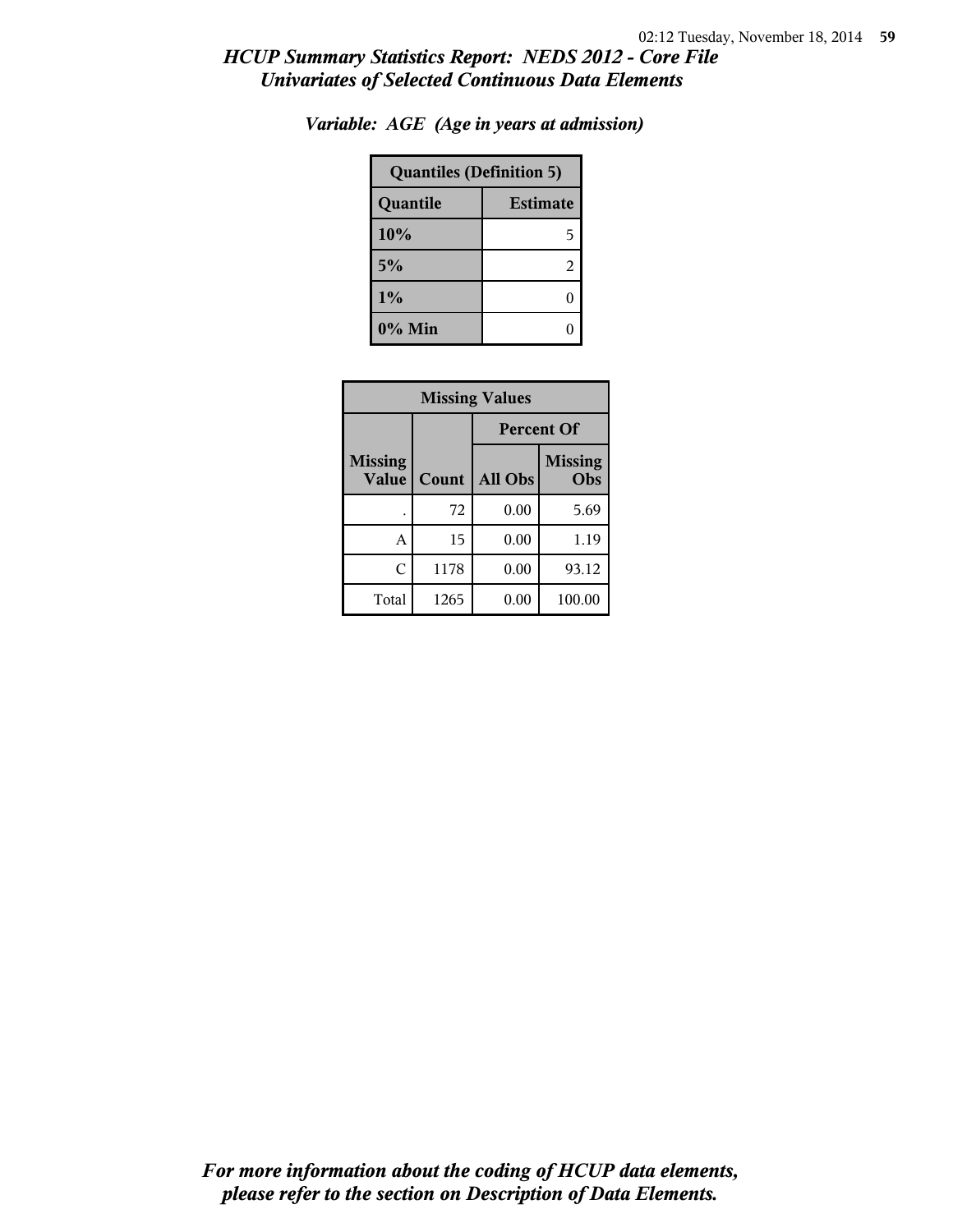*HCUP Summary Statistics Report: NEDS 2012 - Core File*
*Univariates of Selected Continuous Data Elements*

*Variable: AGE (Age in years at admission)*

| Quantiles (Definition 5) | |
|---|---|
| **Quantile** | **Estimate** |
| **10%** | 5 |
| **5%** | 2 |
| **1%** | 0 |
| **0% Min** | 0 |

| Missing Values | | | |
|---|---|---|---|
| | | Percent Of | |
| Missing Value | Count | All Obs | Missing Obs |
| . | 72 | 0.00 | 5.69 |
| A | 15 | 0.00 | 1.19 |
| C | 1178 | 0.00 | 93.12 |
| Total | 1265 | 0.00 | 100.00 |

*For more information about the coding of HCUP data elements, please refer to the section on Description of Data Elements.*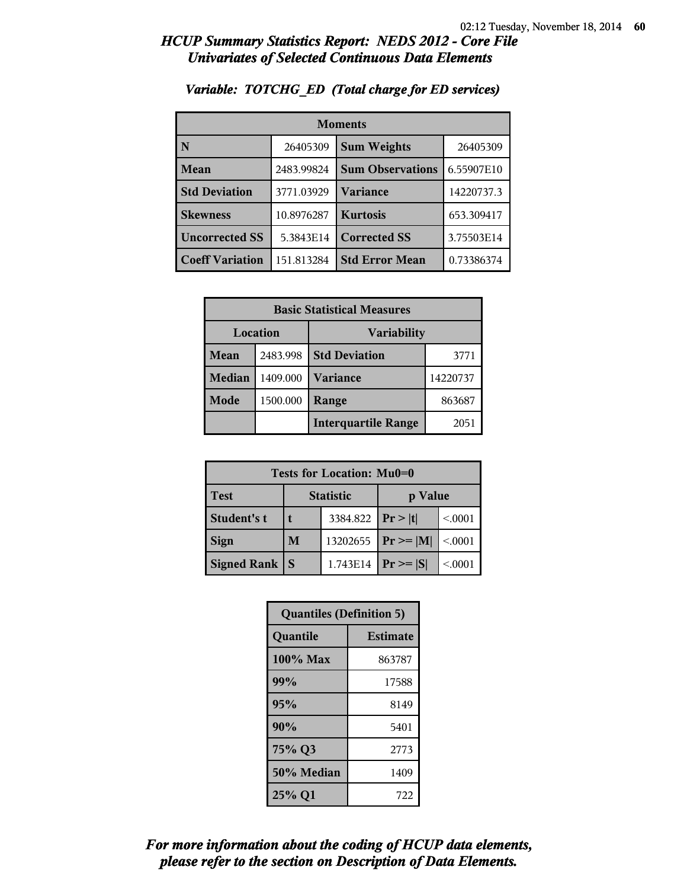## HCUP Summary Statistics Report: NEDS 2012 - Core File
## Univariates of Selected Continuous Data Elements

### Variable: TOTCHG_ED (Total charge for ED services)

| Moments | | | |
|---|---|---|---|
| N | 26405309 | Sum Weights | 26405309 |
| Mean | 2483.99824 | Sum Observations | 6.55907E10 |
| Std Deviation | 3771.03929 | Variance | 14220737.3 |
| Skewness | 10.8976287 | Kurtosis | 653.309417 |
| Uncorrected SS | 5.3843E14 | Corrected SS | 3.75503E14 |
| Coeff Variation | 151.813284 | Std Error Mean | 0.73386374 |

| Basic Statistical Measures | | | |
|---|---|---|---|
| Location | | Variability | |
| Mean | 2483.998 | Std Deviation | 3771 |
| Median | 1409.000 | Variance | 14220737 |
| Mode | 1500.000 | Range | 863687 |
| | | Interquartile Range | 2051 |

| Tests for Location: Mu0=0 | | | | |
|---|---|---|---|---|
| Test | Statistic | | p Value | |
| Student's t | t | 3384.822 | Pr > \|t\| | <.0001 |
| Sign | M | 13202655 | Pr >= \|M\| | <.0001 |
| Signed Rank | S | 1.743E14 | Pr >= \|S\| | <.0001 |

| Quantiles (Definition 5) | |
|---|---|
| Quantile | Estimate |
| 100% Max | 863787 |
| 99% | 17588 |
| 95% | 8149 |
| 90% | 5401 |
| 75% Q3 | 2773 |
| 50% Median | 1409 |
| 25% Q1 | 722 |

*For more information about the coding of HCUP data elements, please refer to the section on Description of Data Elements.*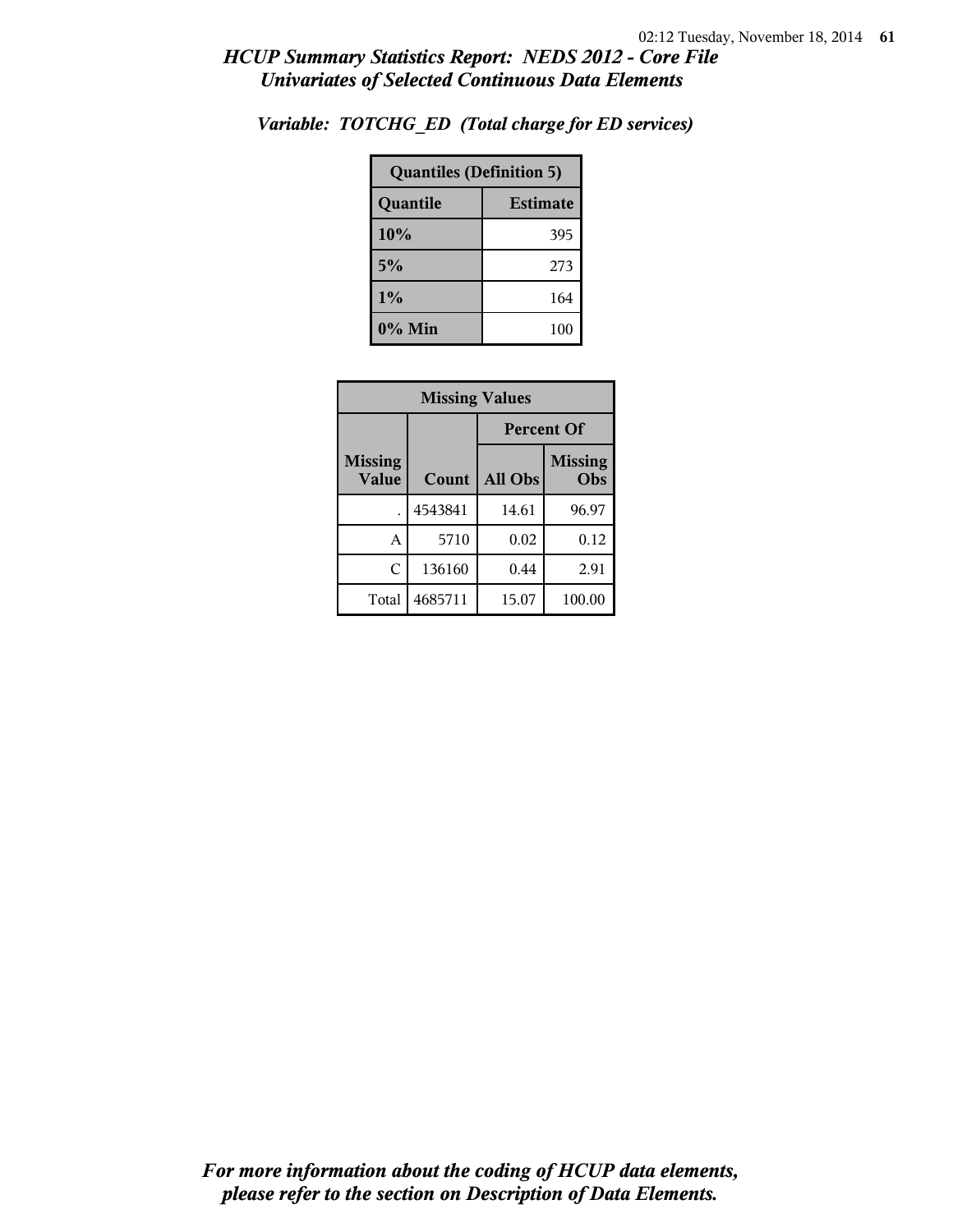# *HCUP Summary Statistics Report: NEDS 2012 - Core File*
## *Univariates of Selected Continuous Data Elements*

### *Variable: TOTCHG_ED (Total charge for ED services)*

| Quantiles (Definition 5) | |
|---|---|
| **Quantile** | **Estimate** |
| **10%** | 395 |
| **5%** | 273 |
| **1%** | 164 |
| **0% Min** | 100 |

| Missing Values | | | |
|---|---|---|---|
| | | Percent Of | |
| **Missing Value** | **Count** | **All Obs** | **Missing Obs** |
| . | 4543841 | 14.61 | 96.97 |
| A | 5710 | 0.02 | 0.12 |
| C | 136160 | 0.44 | 2.91 |
| Total | 4685711 | 15.07 | 100.00 |

***For more information about the coding of HCUP data elements, please refer to the section on Description of Data Elements.***